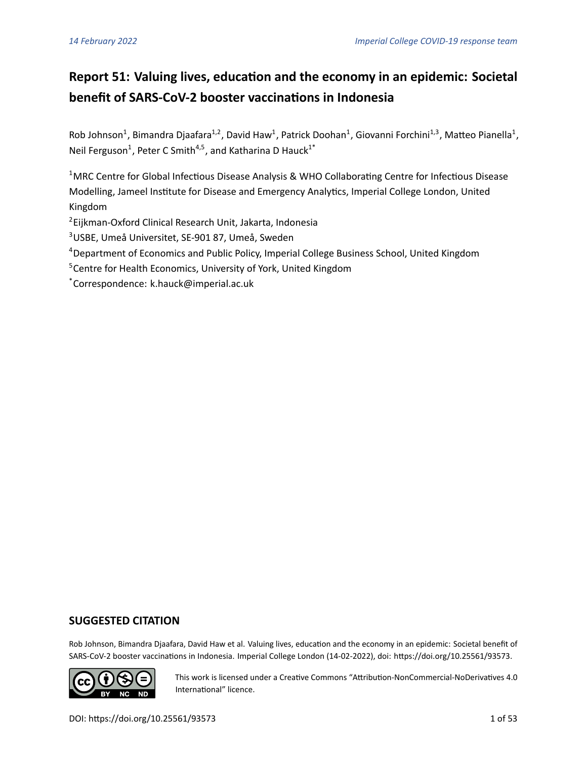14 February 2022 Imperial College COVID-19 response team

# Report 51: Valuing lives, education and the economy in an epidemic: Societal benefit of SARS-CoV-2 booster vaccinations in Indonesia

Rob Johnson[1], Bimandra Djaafara[1,2], David Haw[1], Patrick Doohan[1], Giovanni Forchini[1,3], Matteo Pianella[1], Neil Ferguson[1], Peter C Smith[4,5], and Katharina D Hauck[1*]

[1]MRC Centre for Global Infectious Disease Analysis & WHO Collaborating Centre for Infectious Disease Modelling, Jameel Institute for Disease and Emergency Analytics, Imperial College London, United Kingdom

[2]Eijkman-Oxford Clinical Research Unit, Jakarta, Indonesia

[3]USBE, Umeå Universitet, SE-901 87, Umeå, Sweden

[4]Department of Economics and Public Policy, Imperial College Business School, United Kingdom

[5]Centre for Health Economics, University of York, United Kingdom

[*]Correspondence: k.hauck@imperial.ac.uk

## SUGGESTED CITATION

Rob Johnson, Bimandra Djaafara, David Haw et al. Valuing lives, education and the economy in an epidemic: Societal benefit of SARS-CoV-2 booster vaccinations in Indonesia. Imperial College London (14-02-2022), doi: https://doi.org/10.25561/93573.

This work is licensed under a Creative Commons "Attribution-NonCommercial-NoDerivatives 4.0 International" licence.

DOI: https://doi.org/10.25561/93573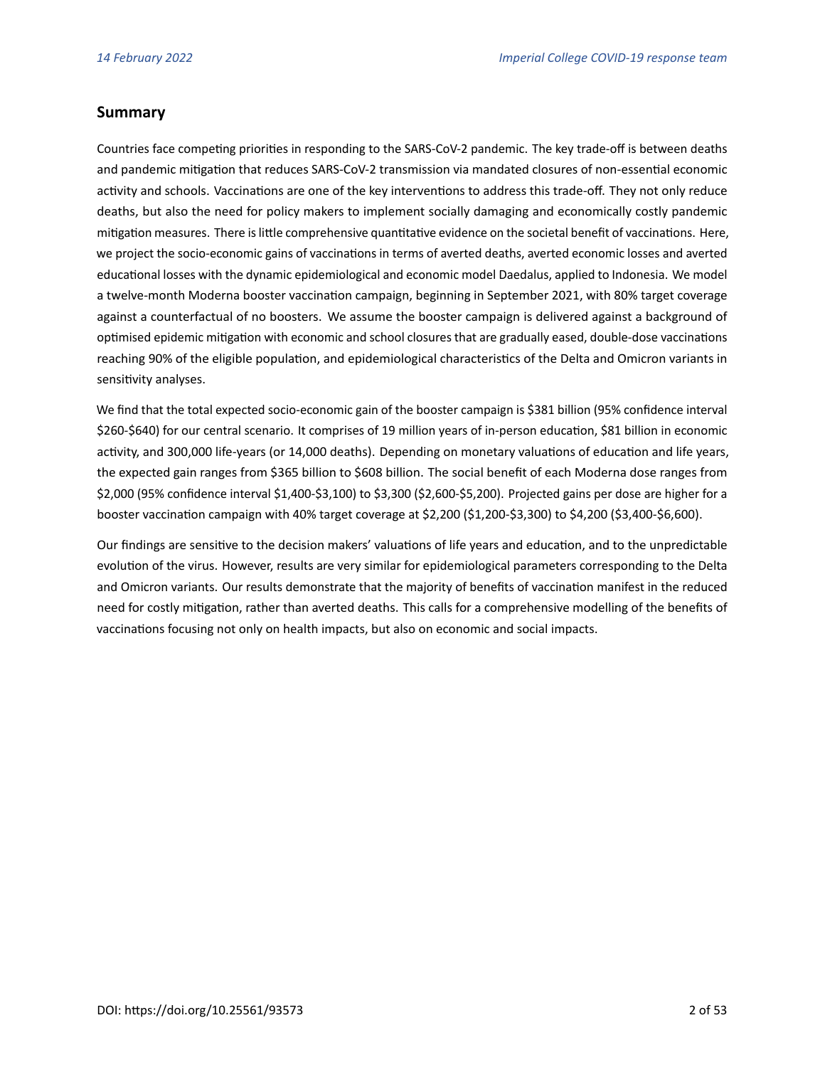## Summary

Countries face competing priorities in responding to the SARS-CoV-2 pandemic. The key trade-off is between deaths and pandemic mitigation that reduces SARS-CoV-2 transmission via mandated closures of non-essential economic activity and schools. Vaccinations are one of the key interventions to address this trade-off. They not only reduce deaths, but also the need for policy makers to implement socially damaging and economically costly pandemic mitigation measures. There is little comprehensive quantitative evidence on the societal benefit of vaccinations. Here, we project the socio-economic gains of vaccinations in terms of averted deaths, averted economic losses and averted educational losses with the dynamic epidemiological and economic model Daedalus, applied to Indonesia. We model a twelve-month Moderna booster vaccination campaign, beginning in September 2021, with 80% target coverage against a counterfactual of no boosters. We assume the booster campaign is delivered against a background of optimised epidemic mitigation with economic and school closures that are gradually eased, double-dose vaccinations reaching 90% of the eligible population, and epidemiological characteristics of the Delta and Omicron variants in sensitivity analyses.

We find that the total expected socio-economic gain of the booster campaign is $381 billion (95% confidence interval $260-$640) for our central scenario. It comprises of 19 million years of in-person education, $81 billion in economic activity, and 300,000 life-years (or 14,000 deaths). Depending on monetary valuations of education and life years, the expected gain ranges from $365 billion to $608 billion. The social benefit of each Moderna dose ranges from $2,000 (95% confidence interval $1,400-$3,100) to $3,300 ($2,600-$5,200). Projected gains per dose are higher for a booster vaccination campaign with 40% target coverage at $2,200 ($1,200-$3,300) to $4,200 ($3,400-$6,600).

Our findings are sensitive to the decision makers' valuations of life years and education, and to the unpredictable evolution of the virus. However, results are very similar for epidemiological parameters corresponding to the Delta and Omicron variants. Our results demonstrate that the majority of benefits of vaccination manifest in the reduced need for costly mitigation, rather than averted deaths. This calls for a comprehensive modelling of the benefits of vaccinations focusing not only on health impacts, but also on economic and social impacts.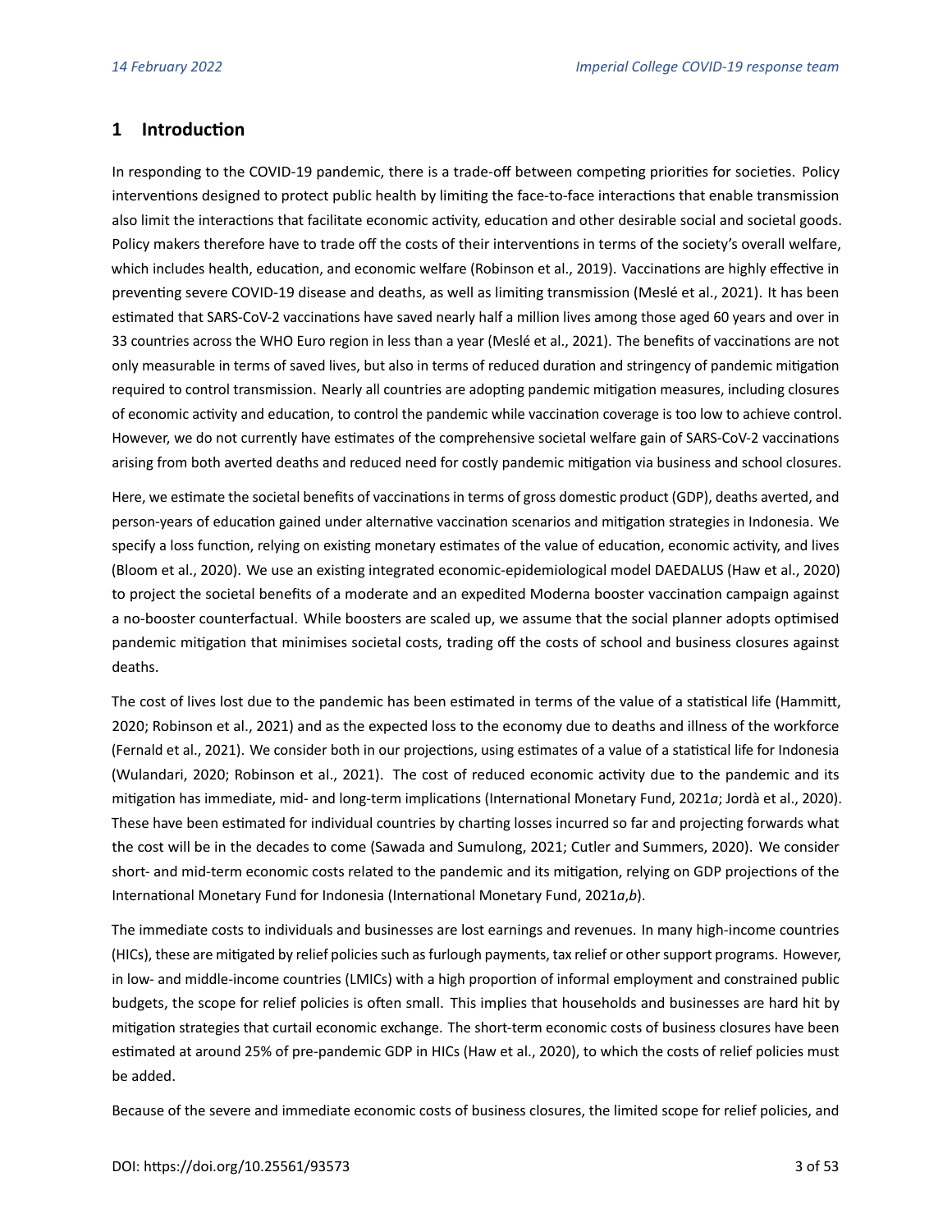## 1 Introduction

In responding to the COVID-19 pandemic, there is a trade-off between competing priorities for societies. Policy interventions designed to protect public health by limiting the face-to-face interactions that enable transmission also limit the interactions that facilitate economic activity, education and other desirable social and societal goods. Policy makers therefore have to trade off the costs of their interventions in terms of the society's overall welfare, which includes health, education, and economic welfare (Robinson et al., 2019). Vaccinations are highly effective in preventing severe COVID-19 disease and deaths, as well as limiting transmission (Meslé et al., 2021). It has been estimated that SARS-CoV-2 vaccinations have saved nearly half a million lives among those aged 60 years and over in 33 countries across the WHO Euro region in less than a year (Meslé et al., 2021). The benefits of vaccinations are not only measurable in terms of saved lives, but also in terms of reduced duration and stringency of pandemic mitigation required to control transmission. Nearly all countries are adopting pandemic mitigation measures, including closures of economic activity and education, to control the pandemic while vaccination coverage is too low to achieve control. However, we do not currently have estimates of the comprehensive societal welfare gain of SARS-CoV-2 vaccinations arising from both averted deaths and reduced need for costly pandemic mitigation via business and school closures.

Here, we estimate the societal benefits of vaccinations in terms of gross domestic product (GDP), deaths averted, and person-years of education gained under alternative vaccination scenarios and mitigation strategies in Indonesia. We specify a loss function, relying on existing monetary estimates of the value of education, economic activity, and lives (Bloom et al., 2020). We use an existing integrated economic-epidemiological model DAEDALUS (Haw et al., 2020) to project the societal benefits of a moderate and an expedited Moderna booster vaccination campaign against a no-booster counterfactual. While boosters are scaled up, we assume that the social planner adopts optimised pandemic mitigation that minimises societal costs, trading off the costs of school and business closures against deaths.

The cost of lives lost due to the pandemic has been estimated in terms of the value of a statistical life (Hammitt, 2020; Robinson et al., 2021) and as the expected loss to the economy due to deaths and illness of the workforce (Fernald et al., 2021). We consider both in our projections, using estimates of a value of a statistical life for Indonesia (Wulandari, 2020; Robinson et al., 2021). The cost of reduced economic activity due to the pandemic and its mitigation has immediate, mid- and long-term implications (International Monetary Fund, 2021*a*; Jordà et al., 2020). These have been estimated for individual countries by charting losses incurred so far and projecting forwards what the cost will be in the decades to come (Sawada and Sumulong, 2021; Cutler and Summers, 2020). We consider short- and mid-term economic costs related to the pandemic and its mitigation, relying on GDP projections of the International Monetary Fund for Indonesia (International Monetary Fund, 2021*a*,*b*).

The immediate costs to individuals and businesses are lost earnings and revenues. In many high-income countries (HICs), these are mitigated by relief policies such as furlough payments, tax relief or other support programs. However, in low- and middle-income countries (LMICs) with a high proportion of informal employment and constrained public budgets, the scope for relief policies is often small. This implies that households and businesses are hard hit by mitigation strategies that curtail economic exchange. The short-term economic costs of business closures have been estimated at around 25% of pre-pandemic GDP in HICs (Haw et al., 2020), to which the costs of relief policies must be added.

Because of the severe and immediate economic costs of business closures, the limited scope for relief policies, and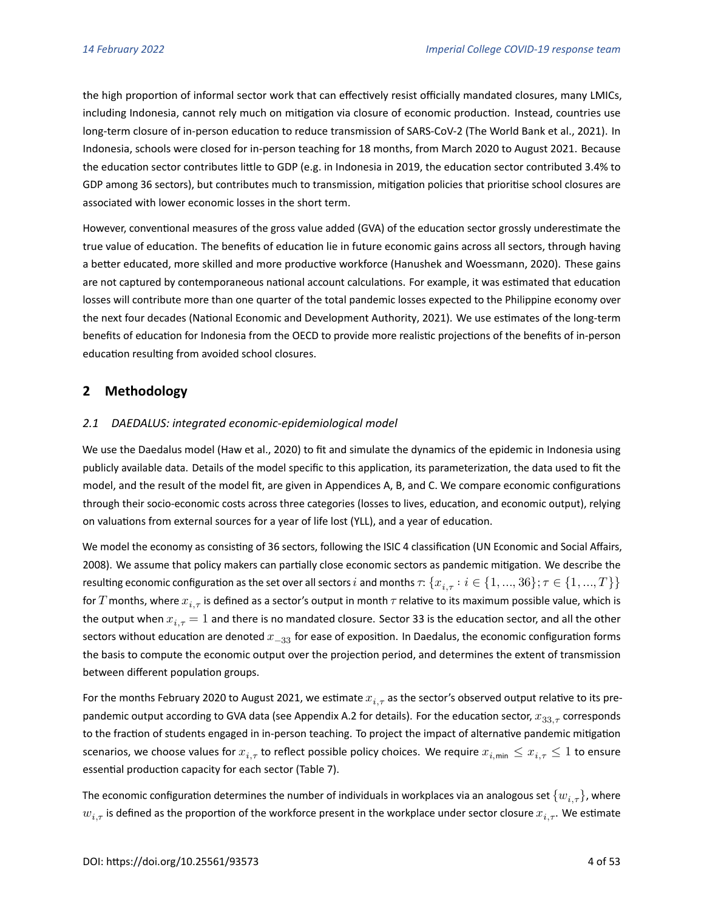the high proportion of informal sector work that can effectively resist officially mandated closures, many LMICs, including Indonesia, cannot rely much on mitigation via closure of economic production. Instead, countries use long-term closure of in-person education to reduce transmission of SARS-CoV-2 (The World Bank et al., 2021). In Indonesia, schools were closed for in-person teaching for 18 months, from March 2020 to August 2021. Because the education sector contributes little to GDP (e.g. in Indonesia in 2019, the education sector contributed 3.4% to GDP among 36 sectors), but contributes much to transmission, mitigation policies that prioritise school closures are associated with lower economic losses in the short term.

However, conventional measures of the gross value added (GVA) of the education sector grossly underestimate the true value of education. The benefits of education lie in future economic gains across all sectors, through having a better educated, more skilled and more productive workforce (Hanushek and Woessmann, 2020). These gains are not captured by contemporaneous national account calculations. For example, it was estimated that education losses will contribute more than one quarter of the total pandemic losses expected to the Philippine economy over the next four decades (National Economic and Development Authority, 2021). We use estimates of the long-term benefits of education for Indonesia from the OECD to provide more realistic projections of the benefits of in-person education resulting from avoided school closures.

## 2 Methodology

### *2.1 DAEDALUS: integrated economic-epidemiological model*

We use the Daedalus model (Haw et al., 2020) to fit and simulate the dynamics of the epidemic in Indonesia using publicly available data. Details of the model specific to this application, its parameterization, the data used to fit the model, and the result of the model fit, are given in Appendices A, B, and C. We compare economic configurations through their socio-economic costs across three categories (losses to lives, education, and economic output), relying on valuations from external sources for a year of life lost (YLL), and a year of education.

We model the economy as consisting of 36 sectors, following the ISIC 4 classification (UN Economic and Social Affairs, 2008). We assume that policy makers can partially close economic sectors as pandemic mitigation. We describe the resulting economic configuration as the set over all sectors $i$ and months $\tau$: $\{x_{i,\tau} : i \in \{1, ..., 36\}; \tau \in \{1, ..., T\}\}$ for $T$ months, where $x_{i,\tau}$ is defined as a sector's output in month $\tau$ relative to its maximum possible value, which is the output when $x_{i,\tau} = 1$ and there is no mandated closure. Sector 33 is the education sector, and all the other sectors without education are denoted $x_{-33}$ for ease of exposition. In Daedalus, the economic configuration forms the basis to compute the economic output over the projection period, and determines the extent of transmission between different population groups.

For the months February 2020 to August 2021, we estimate $x_{i,\tau}$ as the sector's observed output relative to its pre-pandemic output according to GVA data (see Appendix A.2 for details). For the education sector, $x_{33,\tau}$ corresponds to the fraction of students engaged in in-person teaching. To project the impact of alternative pandemic mitigation scenarios, we choose values for $x_{i,\tau}$ to reflect possible policy choices. We require $x_{i,\text{min}} \leq x_{i,\tau} \leq 1$ to ensure essential production capacity for each sector (Table 7).

The economic configuration determines the number of individuals in workplaces via an analogous set $\{w_{i,\tau}\}$, where $w_{i,\tau}$ is defined as the proportion of the workforce present in the workplace under sector closure $x_{i,\tau}$. We estimate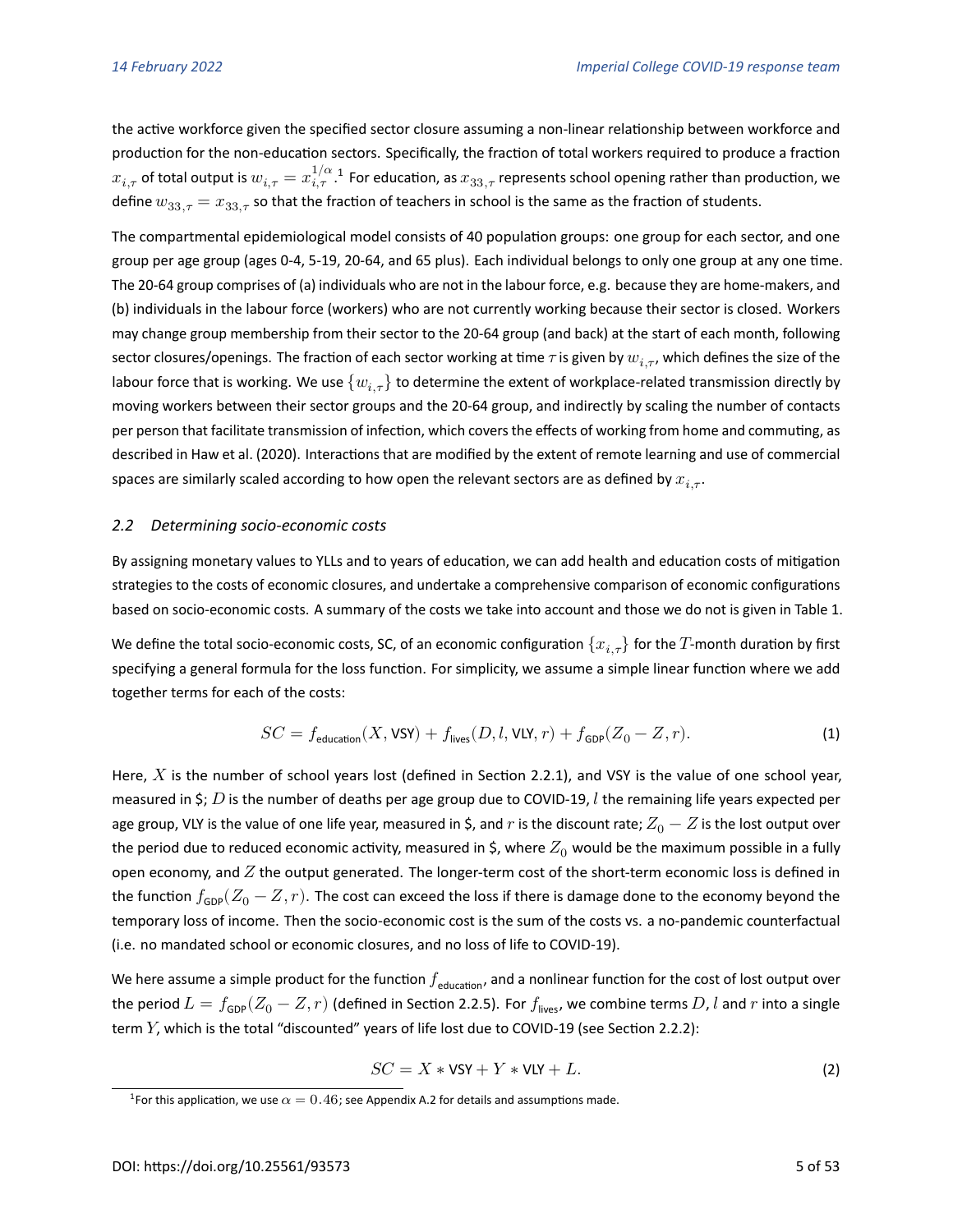the active workforce given the specified sector closure assuming a non-linear relationship between workforce and production for the non-education sectors. Specifically, the fraction of total workers required to produce a fraction $x_{i,\tau}$ of total output is $w_{i,\tau} = x_{i,\tau}^{1/\alpha}$.[1] For education, as $x_{33,\tau}$ represents school opening rather than production, we define $w_{33,\tau} = x_{33,\tau}$ so that the fraction of teachers in school is the same as the fraction of students.

The compartmental epidemiological model consists of 40 population groups: one group for each sector, and one group per age group (ages 0-4, 5-19, 20-64, and 65 plus). Each individual belongs to only one group at any one time. The 20-64 group comprises of (a) individuals who are not in the labour force, e.g. because they are home-makers, and (b) individuals in the labour force (workers) who are not currently working because their sector is closed. Workers may change group membership from their sector to the 20-64 group (and back) at the start of each month, following sector closures/openings. The fraction of each sector working at time $\tau$ is given by $w_{i,\tau}$, which defines the size of the labour force that is working. We use $\{w_{i,\tau}\}$ to determine the extent of workplace-related transmission directly by moving workers between their sector groups and the 20-64 group, and indirectly by scaling the number of contacts per person that facilitate transmission of infection, which covers the effects of working from home and commuting, as described in Haw et al. (2020). Interactions that are modified by the extent of remote learning and use of commercial spaces are similarly scaled according to how open the relevant sectors are as defined by $x_{i,\tau}$.

### *2.2 Determining socio-economic costs*

By assigning monetary values to YLLs and to years of education, we can add health and education costs of mitigation strategies to the costs of economic closures, and undertake a comprehensive comparison of economic configurations based on socio-economic costs. A summary of the costs we take into account and those we do not is given in Table 1.

We define the total socio-economic costs, SC, of an economic configuration $\{x_{i,\tau}\}$ for the $T$-month duration by first specifying a general formula for the loss function. For simplicity, we assume a simple linear function where we add together terms for each of the costs:

$$SC = f_{\text{education}}(X, \text{VSY}) + f_{\text{lives}}(D, l, \text{VLY}, r) + f_{\text{GDP}}(Z_0 - Z, r). \tag{1}$$

Here, $X$ is the number of school years lost (defined in Section 2.2.1), and VSY is the value of one school year, measured in \$; $D$ is the number of deaths per age group due to COVID-19, $l$ the remaining life years expected per age group, VLY is the value of one life year, measured in \$, and $r$ is the discount rate; $Z_0 - Z$ is the lost output over the period due to reduced economic activity, measured in \$, where $Z_0$ would be the maximum possible in a fully open economy, and $Z$ the output generated. The longer-term cost of the short-term economic loss is defined in the function $f_{\text{GDP}}(Z_0 - Z, r)$. The cost can exceed the loss if there is damage done to the economy beyond the temporary loss of income. Then the socio-economic cost is the sum of the costs vs. a no-pandemic counterfactual (i.e. no mandated school or economic closures, and no loss of life to COVID-19).

We here assume a simple product for the function $f_{\text{education}}$, and a nonlinear function for the cost of lost output over the period $L = f_{\text{GDP}}(Z_0 - Z, r)$ (defined in Section 2.2.5). For $f_{\text{lives}}$, we combine terms $D$, $l$ and $r$ into a single term $Y$, which is the total "discounted" years of life lost due to COVID-19 (see Section 2.2.2):

$$SC = X * \text{VSY} + Y * \text{VLY} + L. \tag{2}$$

[1] For this application, we use $\alpha = 0.46$; see Appendix A.2 for details and assumptions made.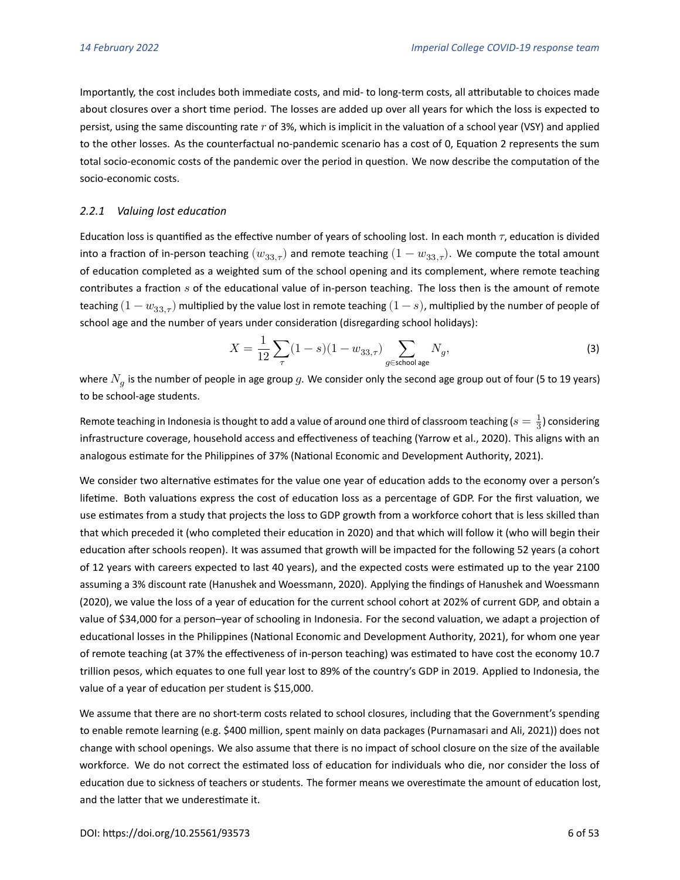Importantly, the cost includes both immediate costs, and mid- to long-term costs, all attributable to choices made about closures over a short time period. The losses are added up over all years for which the loss is expected to persist, using the same discounting rate $r$ of 3%, which is implicit in the valuation of a school year (VSY) and applied to the other losses. As the counterfactual no-pandemic scenario has a cost of 0, Equation 2 represents the sum total socio-economic costs of the pandemic over the period in question. We now describe the computation of the socio-economic costs.

### *2.2.1 Valuing lost education*

Education loss is quantified as the effective number of years of schooling lost. In each month $\tau$, education is divided into a fraction of in-person teaching $(w_{33,\tau})$ and remote teaching $(1 - w_{33,\tau})$. We compute the total amount of education completed as a weighted sum of the school opening and its complement, where remote teaching contributes a fraction $s$ of the educational value of in-person teaching. The loss then is the amount of remote teaching $(1 - w_{33,\tau})$ multiplied by the value lost in remote teaching $(1 - s)$, multiplied by the number of people of school age and the number of years under consideration (disregarding school holidays):

$$X = \frac{1}{12} \sum_{\tau} (1 - s)(1 - w_{33,\tau}) \sum_{g \in \text{school age}} N_g, \tag{3}$$

where $N_g$ is the number of people in age group $g$. We consider only the second age group out of four (5 to 19 years) to be school-age students.

Remote teaching in Indonesia is thought to add a value of around one third of classroom teaching ($s = \frac{1}{3}$) considering infrastructure coverage, household access and effectiveness of teaching (Yarrow et al., 2020). This aligns with an analogous estimate for the Philippines of 37% (National Economic and Development Authority, 2021).

We consider two alternative estimates for the value one year of education adds to the economy over a person's lifetime. Both valuations express the cost of education loss as a percentage of GDP. For the first valuation, we use estimates from a study that projects the loss to GDP growth from a workforce cohort that is less skilled than that which preceded it (who completed their education in 2020) and that which will follow it (who will begin their education after schools reopen). It was assumed that growth will be impacted for the following 52 years (a cohort of 12 years with careers expected to last 40 years), and the expected costs were estimated up to the year 2100 assuming a 3% discount rate (Hanushek and Woessmann, 2020). Applying the findings of Hanushek and Woessmann (2020), we value the loss of a year of education for the current school cohort at 202% of current GDP, and obtain a value of \$34,000 for a person–year of schooling in Indonesia. For the second valuation, we adapt a projection of educational losses in the Philippines (National Economic and Development Authority, 2021), for whom one year of remote teaching (at 37% the effectiveness of in-person teaching) was estimated to have cost the economy 10.7 trillion pesos, which equates to one full year lost to 89% of the country's GDP in 2019. Applied to Indonesia, the value of a year of education per student is \$15,000.

We assume that there are no short-term costs related to school closures, including that the Government's spending to enable remote learning (e.g. \$400 million, spent mainly on data packages (Purnamasari and Ali, 2021)) does not change with school openings. We also assume that there is no impact of school closure on the size of the available workforce. We do not correct the estimated loss of education for individuals who die, nor consider the loss of education due to sickness of teachers or students. The former means we overestimate the amount of education lost, and the latter that we underestimate it.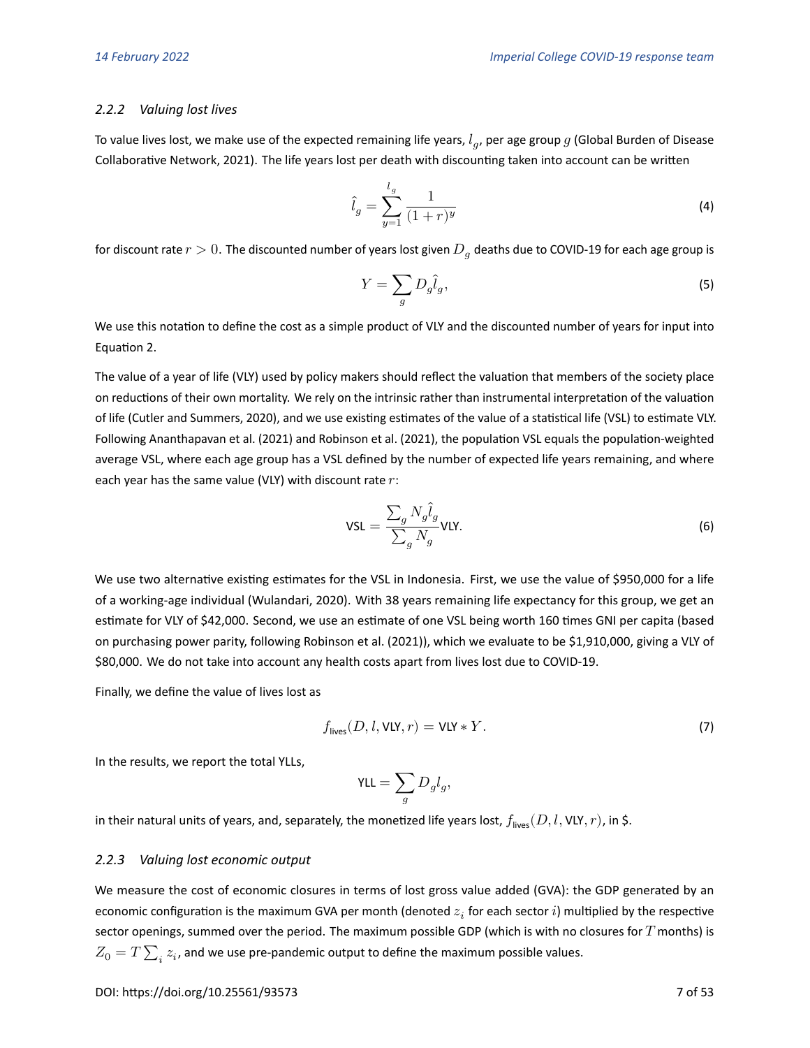### 2.2.2 Valuing lost lives

To value lives lost, we make use of the expected remaining life years, $l_g$, per age group $g$ (Global Burden of Disease Collaborative Network, 2021). The life years lost per death with discounting taken into account can be written

$$\hat{l}_g = \sum_{y=1}^{l_g} \frac{1}{(1+r)^y} \tag{4}$$

for discount rate $r > 0$. The discounted number of years lost given $D_g$ deaths due to COVID-19 for each age group is

$$Y = \sum_g D_g \hat{l}_g, \tag{5}$$

We use this notation to define the cost as a simple product of VLY and the discounted number of years for input into Equation 2.

The value of a year of life (VLY) used by policy makers should reflect the valuation that members of the society place on reductions of their own mortality. We rely on the intrinsic rather than instrumental interpretation of the valuation of life (Cutler and Summers, 2020), and we use existing estimates of the value of a statistical life (VSL) to estimate VLY. Following Ananthapavan et al. (2021) and Robinson et al. (2021), the population VSL equals the population-weighted average VSL, where each age group has a VSL defined by the number of expected life years remaining, and where each year has the same value (VLY) with discount rate $r$:

$$\text{VSL} = \frac{\sum_g N_g \hat{l}_g}{\sum_g N_g} \text{VLY}. \tag{6}$$

We use two alternative existing estimates for the VSL in Indonesia. First, we use the value of $950,000 for a life of a working-age individual (Wulandari, 2020). With 38 years remaining life expectancy for this group, we get an estimate for VLY of $42,000. Second, we use an estimate of one VSL being worth 160 times GNI per capita (based on purchasing power parity, following Robinson et al. (2021)), which we evaluate to be $1,910,000, giving a VLY of $80,000. We do not take into account any health costs apart from lives lost due to COVID-19.

Finally, we define the value of lives lost as

$$f_{\text{lives}}(D, l, \text{VLY}, r) = \text{VLY} * Y. \tag{7}$$

In the results, we report the total YLLs,

$$\text{YLL} = \sum_g D_g l_g,$$

in their natural units of years, and, separately, the monetized life years lost, $f_{\text{lives}}(D, l, \text{VLY}, r)$, in $.

### 2.2.3 Valuing lost economic output

We measure the cost of economic closures in terms of lost gross value added (GVA): the GDP generated by an economic configuration is the maximum GVA per month (denoted $z_i$ for each sector $i$) multiplied by the respective sector openings, summed over the period. The maximum possible GDP (which is with no closures for $T$ months) is $Z_0 = T \sum_i z_i$, and we use pre-pandemic output to define the maximum possible values.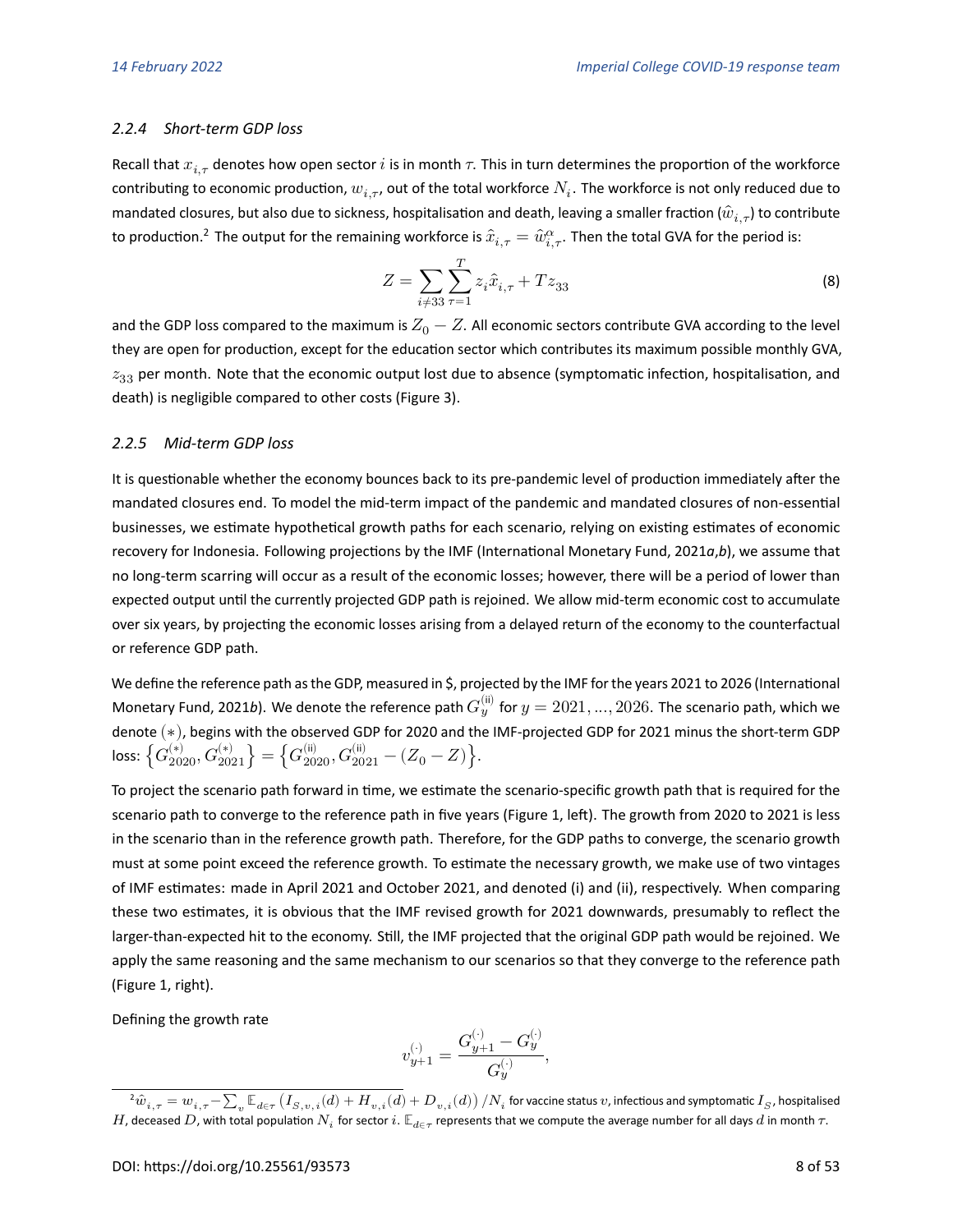### 2.2.4 Short-term GDP loss

Recall that $x_{i,\tau}$ denotes how open sector $i$ is in month $\tau$. This in turn determines the proportion of the workforce contributing to economic production, $w_{i,\tau}$, out of the total workforce $N_i$. The workforce is not only reduced due to mandated closures, but also due to sickness, hospitalisation and death, leaving a smaller fraction ($\hat{w}_{i,\tau}$) to contribute to production.[2] The output for the remaining workforce is $\hat{x}_{i,\tau} = \hat{w}_{i,\tau}^{\alpha}$. Then the total GVA for the period is:

$$Z = \sum_{i \neq 33} \sum_{\tau=1}^{T} z_i \hat{x}_{i,\tau} + T z_{33} \tag{8}$$

and the GDP loss compared to the maximum is $Z_0 - Z$. All economic sectors contribute GVA according to the level they are open for production, except for the education sector which contributes its maximum possible monthly GVA, $z_{33}$ per month. Note that the economic output lost due to absence (symptomatic infection, hospitalisation, and death) is negligible compared to other costs (Figure 3).

### 2.2.5 Mid-term GDP loss

It is questionable whether the economy bounces back to its pre-pandemic level of production immediately after the mandated closures end. To model the mid-term impact of the pandemic and mandated closures of non-essential businesses, we estimate hypothetical growth paths for each scenario, relying on existing estimates of economic recovery for Indonesia. Following projections by the IMF (International Monetary Fund, 2021*a*,*b*), we assume that no long-term scarring will occur as a result of the economic losses; however, there will be a period of lower than expected output until the currently projected GDP path is rejoined. We allow mid-term economic cost to accumulate over six years, by projecting the economic losses arising from a delayed return of the economy to the counterfactual or reference GDP path.

We define the reference path as the GDP, measured in $, projected by the IMF for the years 2021 to 2026 (International Monetary Fund, 2021*b*). We denote the reference path $G_y^{(\text{ii})}$ for $y = 2021, ..., 2026$. The scenario path, which we denote $(*)$, begins with the observed GDP for 2020 and the IMF-projected GDP for 2021 minus the short-term GDP loss: $\left\{G_{2020}^{(*)}, G_{2021}^{(*)}\right\} = \left\{G_{2020}^{(\text{ii})}, G_{2021}^{(\text{ii})} - (Z_0 - Z)\right\}$.

To project the scenario path forward in time, we estimate the scenario-specific growth path that is required for the scenario path to converge to the reference path in five years (Figure 1, left). The growth from 2020 to 2021 is less in the scenario than in the reference growth path. Therefore, for the GDP paths to converge, the scenario growth must at some point exceed the reference growth. To estimate the necessary growth, we make use of two vintages of IMF estimates: made in April 2021 and October 2021, and denoted (i) and (ii), respectively. When comparing these two estimates, it is obvious that the IMF revised growth for 2021 downwards, presumably to reflect the larger-than-expected hit to the economy. Still, the IMF projected that the original GDP path would be rejoined. We apply the same reasoning and the same mechanism to our scenarios so that they converge to the reference path (Figure 1, right).

Defining the growth rate

$$v_{y+1}^{(\cdot)} = \frac{G_{y+1}^{(\cdot)} - G_y^{(\cdot)}}{G_y^{(\cdot)}},$$

[2] $\hat{w}_{i,\tau} = w_{i,\tau} - \sum_v \mathbb{E}_{d \in \tau} \left( I_{S,v,i}(d) + H_{v,i}(d) + D_{v,i}(d) \right) / N_i$ for vaccine status $v$, infectious and symptomatic $I_S$, hospitalised $H$, deceased $D$, with total population $N_i$ for sector $i$. $\mathbb{E}_{d \in \tau}$ represents that we compute the average number for all days $d$ in month $\tau$.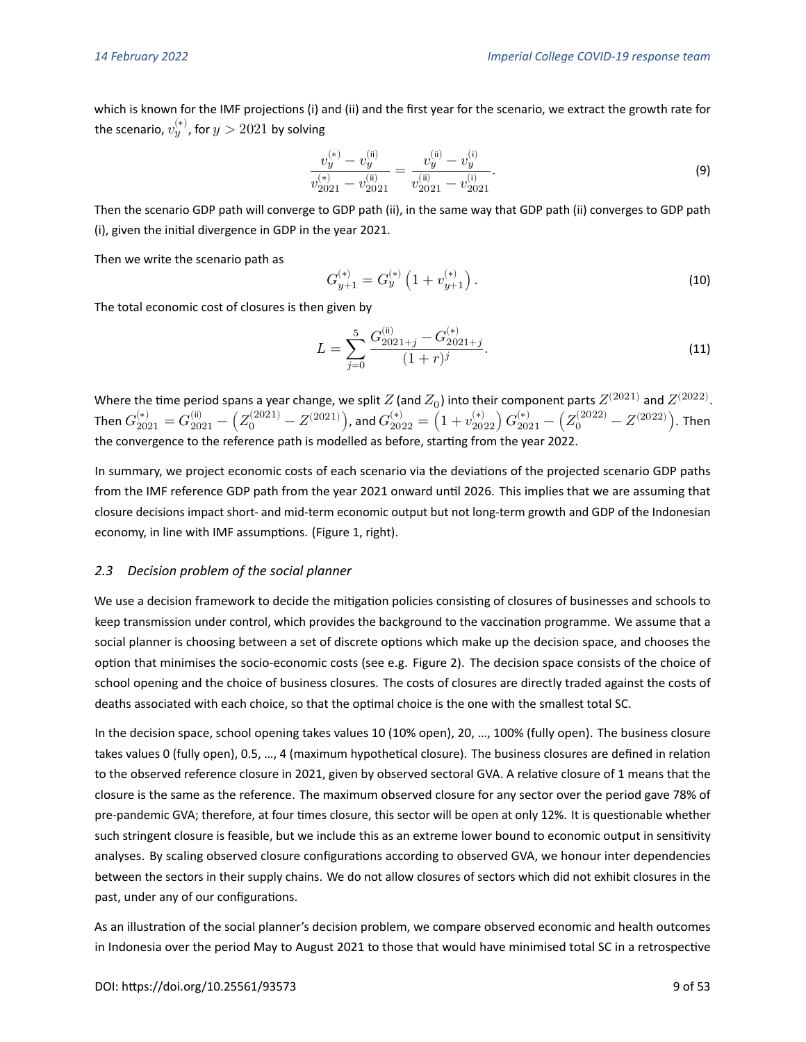which is known for the IMF projections (i) and (ii) and the first year for the scenario, we extract the growth rate for the scenario, $v_y^{(*)}$, for $y > 2021$ by solving

$$\frac{v_y^{(*)} - v_y^{(\text{ii})}}{v_{2021}^{(*)} - v_{2021}^{(\text{ii})}} = \frac{v_y^{(\text{ii})} - v_y^{(\text{i})}}{v_{2021}^{(\text{ii})} - v_{2021}^{(\text{i})}}. \tag{9}$$

Then the scenario GDP path will converge to GDP path (ii), in the same way that GDP path (ii) converges to GDP path (i), given the initial divergence in GDP in the year 2021.

Then we write the scenario path as

$$G_{y+1}^{(*)} = G_y^{(*)}\left(1 + v_{y+1}^{(*)}\right). \tag{10}$$

The total economic cost of closures is then given by

$$L = \sum_{j=0}^{5} \frac{G_{2021+j}^{(\text{ii})} - G_{2021+j}^{(*)}}{(1+r)^j}. \tag{11}$$

Where the time period spans a year change, we split $Z$ (and $Z_0$) into their component parts $Z^{(2021)}$ and $Z^{(2022)}$. Then $G_{2021}^{(*)} = G_{2021}^{(\text{ii})} - \left(Z_0^{(2021)} - Z^{(2021)}\right)$, and $G_{2022}^{(*)} = \left(1 + v_{2022}^{(*)}\right) G_{2021}^{(*)} - \left(Z_0^{(2022)} - Z^{(2022)}\right)$. Then the convergence to the reference path is modelled as before, starting from the year 2022.

In summary, we project economic costs of each scenario via the deviations of the projected scenario GDP paths from the IMF reference GDP path from the year 2021 onward until 2026. This implies that we are assuming that closure decisions impact short- and mid-term economic output but not long-term growth and GDP of the Indonesian economy, in line with IMF assumptions. (Figure 1, right).

### 2.3 Decision problem of the social planner

We use a decision framework to decide the mitigation policies consisting of closures of businesses and schools to keep transmission under control, which provides the background to the vaccination programme. We assume that a social planner is choosing between a set of discrete options which make up the decision space, and chooses the option that minimises the socio-economic costs (see e.g. Figure 2). The decision space consists of the choice of school opening and the choice of business closures. The costs of closures are directly traded against the costs of deaths associated with each choice, so that the optimal choice is the one with the smallest total SC.

In the decision space, school opening takes values 10 (10% open), 20, …, 100% (fully open). The business closure takes values 0 (fully open), 0.5, …, 4 (maximum hypothetical closure). The business closures are defined in relation to the observed reference closure in 2021, given by observed sectoral GVA. A relative closure of 1 means that the closure is the same as the reference. The maximum observed closure for any sector over the period gave 78% of pre-pandemic GVA; therefore, at four times closure, this sector will be open at only 12%. It is questionable whether such stringent closure is feasible, but we include this as an extreme lower bound to economic output in sensitivity analyses. By scaling observed closure configurations according to observed GVA, we honour inter dependencies between the sectors in their supply chains. We do not allow closures of sectors which did not exhibit closures in the past, under any of our configurations.

As an illustration of the social planner's decision problem, we compare observed economic and health outcomes in Indonesia over the period May to August 2021 to those that would have minimised total SC in a retrospective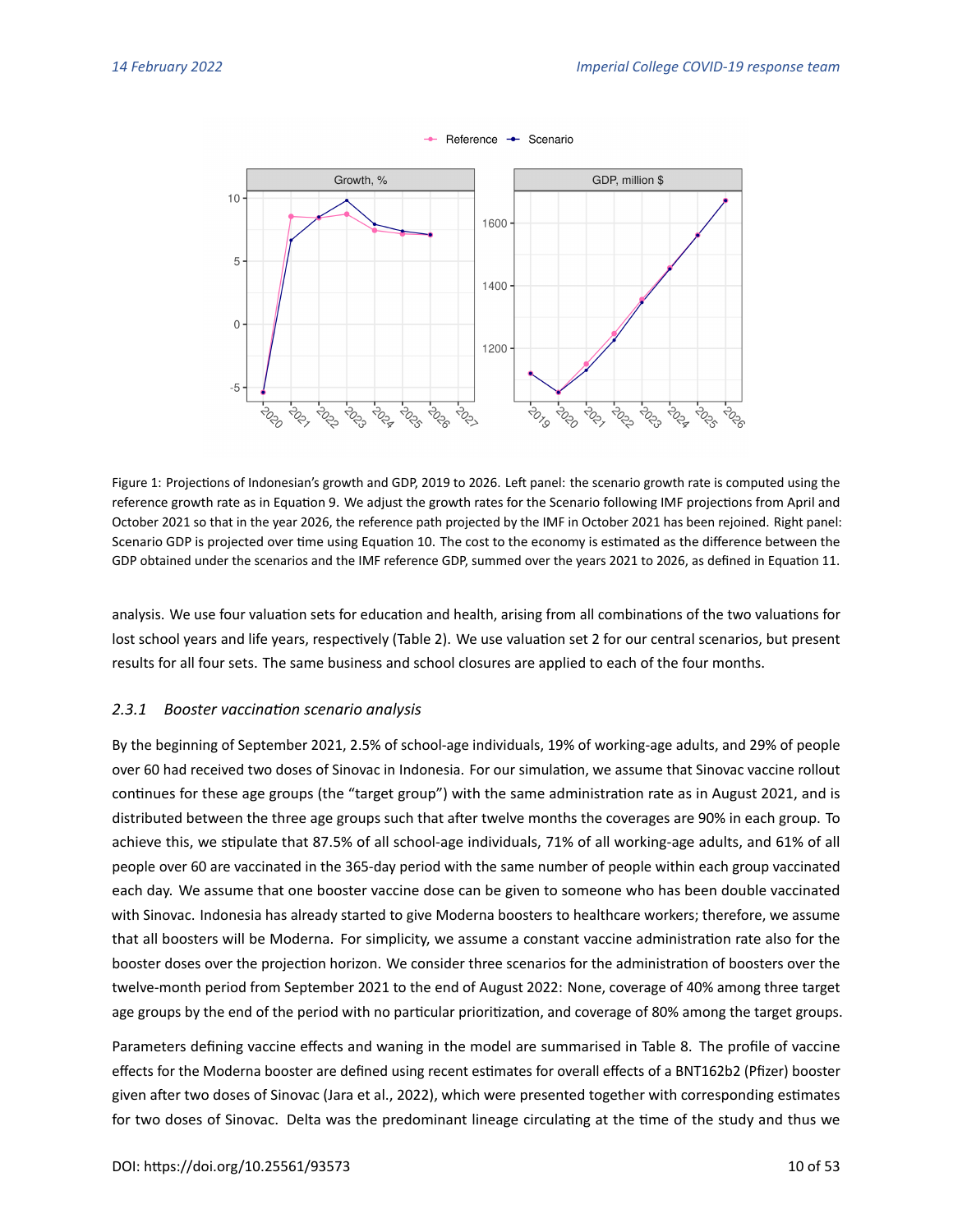Figure 1: Projections of Indonesian's growth and GDP, 2019 to 2026. Left panel: the scenario growth rate is computed using the reference growth rate as in Equation 9. We adjust the growth rates for the Scenario following IMF projections from April and October 2021 so that in the year 2026, the reference path projected by the IMF in October 2021 has been rejoined. Right panel: Scenario GDP is projected over time using Equation 10. The cost to the economy is estimated as the difference between the GDP obtained under the scenarios and the IMF reference GDP, summed over the years 2021 to 2026, as defined in Equation 11.

analysis. We use four valuation sets for education and health, arising from all combinations of the two valuations for lost school years and life years, respectively (Table 2). We use valuation set 2 for our central scenarios, but present results for all four sets. The same business and school closures are applied to each of the four months.

### 2.3.1 *Booster vaccination scenario analysis*

By the beginning of September 2021, 2.5% of school-age individuals, 19% of working-age adults, and 29% of people over 60 had received two doses of Sinovac in Indonesia. For our simulation, we assume that Sinovac vaccine rollout continues for these age groups (the "target group") with the same administration rate as in August 2021, and is distributed between the three age groups such that after twelve months the coverages are 90% in each group. To achieve this, we stipulate that 87.5% of all school-age individuals, 71% of all working-age adults, and 61% of all people over 60 are vaccinated in the 365-day period with the same number of people within each group vaccinated each day. We assume that one booster vaccine dose can be given to someone who has been double vaccinated with Sinovac. Indonesia has already started to give Moderna boosters to healthcare workers; therefore, we assume that all boosters will be Moderna. For simplicity, we assume a constant vaccine administration rate also for the booster doses over the projection horizon. We consider three scenarios for the administration of boosters over the twelve-month period from September 2021 to the end of August 2022: None, coverage of 40% among three target age groups by the end of the period with no particular prioritization, and coverage of 80% among the target groups.

Parameters defining vaccine effects and waning in the model are summarised in Table 8. The profile of vaccine effects for the Moderna booster are defined using recent estimates for overall effects of a BNT162b2 (Pfizer) booster given after two doses of Sinovac (Jara et al., 2022), which were presented together with corresponding estimates for two doses of Sinovac. Delta was the predominant lineage circulating at the time of the study and thus we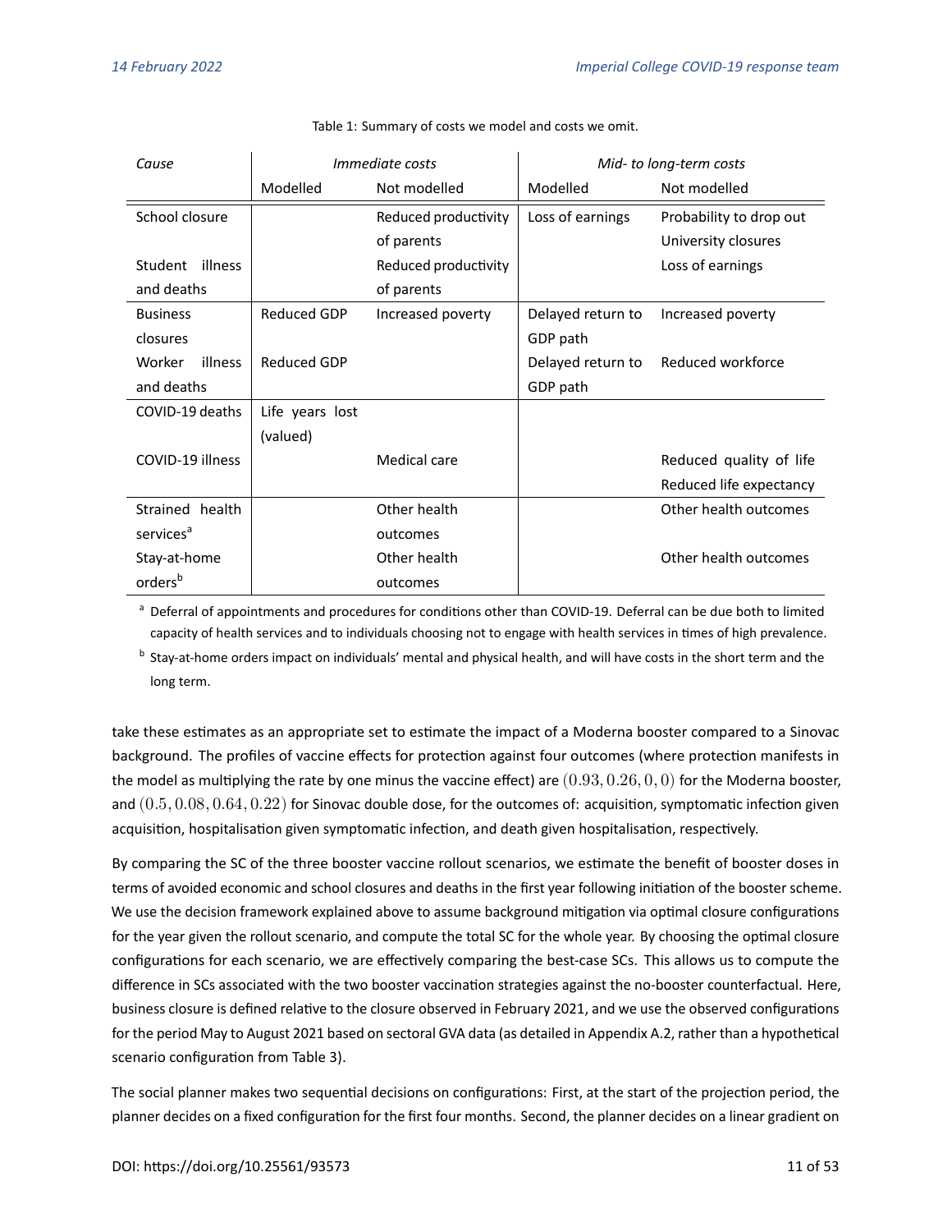Table 1: Summary of costs we model and costs we omit.

| *Cause* | *Immediate costs* | | *Mid- to long-term costs* | |
|---|---|---|---|---|
| | Modelled | Not modelled | Modelled | Not modelled |
| School closure | | Reduced productivity of parents | Loss of earnings | Probability to drop out<br>University closures |
| Student illness and deaths | | Reduced productivity of parents | | Loss of earnings |
| Business closures | Reduced GDP | Increased poverty | Delayed return to GDP path | Increased poverty |
| Worker illness and deaths | Reduced GDP | | Delayed return to GDP path | Reduced workforce |
| COVID-19 deaths | Life years lost (valued) | | | |
| COVID-19 illness | | Medical care | | Reduced quality of life<br>Reduced life expectancy |
| Strained health services[a] | | Other health outcomes | | Other health outcomes |
| Stay-at-home orders[b] | | Other health outcomes | | Other health outcomes |

[a] Deferral of appointments and procedures for conditions other than COVID-19. Deferral can be due both to limited capacity of health services and to individuals choosing not to engage with health services in times of high prevalence.

[b] Stay-at-home orders impact on individuals' mental and physical health, and will have costs in the short term and the long term.

take these estimates as an appropriate set to estimate the impact of a Moderna booster compared to a Sinovac background. The profiles of vaccine effects for protection against four outcomes (where protection manifests in the model as multiplying the rate by one minus the vaccine effect) are $(0.93, 0.26, 0, 0)$ for the Moderna booster, and $(0.5, 0.08, 0.64, 0.22)$ for Sinovac double dose, for the outcomes of: acquisition, symptomatic infection given acquisition, hospitalisation given symptomatic infection, and death given hospitalisation, respectively.

By comparing the SC of the three booster vaccine rollout scenarios, we estimate the benefit of booster doses in terms of avoided economic and school closures and deaths in the first year following initiation of the booster scheme. We use the decision framework explained above to assume background mitigation via optimal closure configurations for the year given the rollout scenario, and compute the total SC for the whole year. By choosing the optimal closure configurations for each scenario, we are effectively comparing the best-case SCs. This allows us to compute the difference in SCs associated with the two booster vaccination strategies against the no-booster counterfactual. Here, business closure is defined relative to the closure observed in February 2021, and we use the observed configurations for the period May to August 2021 based on sectoral GVA data (as detailed in Appendix A.2, rather than a hypothetical scenario configuration from Table 3).

The social planner makes two sequential decisions on configurations: First, at the start of the projection period, the planner decides on a fixed configuration for the first four months. Second, the planner decides on a linear gradient on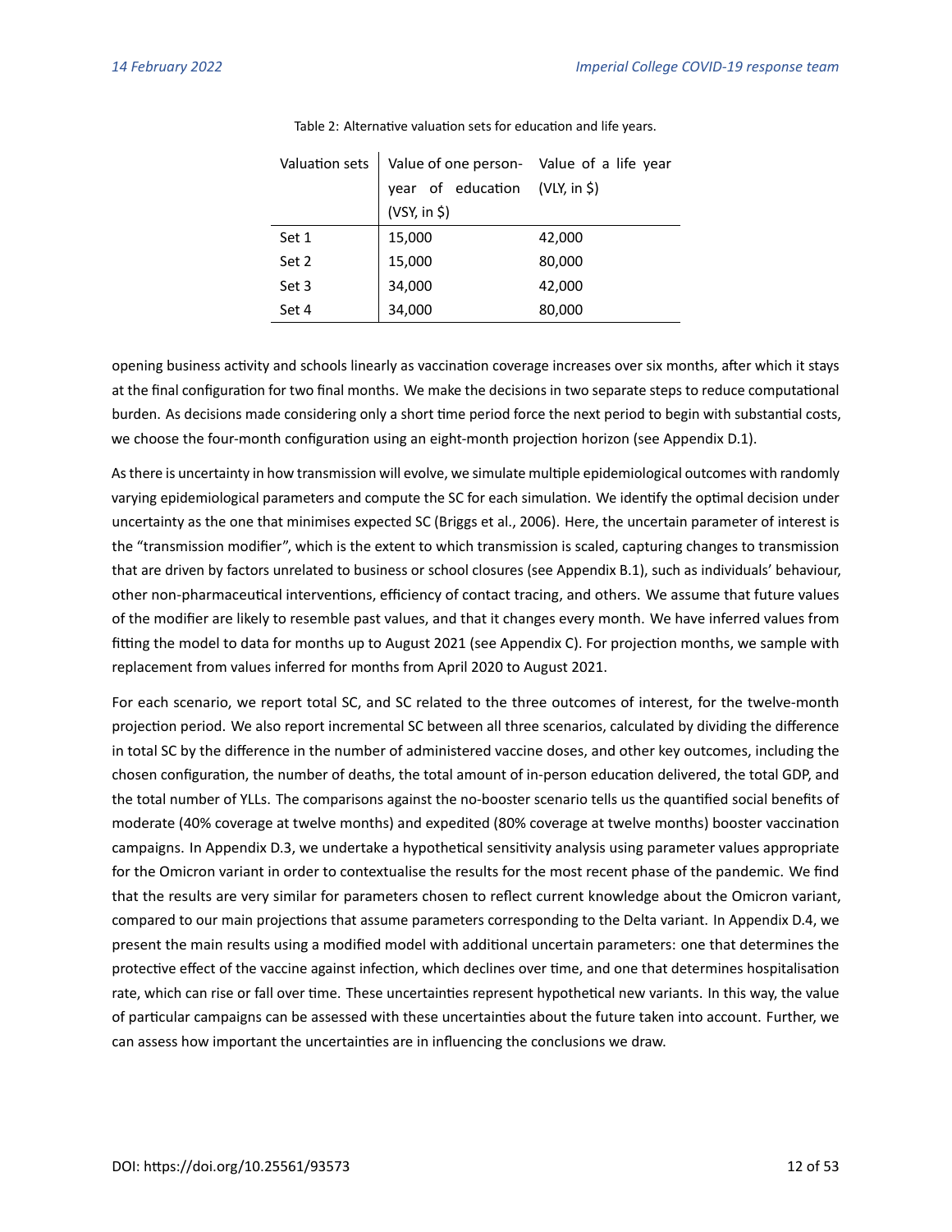Table 2: Alternative valuation sets for education and life years.

| Valuation sets | Value of one person-year of education (VSY, in $) | Value of a life year (VLY, in $) |
|---|---|---|
| Set 1 | 15,000 | 42,000 |
| Set 2 | 15,000 | 80,000 |
| Set 3 | 34,000 | 42,000 |
| Set 4 | 34,000 | 80,000 |

opening business activity and schools linearly as vaccination coverage increases over six months, after which it stays at the final configuration for two final months. We make the decisions in two separate steps to reduce computational burden. As decisions made considering only a short time period force the next period to begin with substantial costs, we choose the four-month configuration using an eight-month projection horizon (see Appendix D.1).

As there is uncertainty in how transmission will evolve, we simulate multiple epidemiological outcomes with randomly varying epidemiological parameters and compute the SC for each simulation. We identify the optimal decision under uncertainty as the one that minimises expected SC (Briggs et al., 2006). Here, the uncertain parameter of interest is the "transmission modifier", which is the extent to which transmission is scaled, capturing changes to transmission that are driven by factors unrelated to business or school closures (see Appendix B.1), such as individuals' behaviour, other non-pharmaceutical interventions, efficiency of contact tracing, and others. We assume that future values of the modifier are likely to resemble past values, and that it changes every month. We have inferred values from fitting the model to data for months up to August 2021 (see Appendix C). For projection months, we sample with replacement from values inferred for months from April 2020 to August 2021.

For each scenario, we report total SC, and SC related to the three outcomes of interest, for the twelve-month projection period. We also report incremental SC between all three scenarios, calculated by dividing the difference in total SC by the difference in the number of administered vaccine doses, and other key outcomes, including the chosen configuration, the number of deaths, the total amount of in-person education delivered, the total GDP, and the total number of YLLs. The comparisons against the no-booster scenario tells us the quantified social benefits of moderate (40% coverage at twelve months) and expedited (80% coverage at twelve months) booster vaccination campaigns. In Appendix D.3, we undertake a hypothetical sensitivity analysis using parameter values appropriate for the Omicron variant in order to contextualise the results for the most recent phase of the pandemic. We find that the results are very similar for parameters chosen to reflect current knowledge about the Omicron variant, compared to our main projections that assume parameters corresponding to the Delta variant. In Appendix D.4, we present the main results using a modified model with additional uncertain parameters: one that determines the protective effect of the vaccine against infection, which declines over time, and one that determines hospitalisation rate, which can rise or fall over time. These uncertainties represent hypothetical new variants. In this way, the value of particular campaigns can be assessed with these uncertainties about the future taken into account. Further, we can assess how important the uncertainties are in influencing the conclusions we draw.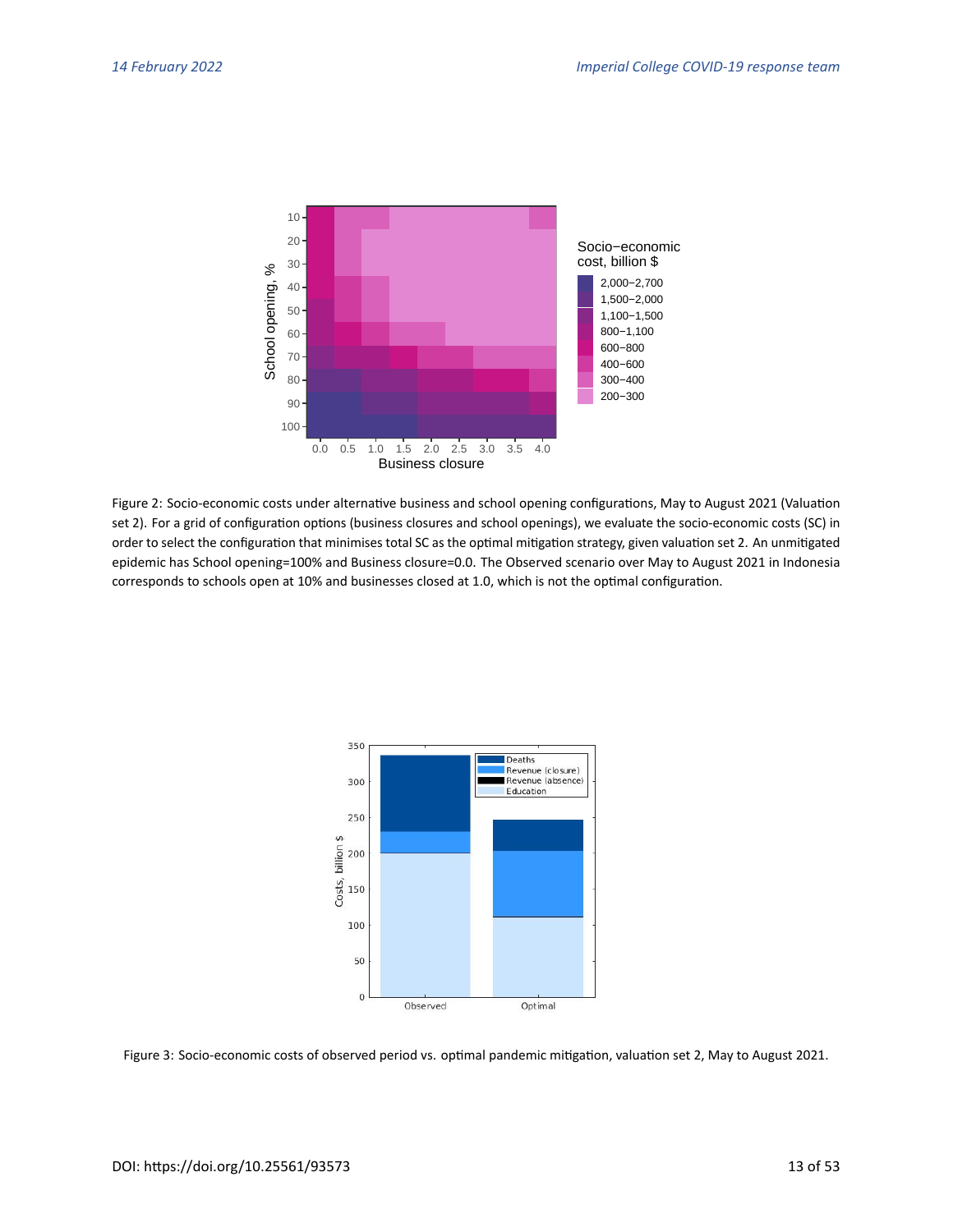Figure 2: Socio-economic costs under alternative business and school opening configurations, May to August 2021 (Valuation set 2). For a grid of configuration options (business closures and school openings), we evaluate the socio-economic costs (SC) in order to select the configuration that minimises total SC as the optimal mitigation strategy, given valuation set 2. An unmitigated epidemic has School opening=100% and Business closure=0.0. The Observed scenario over May to August 2021 in Indonesia corresponds to schools open at 10% and businesses closed at 1.0, which is not the optimal configuration.

Figure 3: Socio-economic costs of observed period vs. optimal pandemic mitigation, valuation set 2, May to August 2021.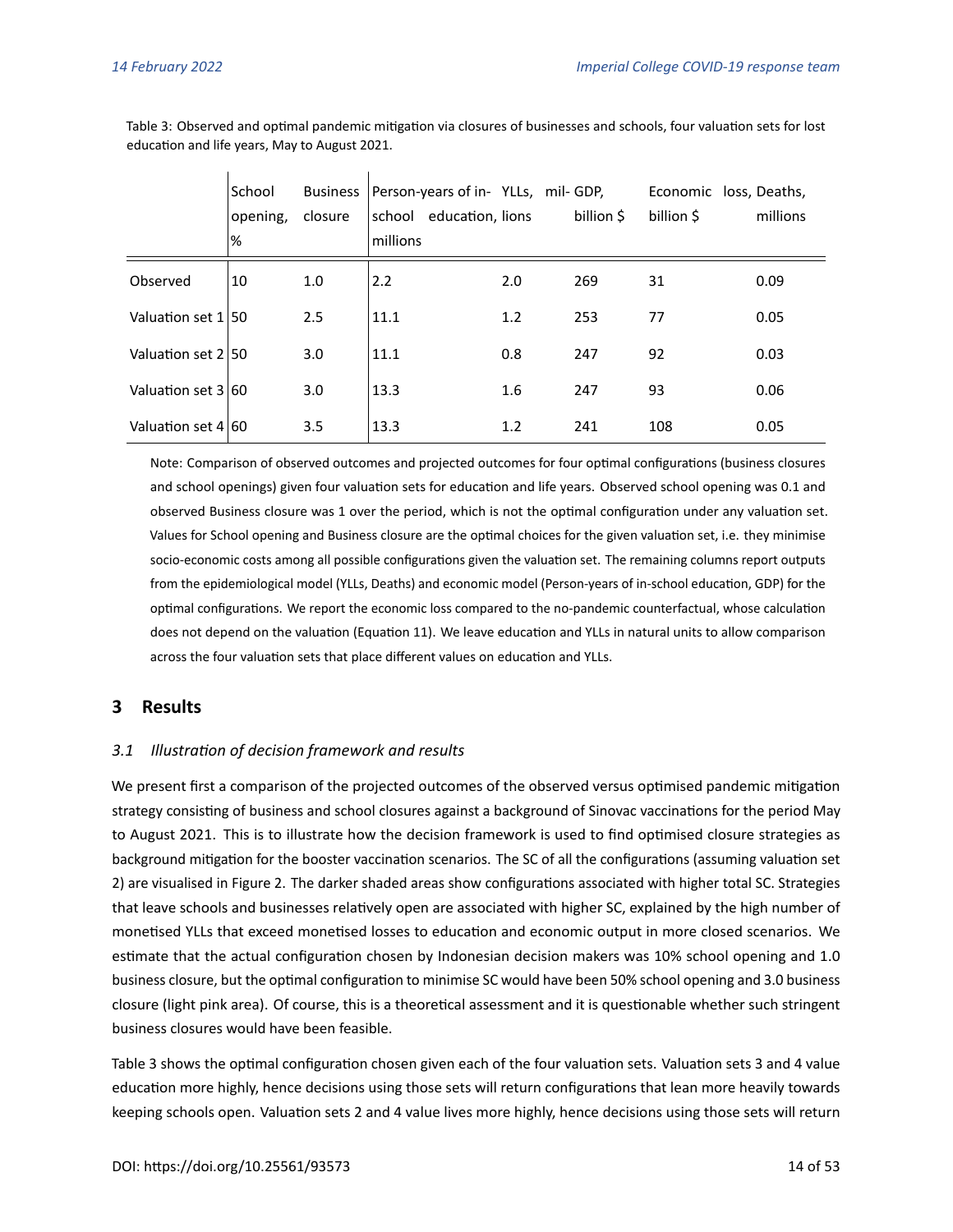Table 3: Observed and optimal pandemic mitigation via closures of businesses and schools, four valuation sets for lost education and life years, May to August 2021.

| | School opening, % | Business closure | Person-years of in-school education, millions | YLLs, millions | GDP, billion $ | Economic loss, billion $ | Deaths, millions |
|---|---|---|---|---|---|---|---|
| Observed | 10 | 1.0 | 2.2 | 2.0 | 269 | 31 | 0.09 |
| Valuation set 1 | 50 | 2.5 | 11.1 | 1.2 | 253 | 77 | 0.05 |
| Valuation set 2 | 50 | 3.0 | 11.1 | 0.8 | 247 | 92 | 0.03 |
| Valuation set 3 | 60 | 3.0 | 13.3 | 1.6 | 247 | 93 | 0.06 |
| Valuation set 4 | 60 | 3.5 | 13.3 | 1.2 | 241 | 108 | 0.05 |

Note: Comparison of observed outcomes and projected outcomes for four optimal configurations (business closures and school openings) given four valuation sets for education and life years. Observed school opening was 0.1 and observed Business closure was 1 over the period, which is not the optimal configuration under any valuation set. Values for School opening and Business closure are the optimal choices for the given valuation set, i.e. they minimise socio-economic costs among all possible configurations given the valuation set. The remaining columns report outputs from the epidemiological model (YLLs, Deaths) and economic model (Person-years of in-school education, GDP) for the optimal configurations. We report the economic loss compared to the no-pandemic counterfactual, whose calculation does not depend on the valuation (Equation 11). We leave education and YLLs in natural units to allow comparison across the four valuation sets that place different values on education and YLLs.

## 3 Results

### 3.1 Illustration of decision framework and results

We present first a comparison of the projected outcomes of the observed versus optimised pandemic mitigation strategy consisting of business and school closures against a background of Sinovac vaccinations for the period May to August 2021. This is to illustrate how the decision framework is used to find optimised closure strategies as background mitigation for the booster vaccination scenarios. The SC of all the configurations (assuming valuation set 2) are visualised in Figure 2. The darker shaded areas show configurations associated with higher total SC. Strategies that leave schools and businesses relatively open are associated with higher SC, explained by the high number of monetised YLLs that exceed monetised losses to education and economic output in more closed scenarios. We estimate that the actual configuration chosen by Indonesian decision makers was 10% school opening and 1.0 business closure, but the optimal configuration to minimise SC would have been 50% school opening and 3.0 business closure (light pink area). Of course, this is a theoretical assessment and it is questionable whether such stringent business closures would have been feasible.

Table 3 shows the optimal configuration chosen given each of the four valuation sets. Valuation sets 3 and 4 value education more highly, hence decisions using those sets will return configurations that lean more heavily towards keeping schools open. Valuation sets 2 and 4 value lives more highly, hence decisions using those sets will return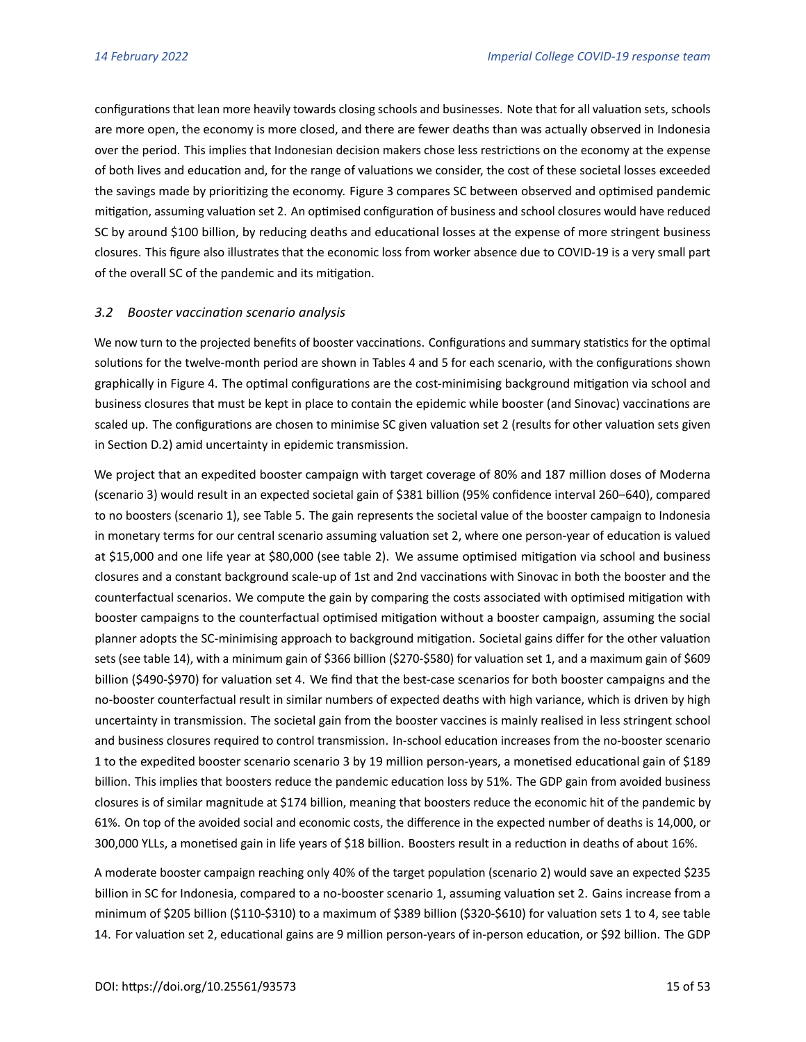configurations that lean more heavily towards closing schools and businesses. Note that for all valuation sets, schools are more open, the economy is more closed, and there are fewer deaths than was actually observed in Indonesia over the period. This implies that Indonesian decision makers chose less restrictions on the economy at the expense of both lives and education and, for the range of valuations we consider, the cost of these societal losses exceeded the savings made by prioritizing the economy. Figure 3 compares SC between observed and optimised pandemic mitigation, assuming valuation set 2. An optimised configuration of business and school closures would have reduced SC by around $100 billion, by reducing deaths and educational losses at the expense of more stringent business closures. This figure also illustrates that the economic loss from worker absence due to COVID-19 is a very small part of the overall SC of the pandemic and its mitigation.

### *3.2 Booster vaccination scenario analysis*

We now turn to the projected benefits of booster vaccinations. Configurations and summary statistics for the optimal solutions for the twelve-month period are shown in Tables 4 and 5 for each scenario, with the configurations shown graphically in Figure 4. The optimal configurations are the cost-minimising background mitigation via school and business closures that must be kept in place to contain the epidemic while booster (and Sinovac) vaccinations are scaled up. The configurations are chosen to minimise SC given valuation set 2 (results for other valuation sets given in Section D.2) amid uncertainty in epidemic transmission.

We project that an expedited booster campaign with target coverage of 80% and 187 million doses of Moderna (scenario 3) would result in an expected societal gain of $381 billion (95% confidence interval 260–640), compared to no boosters (scenario 1), see Table 5. The gain represents the societal value of the booster campaign to Indonesia in monetary terms for our central scenario assuming valuation set 2, where one person-year of education is valued at $15,000 and one life year at $80,000 (see table 2). We assume optimised mitigation via school and business closures and a constant background scale-up of 1st and 2nd vaccinations with Sinovac in both the booster and the counterfactual scenarios. We compute the gain by comparing the costs associated with optimised mitigation with booster campaigns to the counterfactual optimised mitigation without a booster campaign, assuming the social planner adopts the SC-minimising approach to background mitigation. Societal gains differ for the other valuation sets (see table 14), with a minimum gain of $366 billion ($270-$580) for valuation set 1, and a maximum gain of $609 billion ($490-$970) for valuation set 4. We find that the best-case scenarios for both booster campaigns and the no-booster counterfactual result in similar numbers of expected deaths with high variance, which is driven by high uncertainty in transmission. The societal gain from the booster vaccines is mainly realised in less stringent school and business closures required to control transmission. In-school education increases from the no-booster scenario 1 to the expedited booster scenario scenario 3 by 19 million person-years, a monetised educational gain of $189 billion. This implies that boosters reduce the pandemic education loss by 51%. The GDP gain from avoided business closures is of similar magnitude at $174 billion, meaning that boosters reduce the economic hit of the pandemic by 61%. On top of the avoided social and economic costs, the difference in the expected number of deaths is 14,000, or 300,000 YLLs, a monetised gain in life years of $18 billion. Boosters result in a reduction in deaths of about 16%.

A moderate booster campaign reaching only 40% of the target population (scenario 2) would save an expected $235 billion in SC for Indonesia, compared to a no-booster scenario 1, assuming valuation set 2. Gains increase from a minimum of $205 billion ($110-$310) to a maximum of $389 billion ($320-$610) for valuation sets 1 to 4, see table 14. For valuation set 2, educational gains are 9 million person-years of in-person education, or $92 billion. The GDP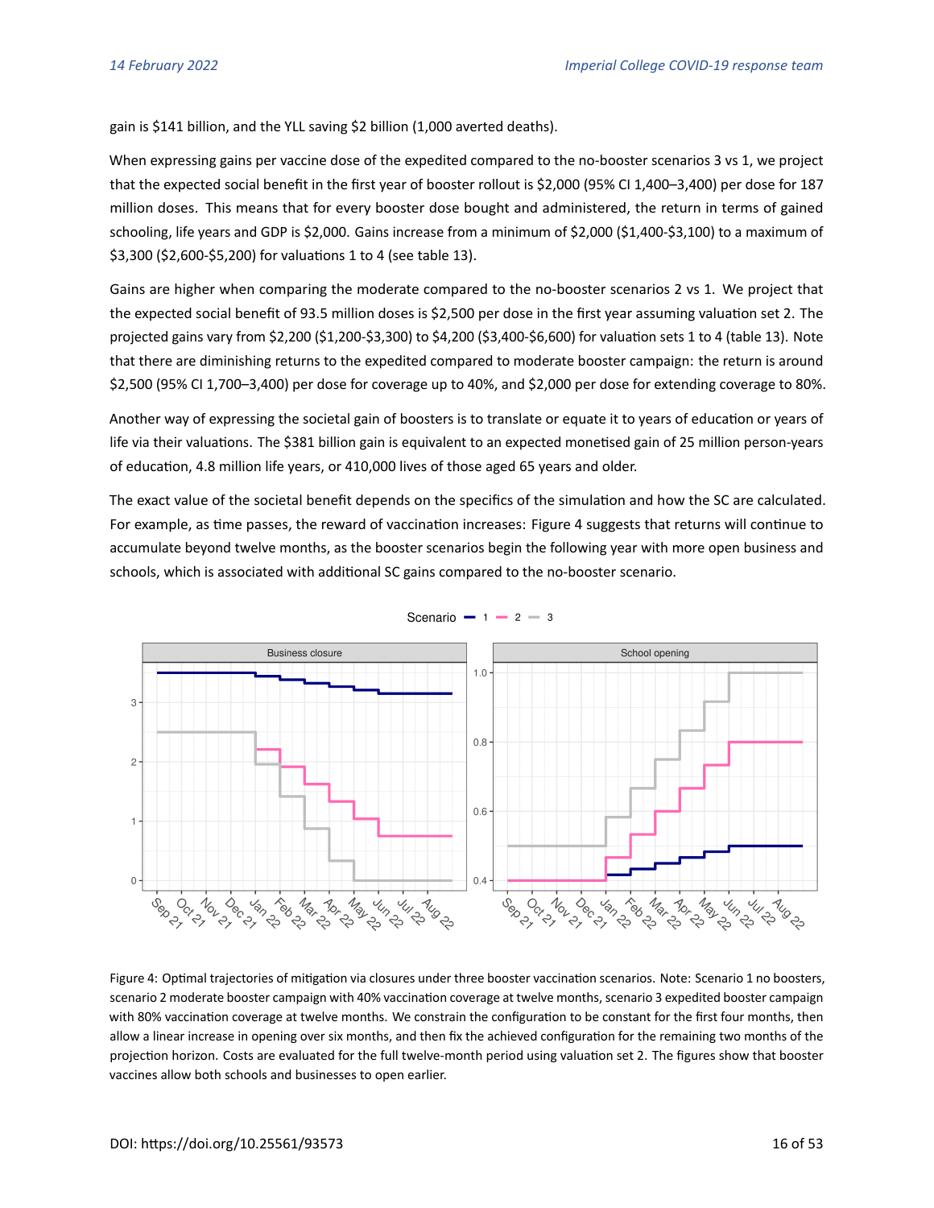gain is $141 billion, and the YLL saving $2 billion (1,000 averted deaths).

When expressing gains per vaccine dose of the expedited compared to the no-booster scenarios 3 vs 1, we project that the expected social benefit in the first year of booster rollout is $2,000 (95% CI 1,400–3,400) per dose for 187 million doses. This means that for every booster dose bought and administered, the return in terms of gained schooling, life years and GDP is $2,000. Gains increase from a minimum of $2,000 ($1,400-$3,100) to a maximum of $3,300 ($2,600-$5,200) for valuations 1 to 4 (see table 13).

Gains are higher when comparing the moderate compared to the no-booster scenarios 2 vs 1. We project that the expected social benefit of 93.5 million doses is $2,500 per dose in the first year assuming valuation set 2. The projected gains vary from $2,200 ($1,200-$3,300) to $4,200 ($3,400-$6,600) for valuation sets 1 to 4 (table 13). Note that there are diminishing returns to the expedited compared to moderate booster campaign: the return is around $2,500 (95% CI 1,700–3,400) per dose for coverage up to 40%, and $2,000 per dose for extending coverage to 80%.

Another way of expressing the societal gain of boosters is to translate or equate it to years of education or years of life via their valuations. The $381 billion gain is equivalent to an expected monetised gain of 25 million person-years of education, 4.8 million life years, or 410,000 lives of those aged 65 years and older.

The exact value of the societal benefit depends on the specifics of the simulation and how the SC are calculated. For example, as time passes, the reward of vaccination increases: Figure 4 suggests that returns will continue to accumulate beyond twelve months, as the booster scenarios begin the following year with more open business and schools, which is associated with additional SC gains compared to the no-booster scenario.

Figure 4: Optimal trajectories of mitigation via closures under three booster vaccination scenarios. Note: Scenario 1 no boosters, scenario 2 moderate booster campaign with 40% vaccination coverage at twelve months, scenario 3 expedited booster campaign with 80% vaccination coverage at twelve months. We constrain the configuration to be constant for the first four months, then allow a linear increase in opening over six months, and then fix the achieved configuration for the remaining two months of the projection horizon. Costs are evaluated for the full twelve-month period using valuation set 2. The figures show that booster vaccines allow both schools and businesses to open earlier.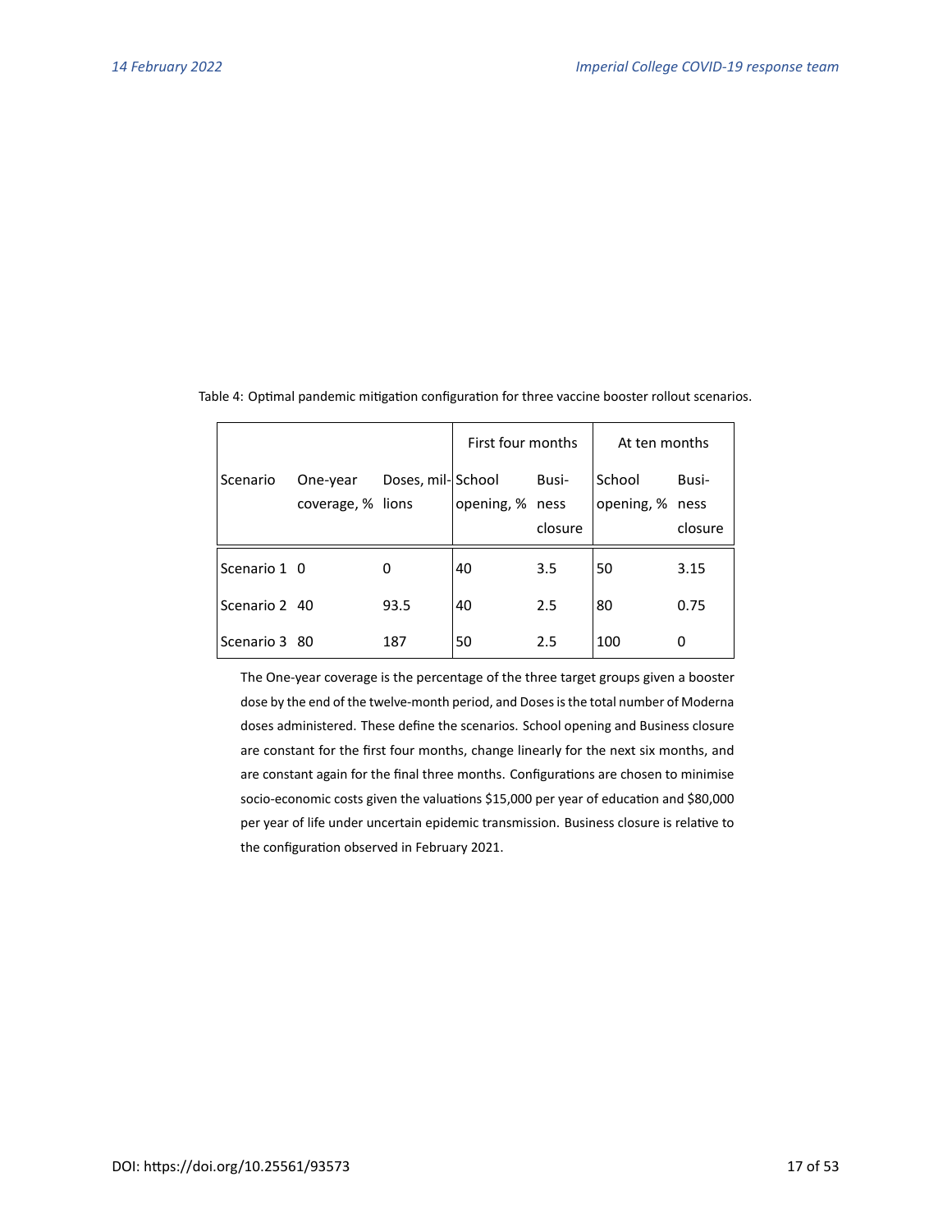Table 4: Optimal pandemic mitigation configuration for three vaccine booster rollout scenarios.

| | | | First four months | | At ten months | |
|---|---|---|---|---|---|---|
| Scenario | One-year coverage, % | Doses, millions | School opening, % | Business closure | School opening, % | Business closure |
| Scenario 1 | 0 | 0 | 40 | 3.5 | 50 | 3.15 |
| Scenario 2 | 40 | 93.5 | 40 | 2.5 | 80 | 0.75 |
| Scenario 3 | 80 | 187 | 50 | 2.5 | 100 | 0 |

The One-year coverage is the percentage of the three target groups given a booster dose by the end of the twelve-month period, and Doses is the total number of Moderna doses administered. These define the scenarios. School opening and Business closure are constant for the first four months, change linearly for the next six months, and are constant again for the final three months. Configurations are chosen to minimise socio-economic costs given the valuations $15,000 per year of education and $80,000 per year of life under uncertain epidemic transmission. Business closure is relative to the configuration observed in February 2021.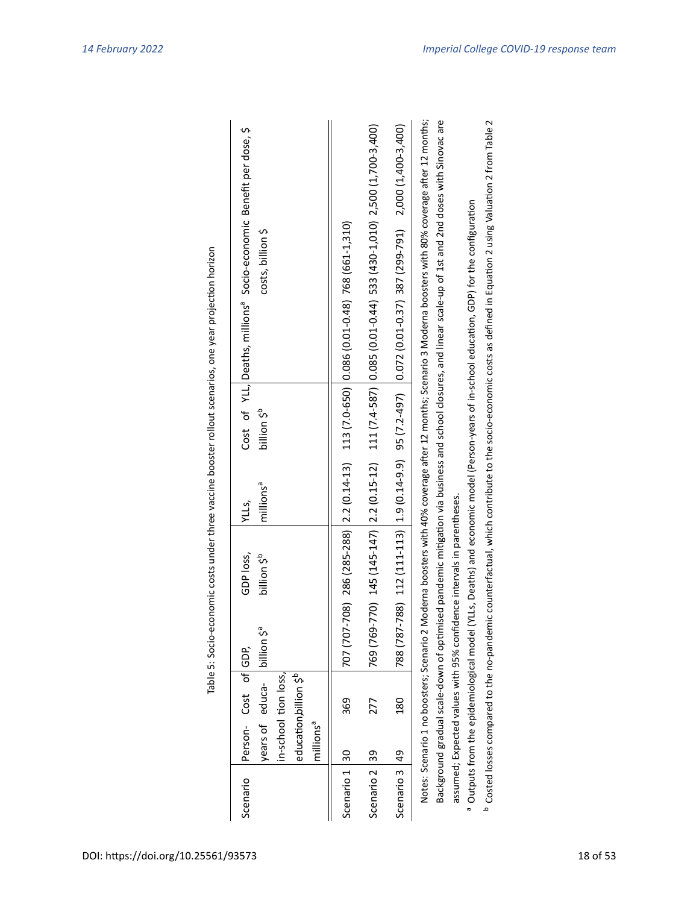Table 5: Socio-economic costs under three vaccine booster rollout scenarios, one year projection horizon

| Scenario | Person-years of in-school education, millions[a] | Cost of education loss, billion $[b] | GDP, billion $[a] | GDP loss, billion $[b] | YLLs, millions[a] | Cost of YLL, billion $[b] | Deaths, millions[a] | Socio-economic costs, billion $ | Benefit per dose, $ |
|---|---|---|---|---|---|---|---|---|---|
| Scenario 1 | 30 | 369 | 707 (707-708) | 286 (285-288) | 2.2 (0.14-13) | 113 (7.0-650) | 0.086 (0.01-0.48) | 768 (661-1,310) | |
| Scenario 2 | 39 | 277 | 769 (769-770) | 145 (145-147) | 2.2 (0.15-12) | 111 (7.4-587) | 0.085 (0.01-0.44) | 533 (430-1,010) | 2,500 (1,700-3,400) |
| Scenario 3 | 49 | 180 | 788 (787-788) | 112 (111-113) | 1.9 (0.14-9.9) | 95 (7.2-497) | 0.072 (0.01-0.37) | 387 (299-791) | 2,000 (1,400-3,400) |

Notes: Scenario 1 no boosters; Scenario 2 Moderna boosters with 40% coverage after 12 months; Scenario 3 Moderna boosters with 80% coverage after 12 months; Background gradual scale-down of optimised pandemic mitigation via business and school closures, and linear scale-up of 1st and 2nd doses with Sinovac are assumed; Expected values with 95% confidence intervals in parentheses.

[a] Outputs from the epidemiological model (YLLs, Deaths) and economic model (Person-years of in-school education, GDP) for the configuration

[b] Costed losses compared to the no-pandemic counterfactual, which contribute to the socio-economic costs as defined in Equation 2 using Valuation 2 from Table 2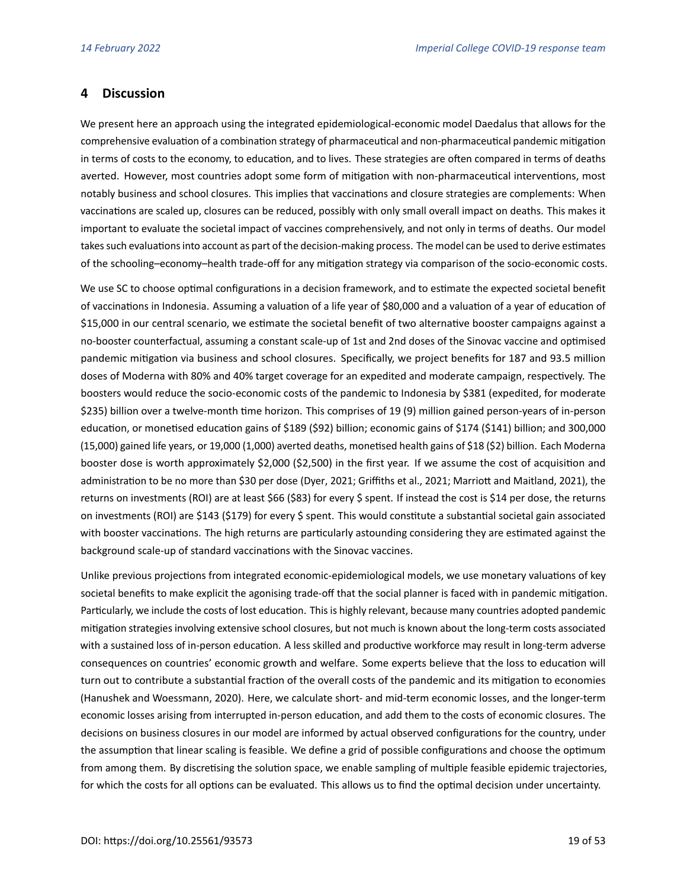## 4 Discussion

We present here an approach using the integrated epidemiological-economic model Daedalus that allows for the comprehensive evaluation of a combination strategy of pharmaceutical and non-pharmaceutical pandemic mitigation in terms of costs to the economy, to education, and to lives. These strategies are often compared in terms of deaths averted. However, most countries adopt some form of mitigation with non-pharmaceutical interventions, most notably business and school closures. This implies that vaccinations and closure strategies are complements: When vaccinations are scaled up, closures can be reduced, possibly with only small overall impact on deaths. This makes it important to evaluate the societal impact of vaccines comprehensively, and not only in terms of deaths. Our model takes such evaluations into account as part of the decision-making process. The model can be used to derive estimates of the schooling–economy–health trade-off for any mitigation strategy via comparison of the socio-economic costs.

We use SC to choose optimal configurations in a decision framework, and to estimate the expected societal benefit of vaccinations in Indonesia. Assuming a valuation of a life year of $80,000 and a valuation of a year of education of $15,000 in our central scenario, we estimate the societal benefit of two alternative booster campaigns against a no-booster counterfactual, assuming a constant scale-up of 1st and 2nd doses of the Sinovac vaccine and optimised pandemic mitigation via business and school closures. Specifically, we project benefits for 187 and 93.5 million doses of Moderna with 80% and 40% target coverage for an expedited and moderate campaign, respectively. The boosters would reduce the socio-economic costs of the pandemic to Indonesia by $381 (expedited, for moderate $235) billion over a twelve-month time horizon. This comprises of 19 (9) million gained person-years of in-person education, or monetised education gains of $189 ($92) billion; economic gains of $174 ($141) billion; and 300,000 (15,000) gained life years, or 19,000 (1,000) averted deaths, monetised health gains of $18 ($2) billion. Each Moderna booster dose is worth approximately $2,000 ($2,500) in the first year. If we assume the cost of acquisition and administration to be no more than $30 per dose (Dyer, 2021; Griffiths et al., 2021; Marriott and Maitland, 2021), the returns on investments (ROI) are at least $66 ($83) for every $ spent. If instead the cost is $14 per dose, the returns on investments (ROI) are $143 ($179) for every $ spent. This would constitute a substantial societal gain associated with booster vaccinations. The high returns are particularly astounding considering they are estimated against the background scale-up of standard vaccinations with the Sinovac vaccines.

Unlike previous projections from integrated economic-epidemiological models, we use monetary valuations of key societal benefits to make explicit the agonising trade-off that the social planner is faced with in pandemic mitigation. Particularly, we include the costs of lost education. This is highly relevant, because many countries adopted pandemic mitigation strategies involving extensive school closures, but not much is known about the long-term costs associated with a sustained loss of in-person education. A less skilled and productive workforce may result in long-term adverse consequences on countries' economic growth and welfare. Some experts believe that the loss to education will turn out to contribute a substantial fraction of the overall costs of the pandemic and its mitigation to economies (Hanushek and Woessmann, 2020). Here, we calculate short- and mid-term economic losses, and the longer-term economic losses arising from interrupted in-person education, and add them to the costs of economic closures. The decisions on business closures in our model are informed by actual observed configurations for the country, under the assumption that linear scaling is feasible. We define a grid of possible configurations and choose the optimum from among them. By discretising the solution space, we enable sampling of multiple feasible epidemic trajectories, for which the costs for all options can be evaluated. This allows us to find the optimal decision under uncertainty.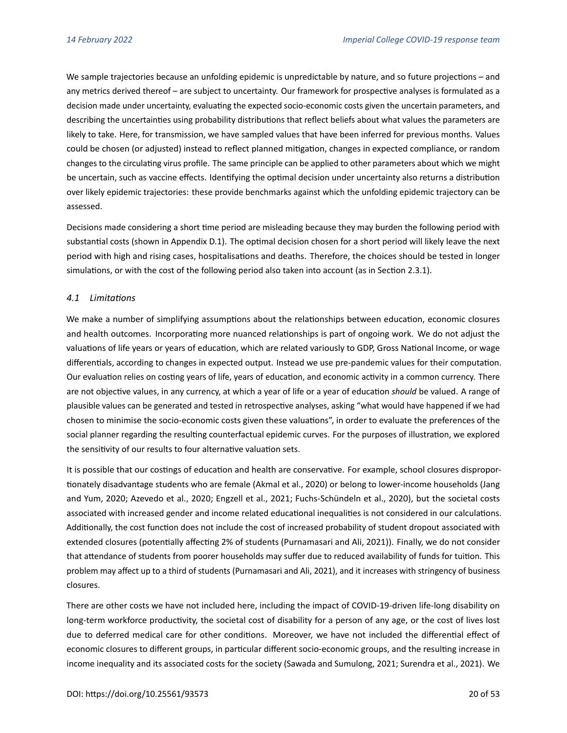We sample trajectories because an unfolding epidemic is unpredictable by nature, and so future projections – and any metrics derived thereof – are subject to uncertainty. Our framework for prospective analyses is formulated as a decision made under uncertainty, evaluating the expected socio-economic costs given the uncertain parameters, and describing the uncertainties using probability distributions that reflect beliefs about what values the parameters are likely to take. Here, for transmission, we have sampled values that have been inferred for previous months. Values could be chosen (or adjusted) instead to reflect planned mitigation, changes in expected compliance, or random changes to the circulating virus profile. The same principle can be applied to other parameters about which we might be uncertain, such as vaccine effects. Identifying the optimal decision under uncertainty also returns a distribution over likely epidemic trajectories: these provide benchmarks against which the unfolding epidemic trajectory can be assessed.

Decisions made considering a short time period are misleading because they may burden the following period with substantial costs (shown in Appendix D.1). The optimal decision chosen for a short period will likely leave the next period with high and rising cases, hospitalisations and deaths. Therefore, the choices should be tested in longer simulations, or with the cost of the following period also taken into account (as in Section 2.3.1).

### *4.1 Limitations*

We make a number of simplifying assumptions about the relationships between education, economic closures and health outcomes. Incorporating more nuanced relationships is part of ongoing work. We do not adjust the valuations of life years or years of education, which are related variously to GDP, Gross National Income, or wage differentials, according to changes in expected output. Instead we use pre-pandemic values for their computation. Our evaluation relies on costing years of life, years of education, and economic activity in a common currency. There are not objective values, in any currency, at which a year of life or a year of education *should* be valued. A range of plausible values can be generated and tested in retrospective analyses, asking "what would have happened if we had chosen to minimise the socio-economic costs given these valuations", in order to evaluate the preferences of the social planner regarding the resulting counterfactual epidemic curves. For the purposes of illustration, we explored the sensitivity of our results to four alternative valuation sets.

It is possible that our costings of education and health are conservative. For example, school closures disproportionately disadvantage students who are female (Akmal et al., 2020) or belong to lower-income households (Jang and Yum, 2020; Azevedo et al., 2020; Engzell et al., 2021; Fuchs-Schündeln et al., 2020), but the societal costs associated with increased gender and income related educational inequalities is not considered in our calculations. Additionally, the cost function does not include the cost of increased probability of student dropout associated with extended closures (potentially affecting 2% of students (Purnamasari and Ali, 2021)). Finally, we do not consider that attendance of students from poorer households may suffer due to reduced availability of funds for tuition. This problem may affect up to a third of students (Purnamasari and Ali, 2021), and it increases with stringency of business closures.

There are other costs we have not included here, including the impact of COVID-19-driven life-long disability on long-term workforce productivity, the societal cost of disability for a person of any age, or the cost of lives lost due to deferred medical care for other conditions. Moreover, we have not included the differential effect of economic closures to different groups, in particular different socio-economic groups, and the resulting increase in income inequality and its associated costs for the society (Sawada and Sumulong, 2021; Surendra et al., 2021). We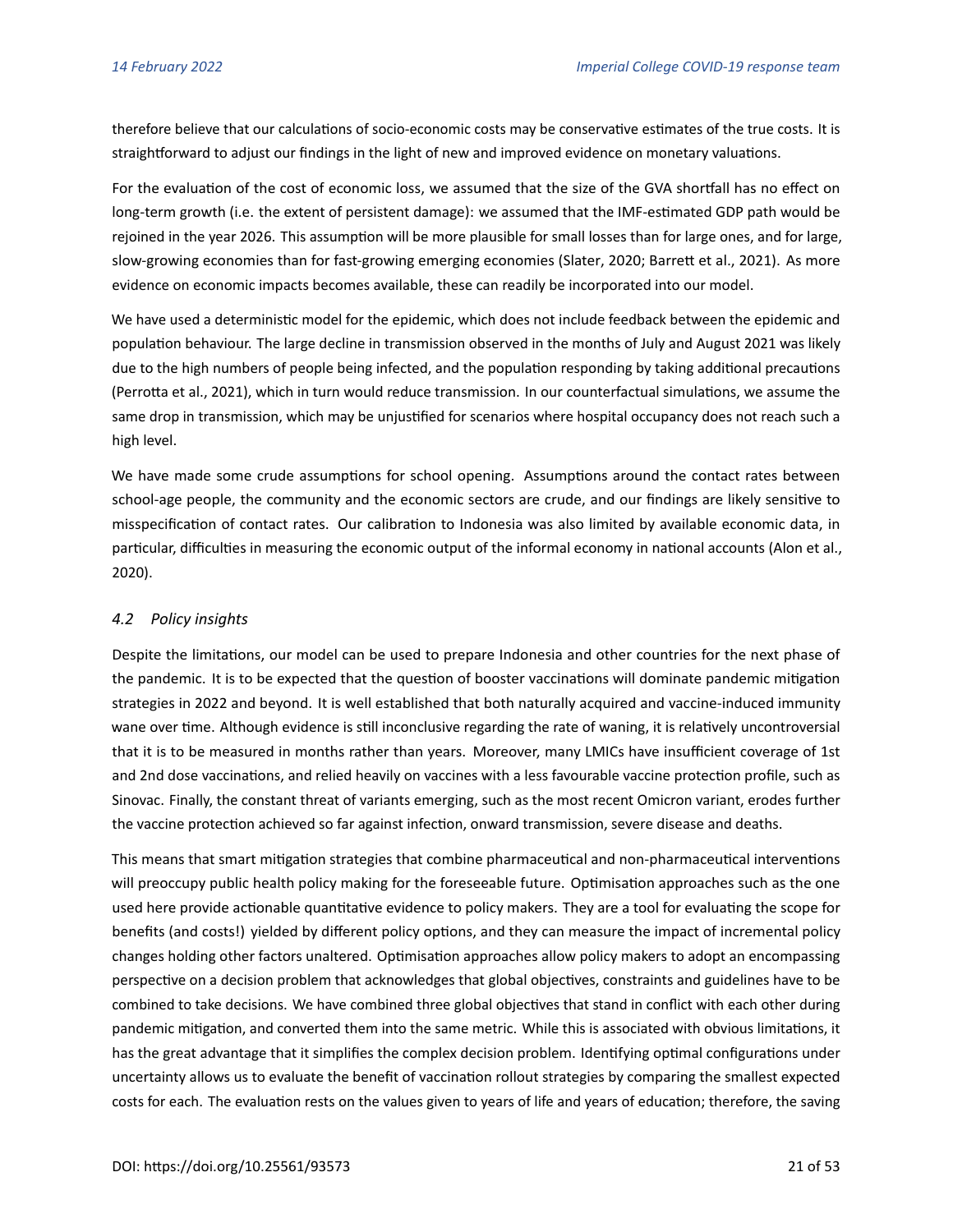therefore believe that our calculations of socio-economic costs may be conservative estimates of the true costs. It is straightforward to adjust our findings in the light of new and improved evidence on monetary valuations.

For the evaluation of the cost of economic loss, we assumed that the size of the GVA shortfall has no effect on long-term growth (i.e. the extent of persistent damage): we assumed that the IMF-estimated GDP path would be rejoined in the year 2026. This assumption will be more plausible for small losses than for large ones, and for large, slow-growing economies than for fast-growing emerging economies (Slater, 2020; Barrett et al., 2021). As more evidence on economic impacts becomes available, these can readily be incorporated into our model.

We have used a deterministic model for the epidemic, which does not include feedback between the epidemic and population behaviour. The large decline in transmission observed in the months of July and August 2021 was likely due to the high numbers of people being infected, and the population responding by taking additional precautions (Perrotta et al., 2021), which in turn would reduce transmission. In our counterfactual simulations, we assume the same drop in transmission, which may be unjustified for scenarios where hospital occupancy does not reach such a high level.

We have made some crude assumptions for school opening. Assumptions around the contact rates between school-age people, the community and the economic sectors are crude, and our findings are likely sensitive to misspecification of contact rates. Our calibration to Indonesia was also limited by available economic data, in particular, difficulties in measuring the economic output of the informal economy in national accounts (Alon et al., 2020).

### *4.2 Policy insights*

Despite the limitations, our model can be used to prepare Indonesia and other countries for the next phase of the pandemic. It is to be expected that the question of booster vaccinations will dominate pandemic mitigation strategies in 2022 and beyond. It is well established that both naturally acquired and vaccine-induced immunity wane over time. Although evidence is still inconclusive regarding the rate of waning, it is relatively uncontroversial that it is to be measured in months rather than years. Moreover, many LMICs have insufficient coverage of 1st and 2nd dose vaccinations, and relied heavily on vaccines with a less favourable vaccine protection profile, such as Sinovac. Finally, the constant threat of variants emerging, such as the most recent Omicron variant, erodes further the vaccine protection achieved so far against infection, onward transmission, severe disease and deaths.

This means that smart mitigation strategies that combine pharmaceutical and non-pharmaceutical interventions will preoccupy public health policy making for the foreseeable future. Optimisation approaches such as the one used here provide actionable quantitative evidence to policy makers. They are a tool for evaluating the scope for benefits (and costs!) yielded by different policy options, and they can measure the impact of incremental policy changes holding other factors unaltered. Optimisation approaches allow policy makers to adopt an encompassing perspective on a decision problem that acknowledges that global objectives, constraints and guidelines have to be combined to take decisions. We have combined three global objectives that stand in conflict with each other during pandemic mitigation, and converted them into the same metric. While this is associated with obvious limitations, it has the great advantage that it simplifies the complex decision problem. Identifying optimal configurations under uncertainty allows us to evaluate the benefit of vaccination rollout strategies by comparing the smallest expected costs for each. The evaluation rests on the values given to years of life and years of education; therefore, the saving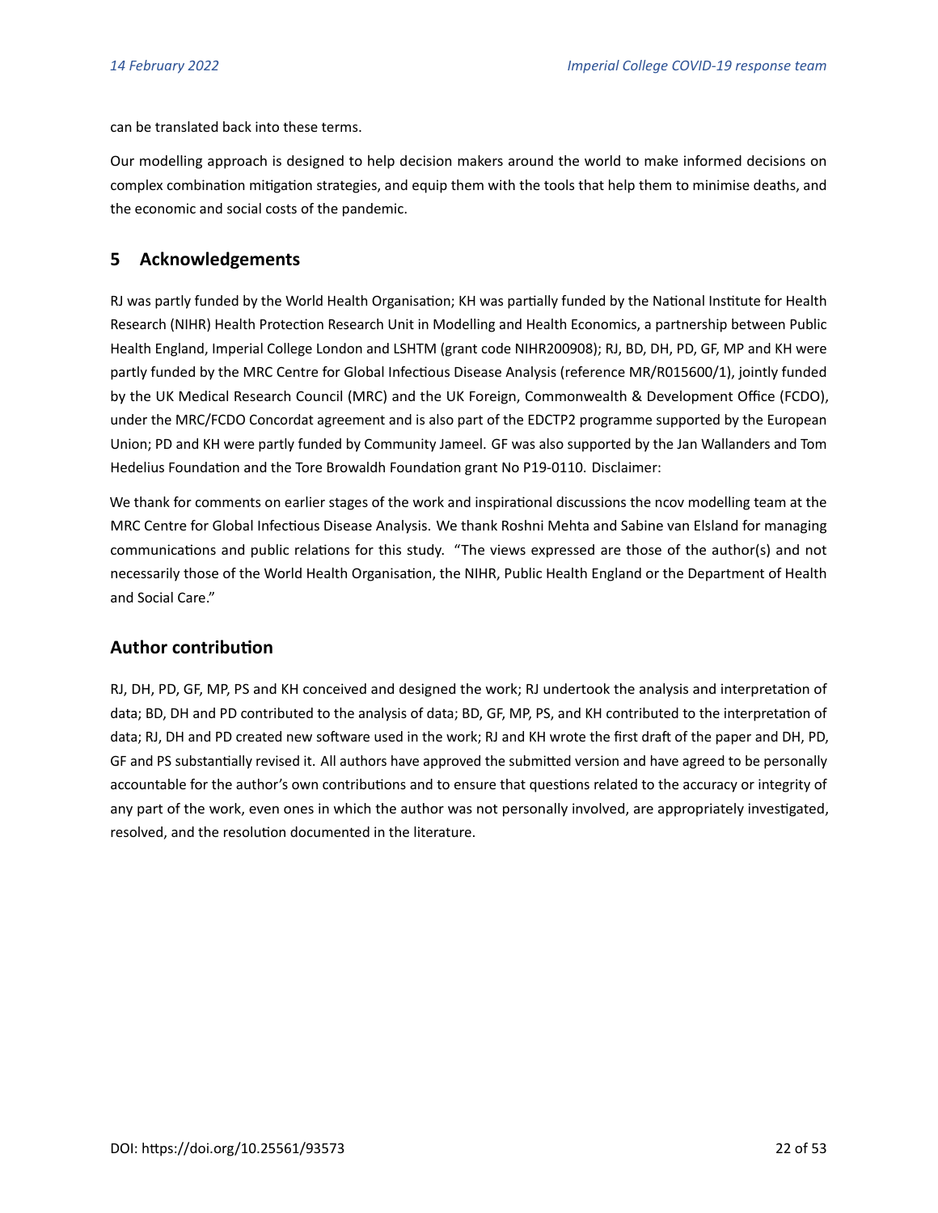can be translated back into these terms.

Our modelling approach is designed to help decision makers around the world to make informed decisions on complex combination mitigation strategies, and equip them with the tools that help them to minimise deaths, and the economic and social costs of the pandemic.

## 5 Acknowledgements

RJ was partly funded by the World Health Organisation; KH was partially funded by the National Institute for Health Research (NIHR) Health Protection Research Unit in Modelling and Health Economics, a partnership between Public Health England, Imperial College London and LSHTM (grant code NIHR200908); RJ, BD, DH, PD, GF, MP and KH were partly funded by the MRC Centre for Global Infectious Disease Analysis (reference MR/R015600/1), jointly funded by the UK Medical Research Council (MRC) and the UK Foreign, Commonwealth & Development Office (FCDO), under the MRC/FCDO Concordat agreement and is also part of the EDCTP2 programme supported by the European Union; PD and KH were partly funded by Community Jameel. GF was also supported by the Jan Wallanders and Tom Hedelius Foundation and the Tore Browaldh Foundation grant No P19-0110. Disclaimer:

We thank for comments on earlier stages of the work and inspirational discussions the ncov modelling team at the MRC Centre for Global Infectious Disease Analysis. We thank Roshni Mehta and Sabine van Elsland for managing communications and public relations for this study. "The views expressed are those of the author(s) and not necessarily those of the World Health Organisation, the NIHR, Public Health England or the Department of Health and Social Care."

## Author contribution

RJ, DH, PD, GF, MP, PS and KH conceived and designed the work; RJ undertook the analysis and interpretation of data; BD, DH and PD contributed to the analysis of data; BD, GF, MP, PS, and KH contributed to the interpretation of data; RJ, DH and PD created new software used in the work; RJ and KH wrote the first draft of the paper and DH, PD, GF and PS substantially revised it. All authors have approved the submitted version and have agreed to be personally accountable for the author's own contributions and to ensure that questions related to the accuracy or integrity of any part of the work, even ones in which the author was not personally involved, are appropriately investigated, resolved, and the resolution documented in the literature.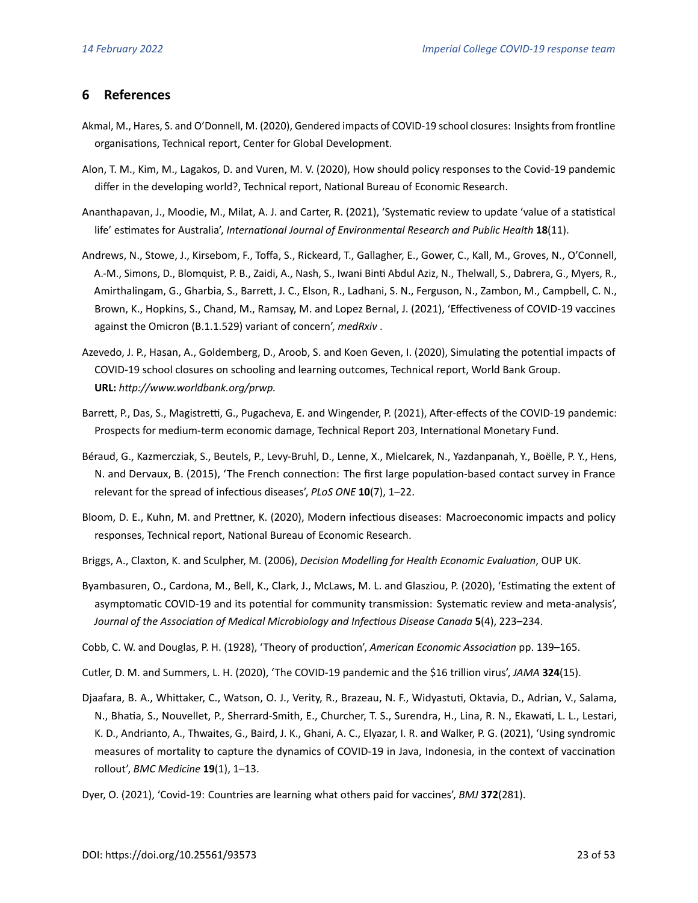## 6 References

Akmal, M., Hares, S. and O'Donnell, M. (2020), Gendered impacts of COVID-19 school closures: Insights from frontline organisations, Technical report, Center for Global Development.

Alon, T. M., Kim, M., Lagakos, D. and Vuren, M. V. (2020), How should policy responses to the Covid-19 pandemic differ in the developing world?, Technical report, National Bureau of Economic Research.

Ananthapavan, J., Moodie, M., Milat, A. J. and Carter, R. (2021), 'Systematic review to update 'value of a statistical life' estimates for Australia', *International Journal of Environmental Research and Public Health* **18**(11).

Andrews, N., Stowe, J., Kirsebom, F., Toffa, S., Rickeard, T., Gallagher, E., Gower, C., Kall, M., Groves, N., O'Connell, A.-M., Simons, D., Blomquist, P. B., Zaidi, A., Nash, S., Iwani Binti Abdul Aziz, N., Thelwall, S., Dabrera, G., Myers, R., Amirthalingam, G., Gharbia, S., Barrett, J. C., Elson, R., Ladhani, S. N., Ferguson, N., Zambon, M., Campbell, C. N., Brown, K., Hopkins, S., Chand, M., Ramsay, M. and Lopez Bernal, J. (2021), 'Effectiveness of COVID-19 vaccines against the Omicron (B.1.1.529) variant of concern', *medRxiv* .

Azevedo, J. P., Hasan, A., Goldemberg, D., Aroob, S. and Koen Geven, I. (2020), Simulating the potential impacts of COVID-19 school closures on schooling and learning outcomes, Technical report, World Bank Group.
**URL:** *http://www.worldbank.org/prwp.*

Barrett, P., Das, S., Magistretti, G., Pugacheva, E. and Wingender, P. (2021), After-effects of the COVID-19 pandemic: Prospects for medium-term economic damage, Technical Report 203, International Monetary Fund.

Béraud, G., Kazmercziak, S., Beutels, P., Levy-Bruhl, D., Lenne, X., Mielcarek, N., Yazdanpanah, Y., Boëlle, P. Y., Hens, N. and Dervaux, B. (2015), 'The French connection: The first large population-based contact survey in France relevant for the spread of infectious diseases', *PLoS ONE* **10**(7), 1–22.

Bloom, D. E., Kuhn, M. and Prettner, K. (2020), Modern infectious diseases: Macroeconomic impacts and policy responses, Technical report, National Bureau of Economic Research.

Briggs, A., Claxton, K. and Sculpher, M. (2006), *Decision Modelling for Health Economic Evaluation*, OUP UK.

Byambasuren, O., Cardona, M., Bell, K., Clark, J., McLaws, M. L. and Glasziou, P. (2020), 'Estimating the extent of asymptomatic COVID-19 and its potential for community transmission: Systematic review and meta-analysis', *Journal of the Association of Medical Microbiology and Infectious Disease Canada* **5**(4), 223–234.

Cobb, C. W. and Douglas, P. H. (1928), 'Theory of production', *American Economic Association* pp. 139–165.

Cutler, D. M. and Summers, L. H. (2020), 'The COVID-19 pandemic and the $16 trillion virus', *JAMA* **324**(15).

Djaafara, B. A., Whittaker, C., Watson, O. J., Verity, R., Brazeau, N. F., Widyastuti, Oktavia, D., Adrian, V., Salama, N., Bhatia, S., Nouvellet, P., Sherrard-Smith, E., Churcher, T. S., Surendra, H., Lina, R. N., Ekawati, L. L., Lestari, K. D., Andrianto, A., Thwaites, G., Baird, J. K., Ghani, A. C., Elyazar, I. R. and Walker, P. G. (2021), 'Using syndromic measures of mortality to capture the dynamics of COVID-19 in Java, Indonesia, in the context of vaccination rollout', *BMC Medicine* **19**(1), 1–13.

Dyer, O. (2021), 'Covid-19: Countries are learning what others paid for vaccines', *BMJ* **372**(281).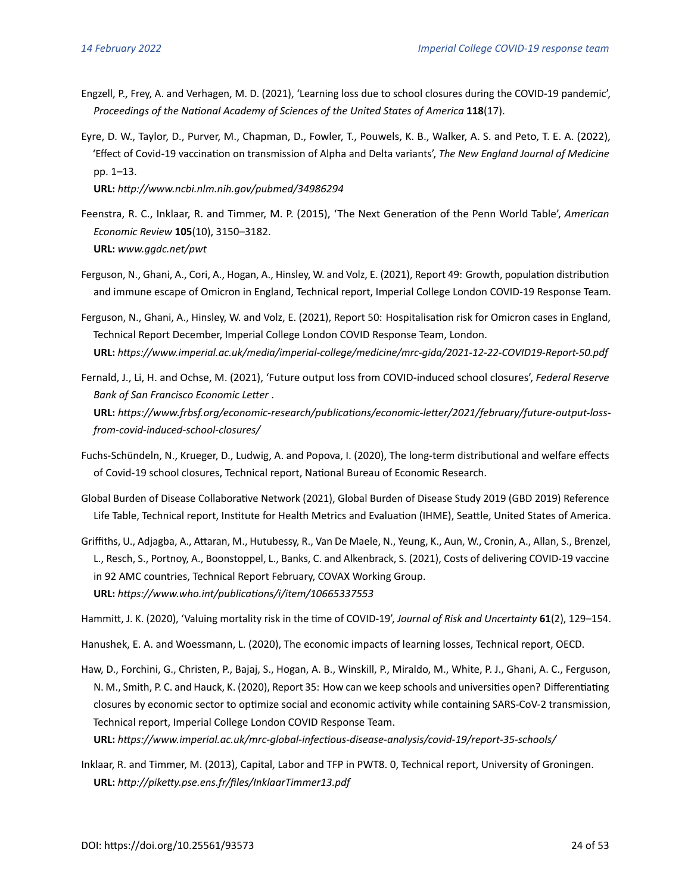Engzell, P., Frey, A. and Verhagen, M. D. (2021), 'Learning loss due to school closures during the COVID-19 pandemic', *Proceedings of the National Academy of Sciences of the United States of America* **118**(17).

Eyre, D. W., Taylor, D., Purver, M., Chapman, D., Fowler, T., Pouwels, K. B., Walker, A. S. and Peto, T. E. A. (2022), 'Effect of Covid-19 vaccination on transmission of Alpha and Delta variants', *The New England Journal of Medicine* pp. 1–13.
**URL:** *http://www.ncbi.nlm.nih.gov/pubmed/34986294*

Feenstra, R. C., Inklaar, R. and Timmer, M. P. (2015), 'The Next Generation of the Penn World Table', *American Economic Review* **105**(10), 3150–3182.
**URL:** *www.ggdc.net/pwt*

Ferguson, N., Ghani, A., Cori, A., Hogan, A., Hinsley, W. and Volz, E. (2021), Report 49: Growth, population distribution and immune escape of Omicron in England, Technical report, Imperial College London COVID-19 Response Team.

Ferguson, N., Ghani, A., Hinsley, W. and Volz, E. (2021), Report 50: Hospitalisation risk for Omicron cases in England, Technical Report December, Imperial College London COVID Response Team, London.
**URL:** *https://www.imperial.ac.uk/media/imperial-college/medicine/mrc-gida/2021-12-22-COVID19-Report-50.pdf*

Fernald, J., Li, H. and Ochse, M. (2021), 'Future output loss from COVID-induced school closures', *Federal Reserve Bank of San Francisco Economic Letter* .
**URL:** *https://www.frbsf.org/economic-research/publications/economic-letter/2021/february/future-output-loss-from-covid-induced-school-closures/*

Fuchs-Schündeln, N., Krueger, D., Ludwig, A. and Popova, I. (2020), The long-term distributional and welfare effects of Covid-19 school closures, Technical report, National Bureau of Economic Research.

Global Burden of Disease Collaborative Network (2021), Global Burden of Disease Study 2019 (GBD 2019) Reference Life Table, Technical report, Institute for Health Metrics and Evaluation (IHME), Seattle, United States of America.

Griffiths, U., Adjagba, A., Attaran, M., Hutubessy, R., Van De Maele, N., Yeung, K., Aun, W., Cronin, A., Allan, S., Brenzel, L., Resch, S., Portnoy, A., Boonstoppel, L., Banks, C. and Alkenbrack, S. (2021), Costs of delivering COVID-19 vaccine in 92 AMC countries, Technical Report February, COVAX Working Group.
**URL:** *https://www.who.int/publications/i/item/10665337553*

Hammitt, J. K. (2020), 'Valuing mortality risk in the time of COVID-19', *Journal of Risk and Uncertainty* **61**(2), 129–154.

Hanushek, E. A. and Woessmann, L. (2020), The economic impacts of learning losses, Technical report, OECD.

Haw, D., Forchini, G., Christen, P., Bajaj, S., Hogan, A. B., Winskill, P., Miraldo, M., White, P. J., Ghani, A. C., Ferguson, N. M., Smith, P. C. and Hauck, K. (2020), Report 35: How can we keep schools and universities open? Differentiating closures by economic sector to optimize social and economic activity while containing SARS-CoV-2 transmission, Technical report, Imperial College London COVID Response Team.
**URL:** *https://www.imperial.ac.uk/mrc-global-infectious-disease-analysis/covid-19/report-35-schools/*

Inklaar, R. and Timmer, M. (2013), Capital, Labor and TFP in PWT8. 0, Technical report, University of Groningen.
**URL:** *http://piketty.pse.ens.fr/files/InklaarTimmer13.pdf*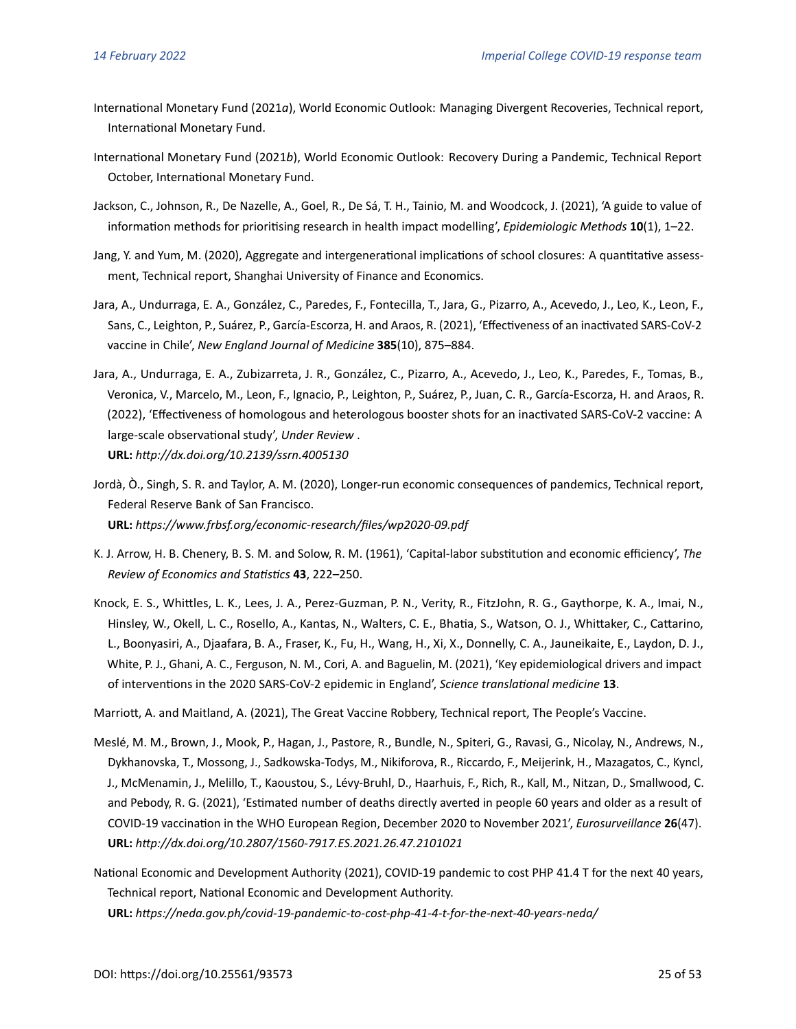International Monetary Fund (2021*a*), World Economic Outlook: Managing Divergent Recoveries, Technical report, International Monetary Fund.

International Monetary Fund (2021*b*), World Economic Outlook: Recovery During a Pandemic, Technical Report October, International Monetary Fund.

Jackson, C., Johnson, R., De Nazelle, A., Goel, R., De Sá, T. H., Tainio, M. and Woodcock, J. (2021), 'A guide to value of information methods for prioritising research in health impact modelling', *Epidemiologic Methods* **10**(1), 1–22.

Jang, Y. and Yum, M. (2020), Aggregate and intergenerational implications of school closures: A quantitative assessment, Technical report, Shanghai University of Finance and Economics.

Jara, A., Undurraga, E. A., González, C., Paredes, F., Fontecilla, T., Jara, G., Pizarro, A., Acevedo, J., Leo, K., Leon, F., Sans, C., Leighton, P., Suárez, P., García-Escorza, H. and Araos, R. (2021), 'Effectiveness of an inactivated SARS-CoV-2 vaccine in Chile', *New England Journal of Medicine* **385**(10), 875–884.

Jara, A., Undurraga, E. A., Zubizarreta, J. R., González, C., Pizarro, A., Acevedo, J., Leo, K., Paredes, F., Tomas, B., Veronica, V., Marcelo, M., Leon, F., Ignacio, P., Leighton, P., Suárez, P., Juan, C. R., García-Escorza, H. and Araos, R. (2022), 'Effectiveness of homologous and heterologous booster shots for an inactivated SARS-CoV-2 vaccine: A large-scale observational study', *Under Review* .
**URL:** *http://dx.doi.org/10.2139/ssrn.4005130*

Jordà, Ò., Singh, S. R. and Taylor, A. M. (2020), Longer-run economic consequences of pandemics, Technical report, Federal Reserve Bank of San Francisco.
**URL:** *https://www.frbsf.org/economic-research/files/wp2020-09.pdf*

K. J. Arrow, H. B. Chenery, B. S. M. and Solow, R. M. (1961), 'Capital-labor substitution and economic efficiency', *The Review of Economics and Statistics* **43**, 222–250.

Knock, E. S., Whittles, L. K., Lees, J. A., Perez-Guzman, P. N., Verity, R., FitzJohn, R. G., Gaythorpe, K. A., Imai, N., Hinsley, W., Okell, L. C., Rosello, A., Kantas, N., Walters, C. E., Bhatia, S., Watson, O. J., Whittaker, C., Cattarino, L., Boonyasiri, A., Djaafara, B. A., Fraser, K., Fu, H., Wang, H., Xi, X., Donnelly, C. A., Jauneikaite, E., Laydon, D. J., White, P. J., Ghani, A. C., Ferguson, N. M., Cori, A. and Baguelin, M. (2021), 'Key epidemiological drivers and impact of interventions in the 2020 SARS-CoV-2 epidemic in England', *Science translational medicine* **13**.

Marriott, A. and Maitland, A. (2021), The Great Vaccine Robbery, Technical report, The People's Vaccine.

Meslé, M. M., Brown, J., Mook, P., Hagan, J., Pastore, R., Bundle, N., Spiteri, G., Ravasi, G., Nicolay, N., Andrews, N., Dykhanovska, T., Mossong, J., Sadkowska-Todys, M., Nikiforova, R., Riccardo, F., Meijerink, H., Mazagatos, C., Kyncl, J., McMenamin, J., Melillo, T., Kaoustou, S., Lévy-Bruhl, D., Haarhuis, F., Rich, R., Kall, M., Nitzan, D., Smallwood, C. and Pebody, R. G. (2021), 'Estimated number of deaths directly averted in people 60 years and older as a result of COVID-19 vaccination in the WHO European Region, December 2020 to November 2021', *Eurosurveillance* **26**(47).
**URL:** *http://dx.doi.org/10.2807/1560-7917.ES.2021.26.47.2101021*

National Economic and Development Authority (2021), COVID-19 pandemic to cost PHP 41.4 T for the next 40 years, Technical report, National Economic and Development Authority.
**URL:** *https://neda.gov.ph/covid-19-pandemic-to-cost-php-41-4-t-for-the-next-40-years-neda/*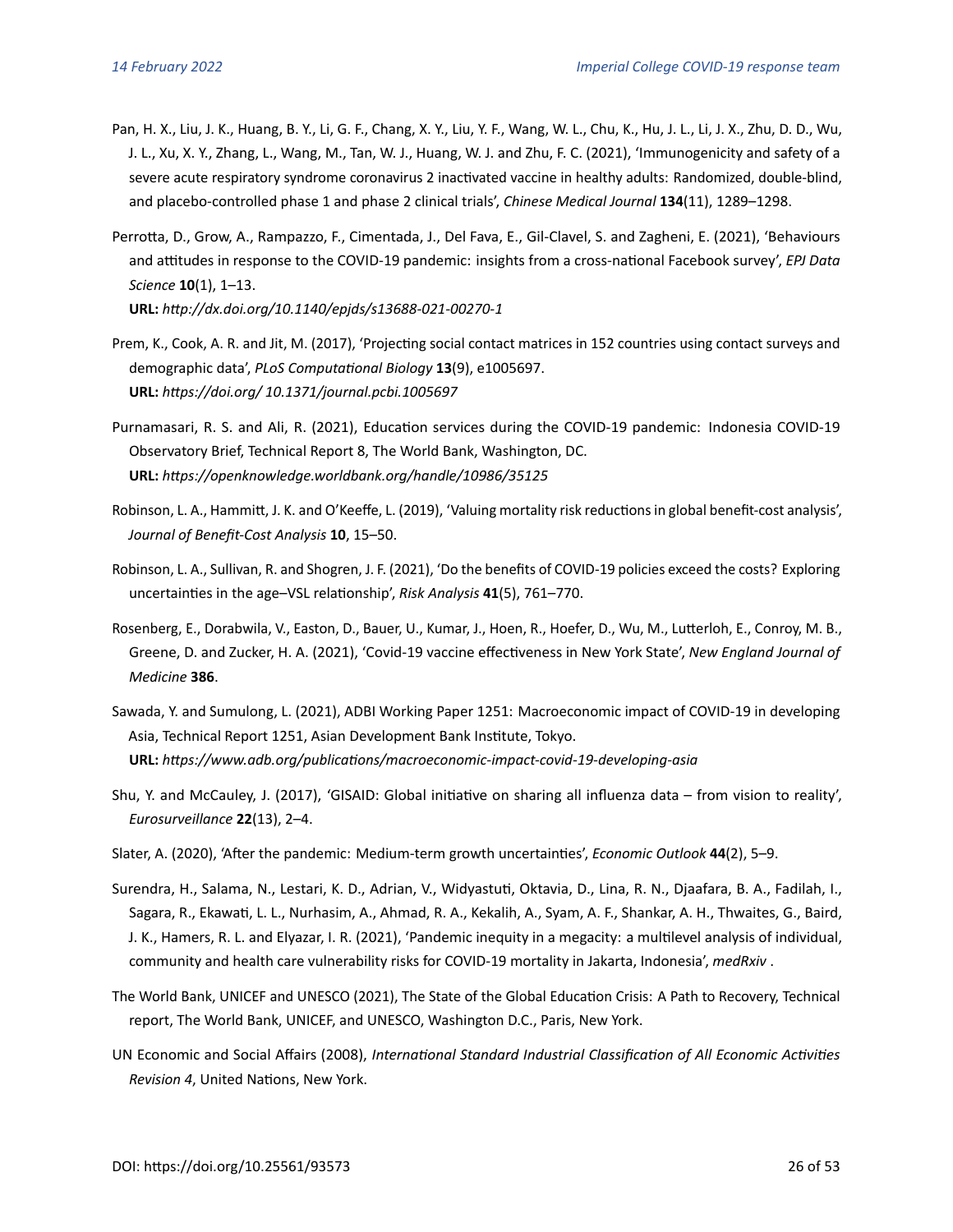Pan, H. X., Liu, J. K., Huang, B. Y., Li, G. F., Chang, X. Y., Liu, Y. F., Wang, W. L., Chu, K., Hu, J. L., Li, J. X., Zhu, D. D., Wu, J. L., Xu, X. Y., Zhang, L., Wang, M., Tan, W. J., Huang, W. J. and Zhu, F. C. (2021), 'Immunogenicity and safety of a severe acute respiratory syndrome coronavirus 2 inactivated vaccine in healthy adults: Randomized, double-blind, and placebo-controlled phase 1 and phase 2 clinical trials', *Chinese Medical Journal* **134**(11), 1289–1298.

Perrotta, D., Grow, A., Rampazzo, F., Cimentada, J., Del Fava, E., Gil-Clavel, S. and Zagheni, E. (2021), 'Behaviours and attitudes in response to the COVID-19 pandemic: insights from a cross-national Facebook survey', *EPJ Data Science* **10**(1), 1–13.
**URL:** *http://dx.doi.org/10.1140/epjds/s13688-021-00270-1*

Prem, K., Cook, A. R. and Jit, M. (2017), 'Projecting social contact matrices in 152 countries using contact surveys and demographic data', *PLoS Computational Biology* **13**(9), e1005697.
**URL:** *https://doi.org/ 10.1371/journal.pcbi.1005697*

Purnamasari, R. S. and Ali, R. (2021), Education services during the COVID-19 pandemic: Indonesia COVID-19 Observatory Brief, Technical Report 8, The World Bank, Washington, DC.
**URL:** *https://openknowledge.worldbank.org/handle/10986/35125*

Robinson, L. A., Hammitt, J. K. and O'Keeffe, L. (2019), 'Valuing mortality risk reductions in global benefit-cost analysis', *Journal of Benefit-Cost Analysis* **10**, 15–50.

Robinson, L. A., Sullivan, R. and Shogren, J. F. (2021), 'Do the benefits of COVID-19 policies exceed the costs? Exploring uncertainties in the age–VSL relationship', *Risk Analysis* **41**(5), 761–770.

Rosenberg, E., Dorabwila, V., Easton, D., Bauer, U., Kumar, J., Hoen, R., Hoefer, D., Wu, M., Lutterloh, E., Conroy, M. B., Greene, D. and Zucker, H. A. (2021), 'Covid-19 vaccine effectiveness in New York State', *New England Journal of Medicine* **386**.

Sawada, Y. and Sumulong, L. (2021), ADBI Working Paper 1251: Macroeconomic impact of COVID-19 in developing Asia, Technical Report 1251, Asian Development Bank Institute, Tokyo.
**URL:** *https://www.adb.org/publications/macroeconomic-impact-covid-19-developing-asia*

Shu, Y. and McCauley, J. (2017), 'GISAID: Global initiative on sharing all influenza data – from vision to reality', *Eurosurveillance* **22**(13), 2–4.

Slater, A. (2020), 'After the pandemic: Medium-term growth uncertainties', *Economic Outlook* **44**(2), 5–9.

Surendra, H., Salama, N., Lestari, K. D., Adrian, V., Widyastuti, Oktavia, D., Lina, R. N., Djaafara, B. A., Fadilah, I., Sagara, R., Ekawati, L. L., Nurhasim, A., Ahmad, R. A., Kekalih, A., Syam, A. F., Shankar, A. H., Thwaites, G., Baird, J. K., Hamers, R. L. and Elyazar, I. R. (2021), 'Pandemic inequity in a megacity: a multilevel analysis of individual, community and health care vulnerability risks for COVID-19 mortality in Jakarta, Indonesia', *medRxiv* .

The World Bank, UNICEF and UNESCO (2021), The State of the Global Education Crisis: A Path to Recovery, Technical report, The World Bank, UNICEF, and UNESCO, Washington D.C., Paris, New York.

UN Economic and Social Affairs (2008), *International Standard Industrial Classification of All Economic Activities Revision 4*, United Nations, New York.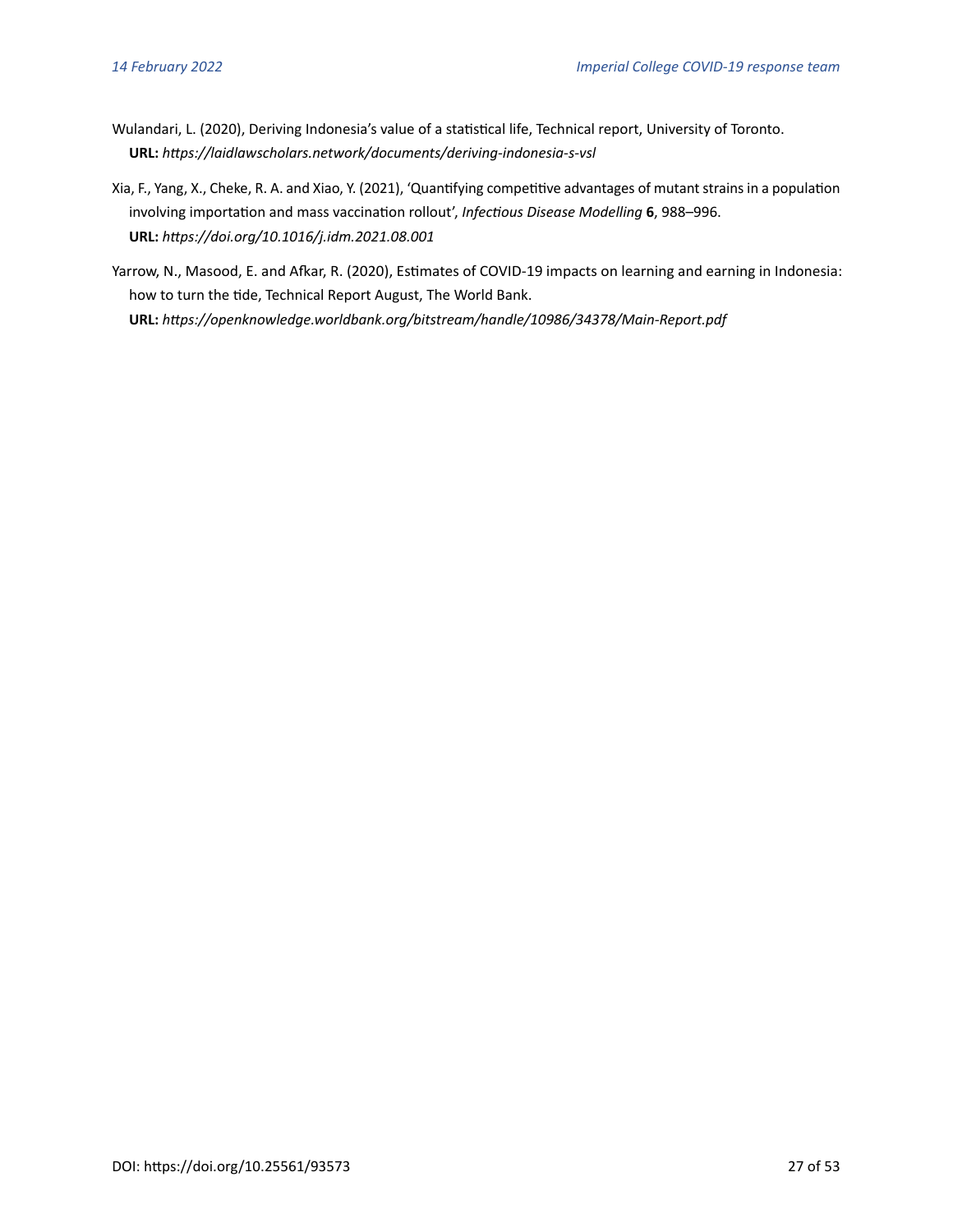Wulandari, L. (2020), Deriving Indonesia's value of a statistical life, Technical report, University of Toronto.
**URL:** *https://laidlawscholars.network/documents/deriving-indonesia-s-vsl*

Xia, F., Yang, X., Cheke, R. A. and Xiao, Y. (2021), 'Quantifying competitive advantages of mutant strains in a population involving importation and mass vaccination rollout', *Infectious Disease Modelling* **6**, 988–996.
**URL:** *https://doi.org/10.1016/j.idm.2021.08.001*

Yarrow, N., Masood, E. and Afkar, R. (2020), Estimates of COVID-19 impacts on learning and earning in Indonesia: how to turn the tide, Technical Report August, The World Bank.
**URL:** *https://openknowledge.worldbank.org/bitstream/handle/10986/34378/Main-Report.pdf*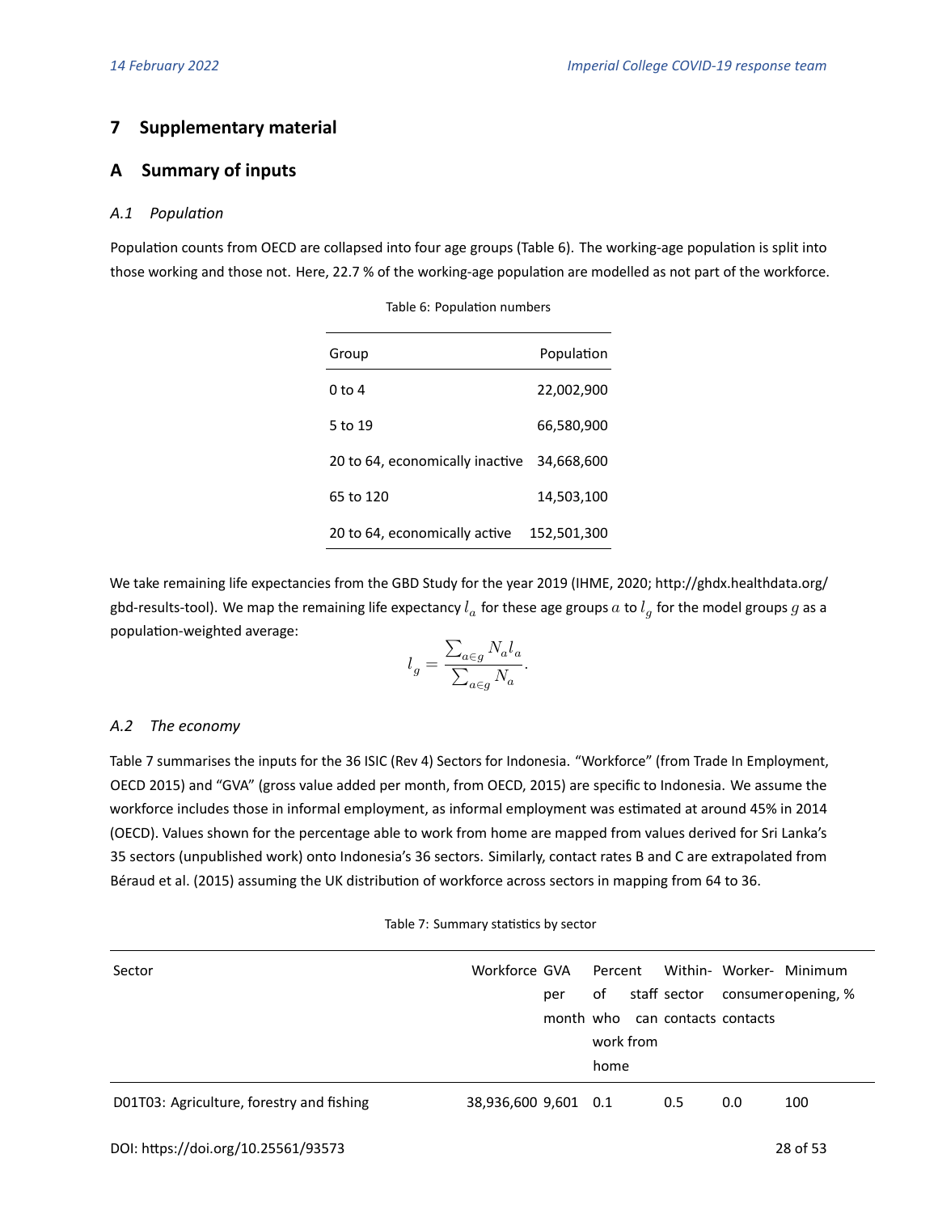## 7 Supplementary material

## A Summary of inputs

### *A.1 Population*

Population counts from OECD are collapsed into four age groups (Table 6). The working-age population is split into those working and those not. Here, 22.7 % of the working-age population are modelled as not part of the workforce.

Table 6: Population numbers

| Group | Population |
|---|---|
| 0 to 4 | 22,002,900 |
| 5 to 19 | 66,580,900 |
| 20 to 64, economically inactive | 34,668,600 |
| 65 to 120 | 14,503,100 |
| 20 to 64, economically active | 152,501,300 |

We take remaining life expectancies from the GBD Study for the year 2019 (IHME, 2020; http://ghdx.healthdata.org/gbd-results-tool). We map the remaining life expectancy $l_a$ for these age groups $a$ to $l_g$ for the model groups $g$ as a population-weighted average:

$$l_g = \frac{\sum_{a \in g} N_a l_a}{\sum_{a \in g} N_a}.$$

### *A.2 The economy*

Table 7 summarises the inputs for the 36 ISIC (Rev 4) Sectors for Indonesia. "Workforce" (from Trade In Employment, OECD 2015) and "GVA" (gross value added per month, from OECD, 2015) are specific to Indonesia. We assume the workforce includes those in informal employment, as informal employment was estimated at around 45% in 2014 (OECD). Values shown for the percentage able to work from home are mapped from values derived for Sri Lanka's 35 sectors (unpublished work) onto Indonesia's 36 sectors. Similarly, contact rates B and C are extrapolated from Béraud et al. (2015) assuming the UK distribution of workforce across sectors in mapping from 64 to 36.

Table 7: Summary statistics by sector

| Sector | Workforce | GVA per month | Percent of staff who can work from home | Within-sector contacts | Worker-consumer contacts | Minimum opening, % |
|---|---|---|---|---|---|---|
| D01T03: Agriculture, forestry and fishing | 38,936,600 | 9,601 | 0.1 | 0.5 | 0.0 | 100 |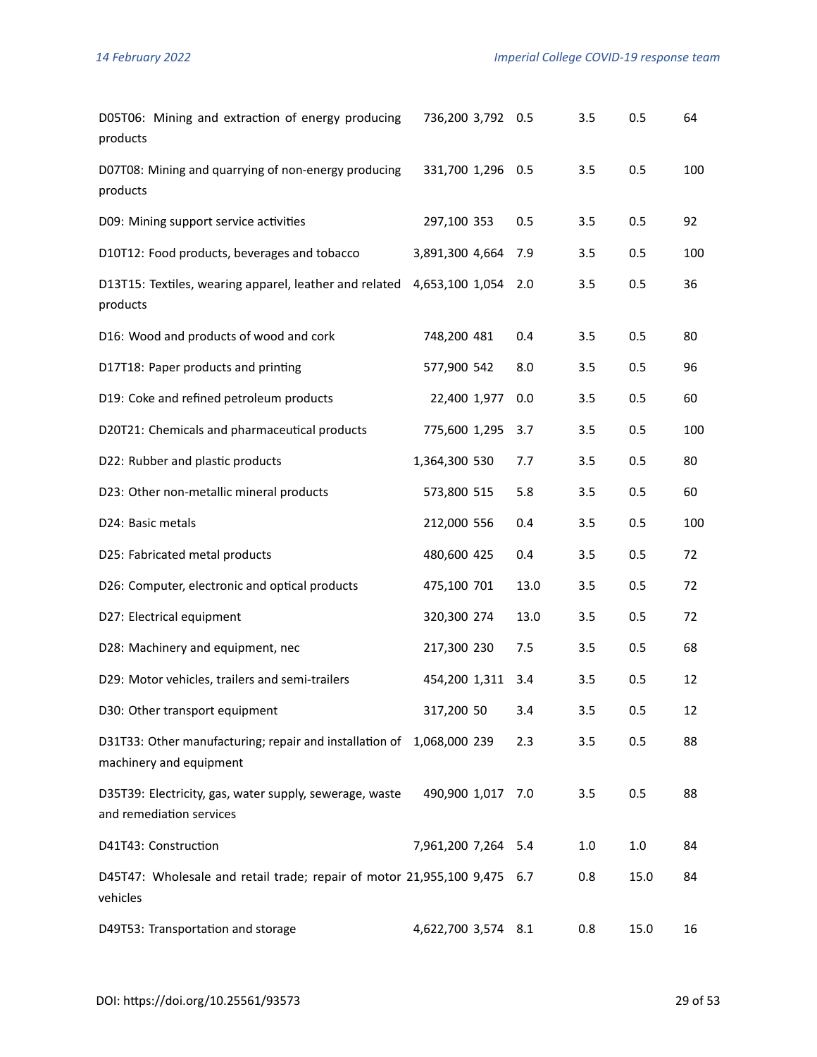| | | | | | | |
|---|---|---|---|---|---|---|
| D05T06: Mining and extraction of energy producing products | 736,200 | 3,792 | 0.5 | 3.5 | 0.5 | 64 |
| D07T08: Mining and quarrying of non-energy producing products | 331,700 | 1,296 | 0.5 | 3.5 | 0.5 | 100 |
| D09: Mining support service activities | 297,100 | 353 | 0.5 | 3.5 | 0.5 | 92 |
| D10T12: Food products, beverages and tobacco | 3,891,300 | 4,664 | 7.9 | 3.5 | 0.5 | 100 |
| D13T15: Textiles, wearing apparel, leather and related products | 4,653,100 | 1,054 | 2.0 | 3.5 | 0.5 | 36 |
| D16: Wood and products of wood and cork | 748,200 | 481 | 0.4 | 3.5 | 0.5 | 80 |
| D17T18: Paper products and printing | 577,900 | 542 | 8.0 | 3.5 | 0.5 | 96 |
| D19: Coke and refined petroleum products | 22,400 | 1,977 | 0.0 | 3.5 | 0.5 | 60 |
| D20T21: Chemicals and pharmaceutical products | 775,600 | 1,295 | 3.7 | 3.5 | 0.5 | 100 |
| D22: Rubber and plastic products | 1,364,300 | 530 | 7.7 | 3.5 | 0.5 | 80 |
| D23: Other non-metallic mineral products | 573,800 | 515 | 5.8 | 3.5 | 0.5 | 60 |
| D24: Basic metals | 212,000 | 556 | 0.4 | 3.5 | 0.5 | 100 |
| D25: Fabricated metal products | 480,600 | 425 | 0.4 | 3.5 | 0.5 | 72 |
| D26: Computer, electronic and optical products | 475,100 | 701 | 13.0 | 3.5 | 0.5 | 72 |
| D27: Electrical equipment | 320,300 | 274 | 13.0 | 3.5 | 0.5 | 72 |
| D28: Machinery and equipment, nec | 217,300 | 230 | 7.5 | 3.5 | 0.5 | 68 |
| D29: Motor vehicles, trailers and semi-trailers | 454,200 | 1,311 | 3.4 | 3.5 | 0.5 | 12 |
| D30: Other transport equipment | 317,200 | 50 | 3.4 | 3.5 | 0.5 | 12 |
| D31T33: Other manufacturing; repair and installation of machinery and equipment | 1,068,000 | 239 | 2.3 | 3.5 | 0.5 | 88 |
| D35T39: Electricity, gas, water supply, sewerage, waste and remediation services | 490,900 | 1,017 | 7.0 | 3.5 | 0.5 | 88 |
| D41T43: Construction | 7,961,200 | 7,264 | 5.4 | 1.0 | 1.0 | 84 |
| D45T47: Wholesale and retail trade; repair of motor vehicles | 21,955,100 | 9,475 | 6.7 | 0.8 | 15.0 | 84 |
| D49T53: Transportation and storage | 4,622,700 | 3,574 | 8.1 | 0.8 | 15.0 | 16 |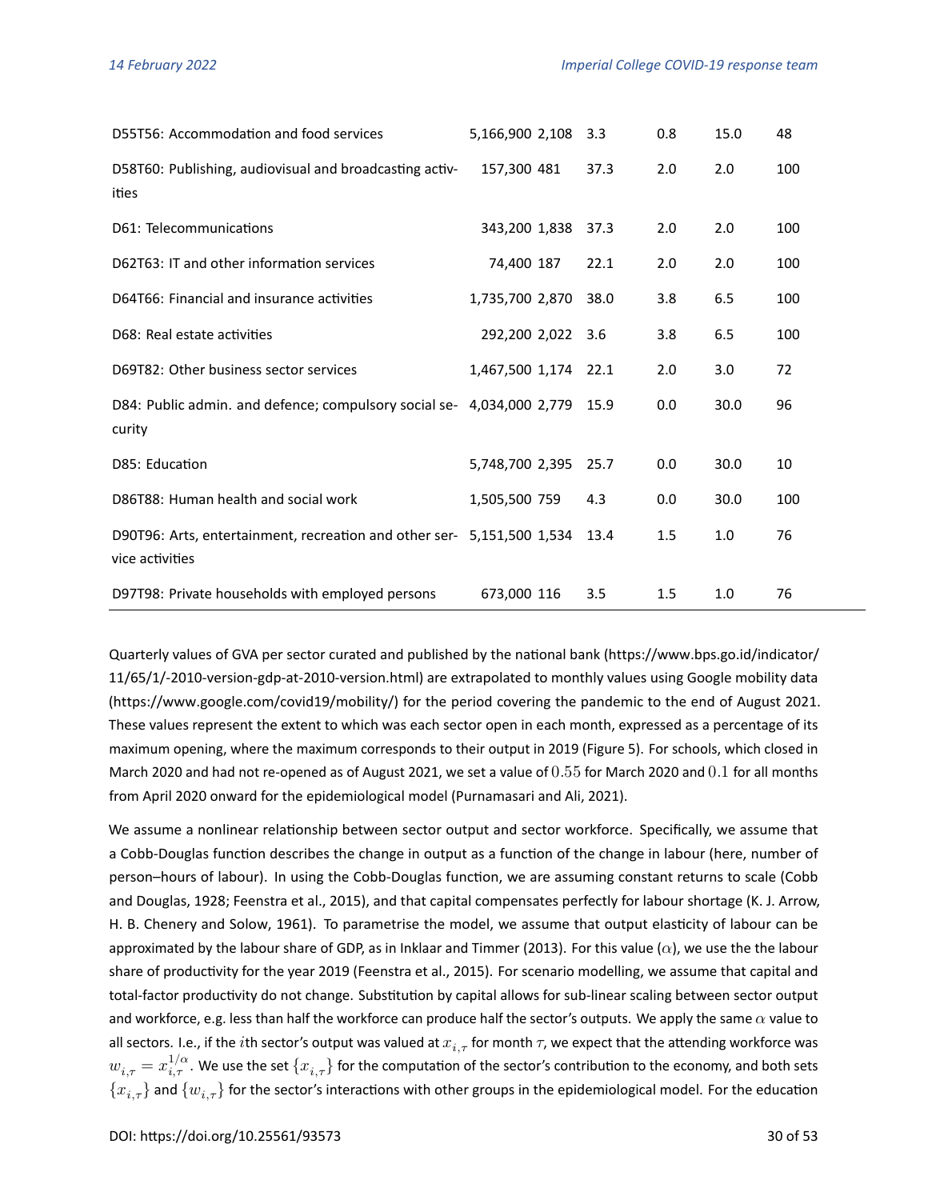| | | | | | | |
|---|---|---|---|---|---|---|
| D55T56: Accommodation and food services | 5,166,900 | 2,108 | 3.3 | 0.8 | 15.0 | 48 |
| D58T60: Publishing, audiovisual and broadcasting activities | 157,300 | 481 | 37.3 | 2.0 | 2.0 | 100 |
| D61: Telecommunications | 343,200 | 1,838 | 37.3 | 2.0 | 2.0 | 100 |
| D62T63: IT and other information services | 74,400 | 187 | 22.1 | 2.0 | 2.0 | 100 |
| D64T66: Financial and insurance activities | 1,735,700 | 2,870 | 38.0 | 3.8 | 6.5 | 100 |
| D68: Real estate activities | 292,200 | 2,022 | 3.6 | 3.8 | 6.5 | 100 |
| D69T82: Other business sector services | 1,467,500 | 1,174 | 22.1 | 2.0 | 3.0 | 72 |
| D84: Public admin. and defence; compulsory social security | 4,034,000 | 2,779 | 15.9 | 0.0 | 30.0 | 96 |
| D85: Education | 5,748,700 | 2,395 | 25.7 | 0.0 | 30.0 | 10 |
| D86T88: Human health and social work | 1,505,500 | 759 | 4.3 | 0.0 | 30.0 | 100 |
| D90T96: Arts, entertainment, recreation and other service activities | 5,151,500 | 1,534 | 13.4 | 1.5 | 1.0 | 76 |
| D97T98: Private households with employed persons | 673,000 | 116 | 3.5 | 1.5 | 1.0 | 76 |

Quarterly values of GVA per sector curated and published by the national bank (https://www.bps.go.id/indicator/11/65/1/-2010-version-gdp-at-2010-version.html) are extrapolated to monthly values using Google mobility data (https://www.google.com/covid19/mobility/) for the period covering the pandemic to the end of August 2021. These values represent the extent to which was each sector open in each month, expressed as a percentage of its maximum opening, where the maximum corresponds to their output in 2019 (Figure 5). For schools, which closed in March 2020 and had not re-opened as of August 2021, we set a value of $0.55$ for March 2020 and $0.1$ for all months from April 2020 onward for the epidemiological model (Purnamasari and Ali, 2021).

We assume a nonlinear relationship between sector output and sector workforce. Specifically, we assume that a Cobb-Douglas function describes the change in output as a function of the change in labour (here, number of person–hours of labour). In using the Cobb-Douglas function, we are assuming constant returns to scale (Cobb and Douglas, 1928; Feenstra et al., 2015), and that capital compensates perfectly for labour shortage (K. J. Arrow, H. B. Chenery and Solow, 1961). To parametrise the model, we assume that output elasticity of labour can be approximated by the labour share of GDP, as in Inklaar and Timmer (2013). For this value ($\alpha$), we use the the labour share of productivity for the year 2019 (Feenstra et al., 2015). For scenario modelling, we assume that capital and total-factor productivity do not change. Substitution by capital allows for sub-linear scaling between sector output and workforce, e.g. less than half the workforce can produce half the sector's outputs. We apply the same $\alpha$ value to all sectors. I.e., if the $i$th sector's output was valued at $x_{i,\tau}$ for month $\tau$, we expect that the attending workforce was $w_{i,\tau} = x_{i,\tau}^{1/\alpha}$. We use the set $\{x_{i,\tau}\}$ for the computation of the sector's contribution to the economy, and both sets $\{x_{i,\tau}\}$ and $\{w_{i,\tau}\}$ for the sector's interactions with other groups in the epidemiological model. For the education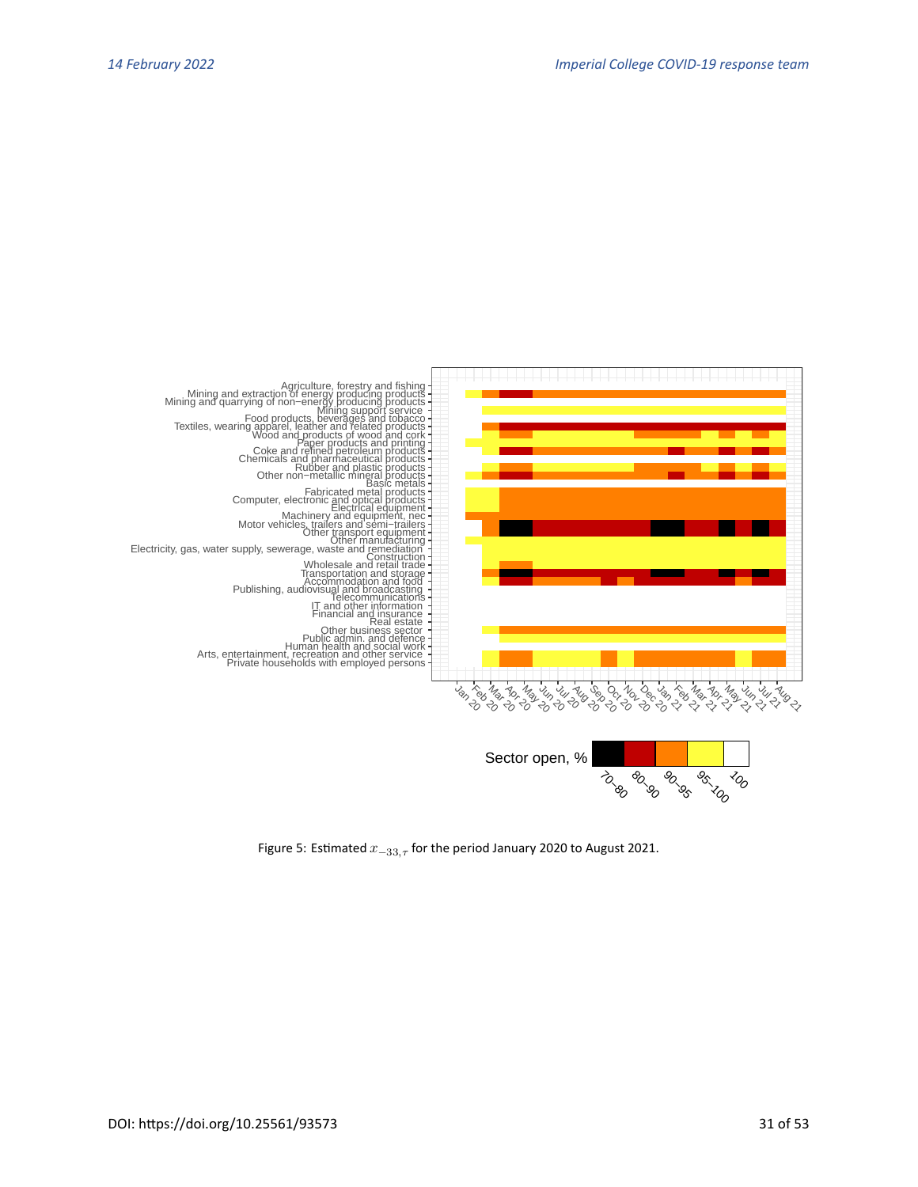Figure 5: Estimated $x_{-33,\tau}$ for the period January 2020 to August 2021.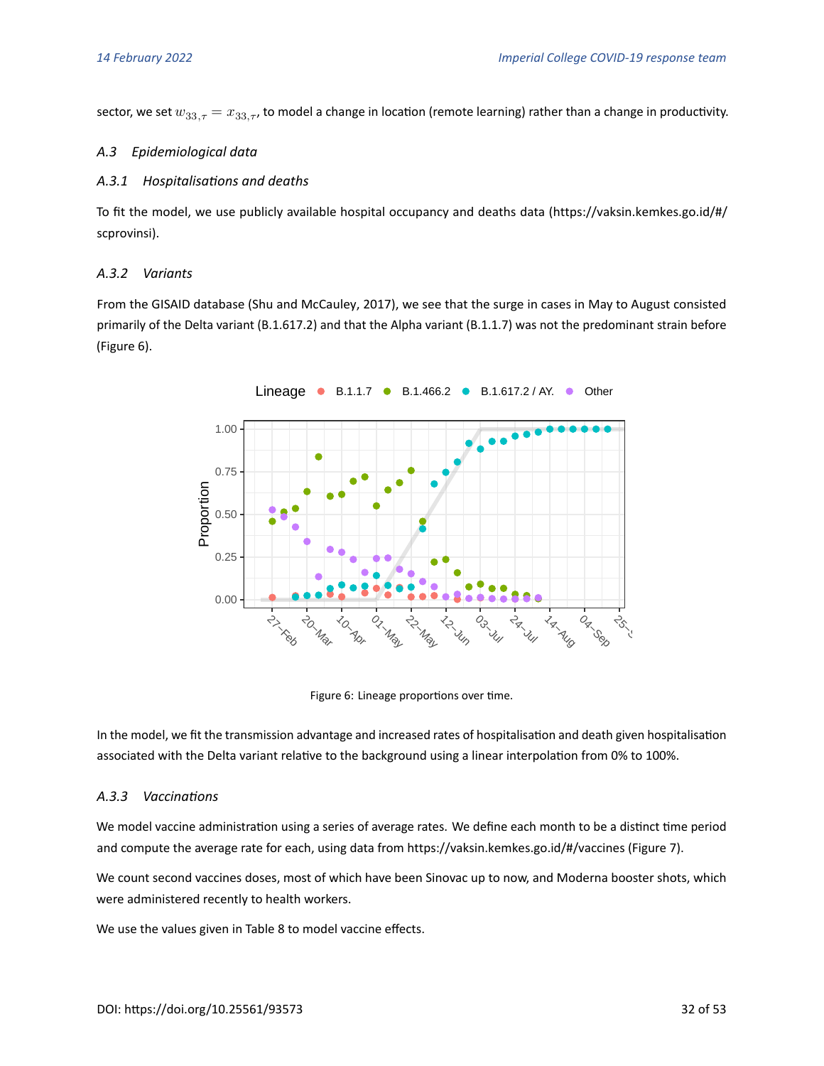sector, we set $w_{33,\tau} = x_{33,\tau}$, to model a change in location (remote learning) rather than a change in productivity.

### *A.3 Epidemiological data*

#### *A.3.1 Hospitalisations and deaths*

To fit the model, we use publicly available hospital occupancy and deaths data (https://vaksin.kemkes.go.id/#/scprovinsi).

#### *A.3.2 Variants*

From the GISAID database (Shu and McCauley, 2017), we see that the surge in cases in May to August consisted primarily of the Delta variant (B.1.617.2) and that the Alpha variant (B.1.1.7) was not the predominant strain before (Figure 6).

Figure 6: Lineage proportions over time.

In the model, we fit the transmission advantage and increased rates of hospitalisation and death given hospitalisation associated with the Delta variant relative to the background using a linear interpolation from 0% to 100%.

#### *A.3.3 Vaccinations*

We model vaccine administration using a series of average rates. We define each month to be a distinct time period and compute the average rate for each, using data from https://vaksin.kemkes.go.id/#/vaccines (Figure 7).

We count second vaccines doses, most of which have been Sinovac up to now, and Moderna booster shots, which were administered recently to health workers.

We use the values given in Table 8 to model vaccine effects.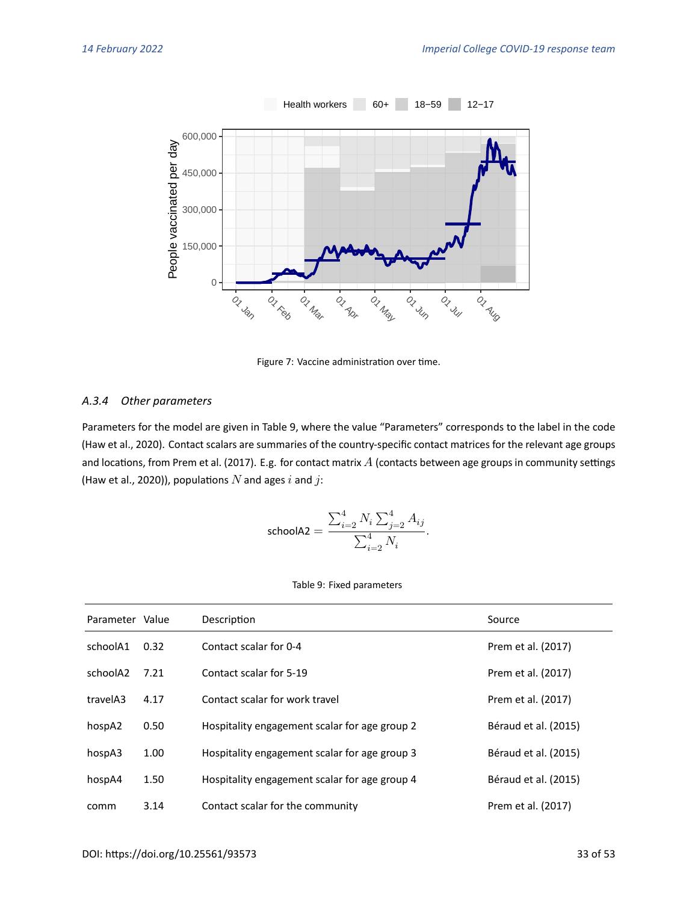Figure 7: Vaccine administration over time.

### A.3.4 Other parameters

Parameters for the model are given in Table 9, where the value "Parameters" corresponds to the label in the code (Haw et al., 2020). Contact scalars are summaries of the country-specific contact matrices for the relevant age groups and locations, from Prem et al. (2017). E.g. for contact matrix $A$ (contacts between age groups in community settings (Haw et al., 2020)), populations $N$ and ages $i$ and $j$:

$$\text{schoolA2} = \frac{\sum_{i=2}^{4} N_i \sum_{j=2}^{4} A_{ij}}{\sum_{i=2}^{4} N_i}.$$

Table 9: Fixed parameters

| Parameter | Value | Description | Source |
|---|---|---|---|
| schoolA1 | 0.32 | Contact scalar for 0-4 | Prem et al. (2017) |
| schoolA2 | 7.21 | Contact scalar for 5-19 | Prem et al. (2017) |
| travelA3 | 4.17 | Contact scalar for work travel | Prem et al. (2017) |
| hospA2 | 0.50 | Hospitality engagement scalar for age group 2 | Béraud et al. (2015) |
| hospA3 | 1.00 | Hospitality engagement scalar for age group 3 | Béraud et al. (2015) |
| hospA4 | 1.50 | Hospitality engagement scalar for age group 4 | Béraud et al. (2015) |
| comm | 3.14 | Contact scalar for the community | Prem et al. (2017) |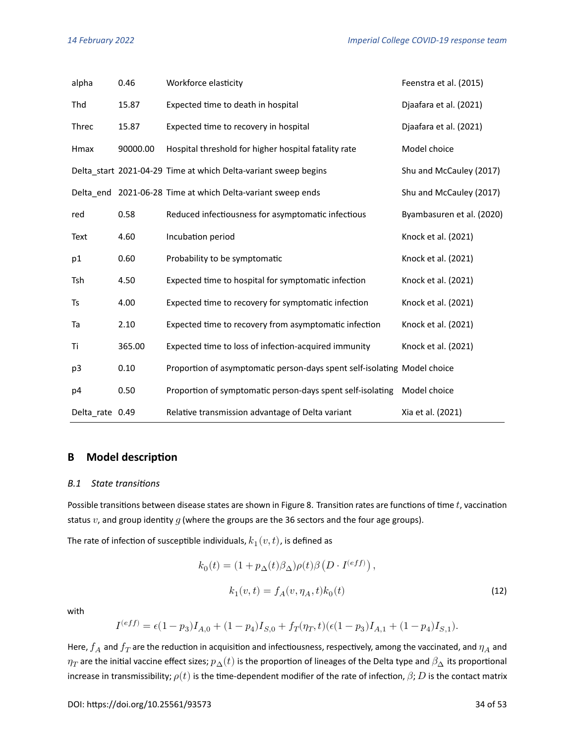| | | | |
|---|---|---|---|
| alpha | 0.46 | Workforce elasticity | Feenstra et al. (2015) |
| Thd | 15.87 | Expected time to death in hospital | Djaafara et al. (2021) |
| Threc | 15.87 | Expected time to recovery in hospital | Djaafara et al. (2021) |
| Hmax | 90000.00 | Hospital threshold for higher hospital fatality rate | Model choice |
| Delta_start | 2021-04-29 | Time at which Delta-variant sweep begins | Shu and McCauley (2017) |
| Delta_end | 2021-06-28 | Time at which Delta-variant sweep ends | Shu and McCauley (2017) |
| red | 0.58 | Reduced infectiousness for asymptomatic infectious | Byambasuren et al. (2020) |
| Text | 4.60 | Incubation period | Knock et al. (2021) |
| p1 | 0.60 | Probability to be symptomatic | Knock et al. (2021) |
| Tsh | 4.50 | Expected time to hospital for symptomatic infection | Knock et al. (2021) |
| Ts | 4.00 | Expected time to recovery for symptomatic infection | Knock et al. (2021) |
| Ta | 2.10 | Expected time to recovery from asymptomatic infection | Knock et al. (2021) |
| Ti | 365.00 | Expected time to loss of infection-acquired immunity | Knock et al. (2021) |
| p3 | 0.10 | Proportion of asymptomatic person-days spent self-isolating | Model choice |
| p4 | 0.50 | Proportion of symptomatic person-days spent self-isolating | Model choice |
| Delta_rate | 0.49 | Relative transmission advantage of Delta variant | Xia et al. (2021) |

## B Model description

### B.1 State transitions

Possible transitions between disease states are shown in Figure 8. Transition rates are functions of time $t$, vaccination status $v$, and group identity $g$ (where the groups are the 36 sectors and the four age groups).

The rate of infection of susceptible individuals, $k_1(v,t)$, is defined as

$$k_0(t) = (1 + p_\Delta(t)\beta_\Delta)\rho(t)\beta\left(D \cdot I^{(eff)}\right),$$

$$k_1(v,t) = f_A(v, \eta_A, t)k_0(t) \tag{12}$$

with

$$I^{(eff)} = \epsilon(1-p_3)I_{A,0} + (1-p_4)I_{S,0} + f_T(\eta_T, t)(\epsilon(1-p_3)I_{A,1} + (1-p_4)I_{S,1}).$$

Here, $f_A$ and $f_T$ are the reduction in acquisition and infectiousness, respectively, among the vaccinated, and $\eta_A$ and $\eta_T$ are the initial vaccine effect sizes; $p_\Delta(t)$ is the proportion of lineages of the Delta type and $\beta_\Delta$ its proportional increase in transmissibility; $\rho(t)$ is the time-dependent modifier of the rate of infection, $\beta$; $D$ is the contact matrix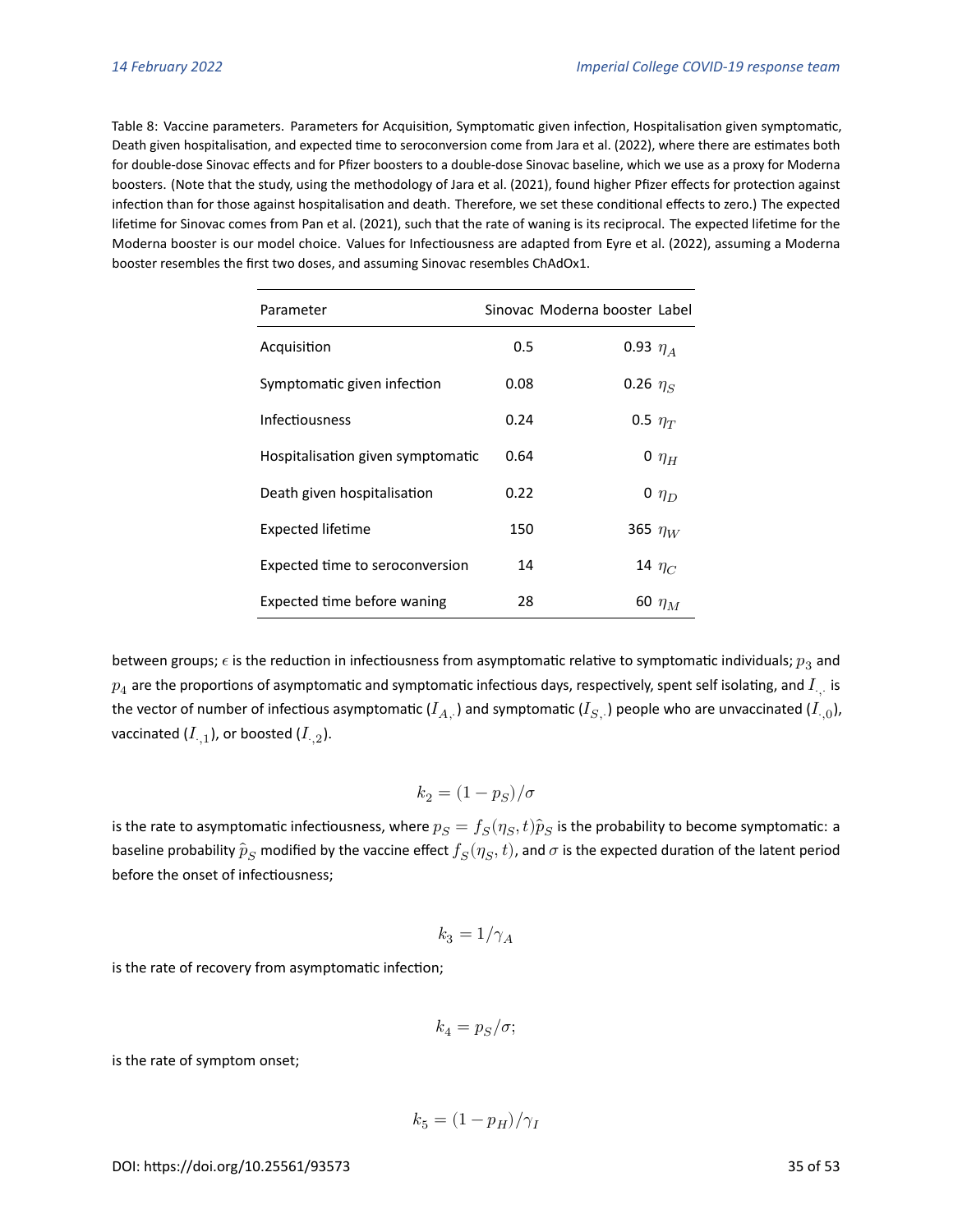Table 8: Vaccine parameters. Parameters for Acquisition, Symptomatic given infection, Hospitalisation given symptomatic, Death given hospitalisation, and expected time to seroconversion come from Jara et al. (2022), where there are estimates both for double-dose Sinovac effects and for Pfizer boosters to a double-dose Sinovac baseline, which we use as a proxy for Moderna boosters. (Note that the study, using the methodology of Jara et al. (2021), found higher Pfizer effects for protection against infection than for those against hospitalisation and death. Therefore, we set these conditional effects to zero.) The expected lifetime for Sinovac comes from Pan et al. (2021), such that the rate of waning is its reciprocal. The expected lifetime for the Moderna booster is our model choice. Values for Infectiousness are adapted from Eyre et al. (2022), assuming a Moderna booster resembles the first two doses, and assuming Sinovac resembles ChAdOx1.

| Parameter | Sinovac | Moderna booster | Label |
|---|---|---|---|
| Acquisition | 0.5 | 0.93 | $\eta_A$ |
| Symptomatic given infection | 0.08 | 0.26 | $\eta_S$ |
| Infectiousness | 0.24 | 0.5 | $\eta_T$ |
| Hospitalisation given symptomatic | 0.64 | 0 | $\eta_H$ |
| Death given hospitalisation | 0.22 | 0 | $\eta_D$ |
| Expected lifetime | 150 | 365 | $\eta_W$ |
| Expected time to seroconversion | 14 | 14 | $\eta_C$ |
| Expected time before waning | 28 | 60 | $\eta_M$ |

between groups; $\epsilon$ is the reduction in infectiousness from asymptomatic relative to symptomatic individuals; $p_3$ and $p_4$ are the proportions of asymptomatic and symptomatic infectious days, respectively, spent self isolating, and $I_{\cdot,\cdot}$ is the vector of number of infectious asymptomatic ($I_{A,\cdot}$) and symptomatic ($I_{S,\cdot}$) people who are unvaccinated ($I_{\cdot,0}$), vaccinated ($I_{\cdot,1}$), or boosted ($I_{\cdot,2}$).

$$k_2 = (1 - p_S)/\sigma$$

is the rate to asymptomatic infectiousness, where $p_S = f_S(\eta_S, t)\hat{p}_S$ is the probability to become symptomatic: a baseline probability $\hat{p}_S$ modified by the vaccine effect $f_S(\eta_S, t)$, and $\sigma$ is the expected duration of the latent period before the onset of infectiousness;

$$k_3 = 1/\gamma_A$$

is the rate of recovery from asymptomatic infection;

$$k_4 = p_S/\sigma;$$

is the rate of symptom onset;

$$k_5 = (1 - p_H)/\gamma_I$$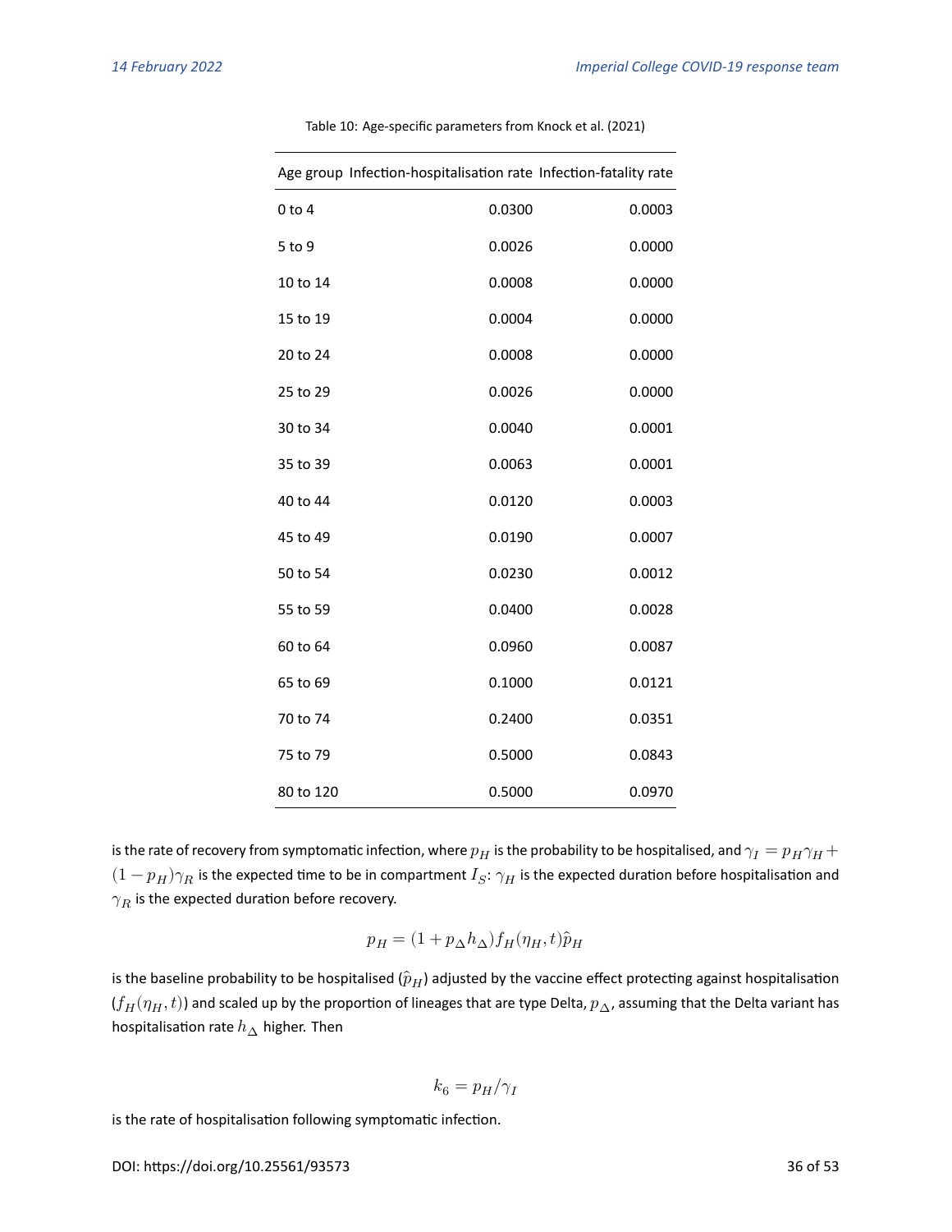Table 10: Age-specific parameters from Knock et al. (2021)

| Age group | Infection-hospitalisation rate | Infection-fatality rate |
|---|---|---|
| 0 to 4 | 0.0300 | 0.0003 |
| 5 to 9 | 0.0026 | 0.0000 |
| 10 to 14 | 0.0008 | 0.0000 |
| 15 to 19 | 0.0004 | 0.0000 |
| 20 to 24 | 0.0008 | 0.0000 |
| 25 to 29 | 0.0026 | 0.0000 |
| 30 to 34 | 0.0040 | 0.0001 |
| 35 to 39 | 0.0063 | 0.0001 |
| 40 to 44 | 0.0120 | 0.0003 |
| 45 to 49 | 0.0190 | 0.0007 |
| 50 to 54 | 0.0230 | 0.0012 |
| 55 to 59 | 0.0400 | 0.0028 |
| 60 to 64 | 0.0960 | 0.0087 |
| 65 to 69 | 0.1000 | 0.0121 |
| 70 to 74 | 0.2400 | 0.0351 |
| 75 to 79 | 0.5000 | 0.0843 |
| 80 to 120 | 0.5000 | 0.0970 |

is the rate of recovery from symptomatic infection, where $p_H$ is the probability to be hospitalised, and $\gamma_I = p_H\gamma_H + (1-p_H)\gamma_R$ is the expected time to be in compartment $I_S$: $\gamma_H$ is the expected duration before hospitalisation and $\gamma_R$ is the expected duration before recovery.

$$p_H = (1 + p_\Delta h_\Delta) f_H(\eta_H, t)\hat{p}_H$$

is the baseline probability to be hospitalised ($\hat{p}_H$) adjusted by the vaccine effect protecting against hospitalisation ($f_H(\eta_H, t)$) and scaled up by the proportion of lineages that are type Delta, $p_\Delta$, assuming that the Delta variant has hospitalisation rate $h_\Delta$ higher. Then

$$k_6 = p_H/\gamma_I$$

is the rate of hospitalisation following symptomatic infection.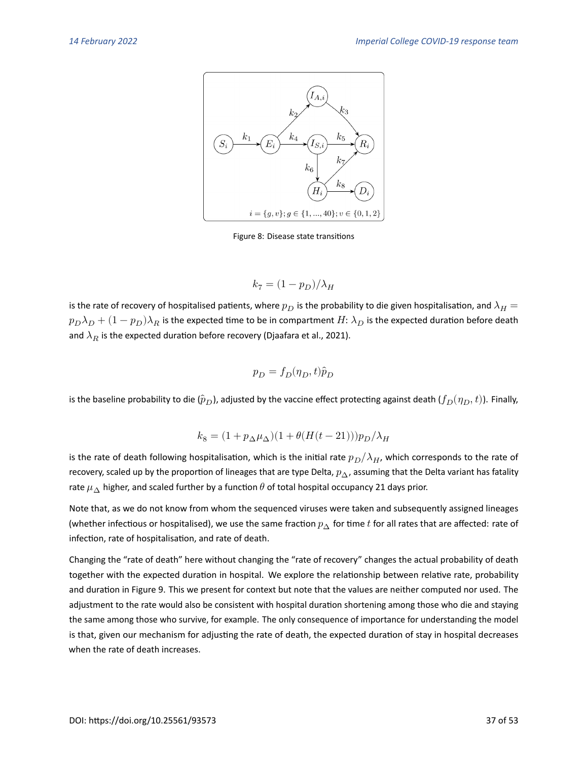Figure 8: Disease state transitions

$$k_7 = (1 - p_D)/\lambda_H$$

is the rate of recovery of hospitalised patients, where $p_D$ is the probability to die given hospitalisation, and $\lambda_H = p_D\lambda_D + (1-p_D)\lambda_R$ is the expected time to be in compartment $H$: $\lambda_D$ is the expected duration before death and $\lambda_R$ is the expected duration before recovery (Djaafara et al., 2021).

$$p_D = f_D(\eta_D, t)\hat{p}_D$$

is the baseline probability to die ($\hat{p}_D$), adjusted by the vaccine effect protecting against death ($f_D(\eta_D, t)$). Finally,

$$k_8 = (1 + p_\Delta \mu_\Delta)(1 + \theta(H(t-21)))p_D/\lambda_H$$

is the rate of death following hospitalisation, which is the initial rate $p_D/\lambda_H$, which corresponds to the rate of recovery, scaled up by the proportion of lineages that are type Delta, $p_\Delta$, assuming that the Delta variant has fatality rate $\mu_\Delta$ higher, and scaled further by a function $\theta$ of total hospital occupancy 21 days prior.

Note that, as we do not know from whom the sequenced viruses were taken and subsequently assigned lineages (whether infectious or hospitalised), we use the same fraction $p_\Delta$ for time $t$ for all rates that are affected: rate of infection, rate of hospitalisation, and rate of death.

Changing the "rate of death" here without changing the "rate of recovery" changes the actual probability of death together with the expected duration in hospital. We explore the relationship between relative rate, probability and duration in Figure 9. This we present for context but note that the values are neither computed nor used. The adjustment to the rate would also be consistent with hospital duration shortening among those who die and staying the same among those who survive, for example. The only consequence of importance for understanding the model is that, given our mechanism for adjusting the rate of death, the expected duration of stay in hospital decreases when the rate of death increases.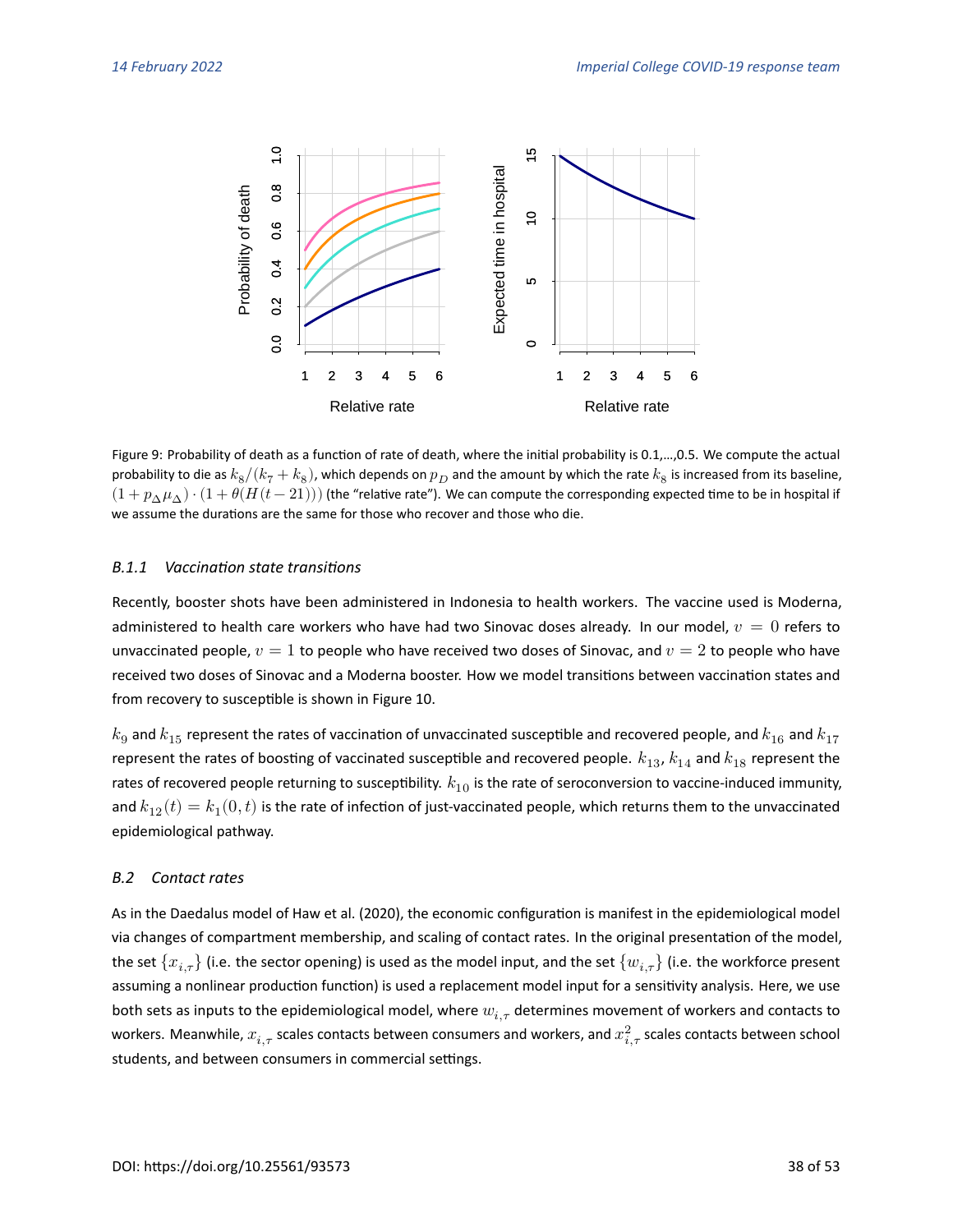Figure 9: Probability of death as a function of rate of death, where the initial probability is 0.1,...,0.5. We compute the actual probability to die as $k_8/(k_7 + k_8)$, which depends on $p_D$ and the amount by which the rate $k_8$ is increased from its baseline, $(1 + p_\Delta \mu_\Delta) \cdot (1 + \theta(H(t - 21)))$ (the "relative rate"). We can compute the corresponding expected time to be in hospital if we assume the durations are the same for those who recover and those who die.

### B.1.1 *Vaccination state transitions*

Recently, booster shots have been administered in Indonesia to health workers. The vaccine used is Moderna, administered to health care workers who have had two Sinovac doses already. In our model, $v = 0$ refers to unvaccinated people, $v = 1$ to people who have received two doses of Sinovac, and $v = 2$ to people who have received two doses of Sinovac and a Moderna booster. How we model transitions between vaccination states and from recovery to susceptible is shown in Figure 10.

$k_9$ and $k_{15}$ represent the rates of vaccination of unvaccinated susceptible and recovered people, and $k_{16}$ and $k_{17}$ represent the rates of boosting of vaccinated susceptible and recovered people. $k_{13}$, $k_{14}$ and $k_{18}$ represent the rates of recovered people returning to susceptibility. $k_{10}$ is the rate of seroconversion to vaccine-induced immunity, and $k_{12}(t) = k_1(0, t)$ is the rate of infection of just-vaccinated people, which returns them to the unvaccinated epidemiological pathway.

## B.2 *Contact rates*

As in the Daedalus model of Haw et al. (2020), the economic configuration is manifest in the epidemiological model via changes of compartment membership, and scaling of contact rates. In the original presentation of the model, the set $\{x_{i,\tau}\}$ (i.e. the sector opening) is used as the model input, and the set $\{w_{i,\tau}\}$ (i.e. the workforce present assuming a nonlinear production function) is used a replacement model input for a sensitivity analysis. Here, we use both sets as inputs to the epidemiological model, where $w_{i,\tau}$ determines movement of workers and contacts to workers. Meanwhile, $x_{i,\tau}$ scales contacts between consumers and workers, and $x^2_{i,\tau}$ scales contacts between school students, and between consumers in commercial settings.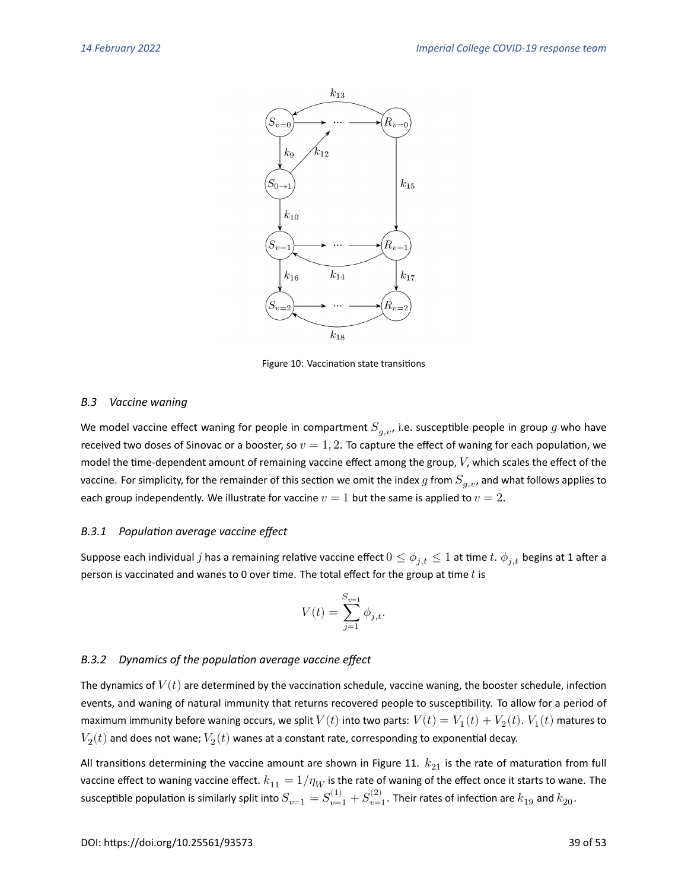Figure 10: Vaccination state transitions

### B.3 Vaccine waning

We model vaccine effect waning for people in compartment $S_{g,v}$, i.e. susceptible people in group $g$ who have received two doses of Sinovac or a booster, so $v = 1, 2$. To capture the effect of waning for each population, we model the time-dependent amount of remaining vaccine effect among the group, $V$, which scales the effect of the vaccine. For simplicity, for the remainder of this section we omit the index $g$ from $S_{g,v}$, and what follows applies to each group independently. We illustrate for vaccine $v = 1$ but the same is applied to $v = 2$.

#### B.3.1 Population average vaccine effect

Suppose each individual $j$ has a remaining relative vaccine effect $0 \leq \phi_{j,t} \leq 1$ at time $t$. $\phi_{j,t}$ begins at 1 after a person is vaccinated and wanes to 0 over time. The total effect for the group at time $t$ is

$$V(t) = \sum_{j=1}^{S_{v=1}} \phi_{j,t}.$$

#### B.3.2 Dynamics of the population average vaccine effect

The dynamics of $V(t)$ are determined by the vaccination schedule, vaccine waning, the booster schedule, infection events, and waning of natural immunity that returns recovered people to susceptibility. To allow for a period of maximum immunity before waning occurs, we split $V(t)$ into two parts: $V(t) = V_1(t) + V_2(t)$. $V_1(t)$ matures to $V_2(t)$ and does not wane; $V_2(t)$ wanes at a constant rate, corresponding to exponential decay.

All transitions determining the vaccine amount are shown in Figure 11. $k_{21}$ is the rate of maturation from full vaccine effect to waning vaccine effect. $k_{11} = 1/\eta_W$ is the rate of waning of the effect once it starts to wane. The susceptible population is similarly split into $S_{v=1} = S_{v=1}^{(1)} + S_{v=1}^{(2)}$. Their rates of infection are $k_{19}$ and $k_{20}$.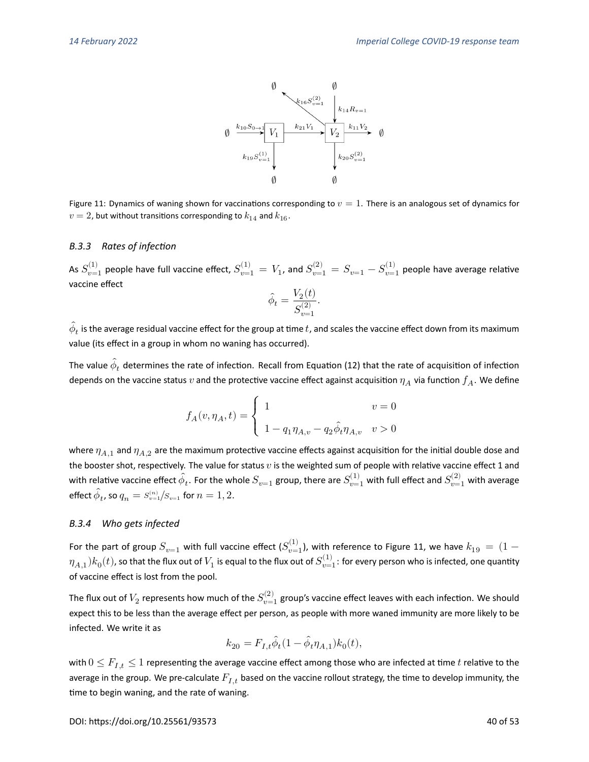Figure 11: Dynamics of waning shown for vaccinations corresponding to $v = 1$. There is an analogous set of dynamics for $v = 2$, but without transitions corresponding to $k_{14}$ and $k_{16}$.

### B.3.3 *Rates of infection*

As $S^{(1)}_{v=1}$ people have full vaccine effect, $S^{(1)}_{v=1} = V_1$, and $S^{(2)}_{v=1} = S_{v=1} - S^{(1)}_{v=1}$ people have average relative vaccine effect

$$\hat{\phi}_t = \frac{V_2(t)}{S^{(2)}_{v=1}}.$$

$\hat{\phi}_t$ is the average residual vaccine effect for the group at time $t$, and scales the vaccine effect down from its maximum value (its effect in a group in whom no waning has occurred).

The value $\hat{\phi}_t$ determines the rate of infection. Recall from Equation (12) that the rate of acquisition of infection depends on the vaccine status $v$ and the protective vaccine effect against acquisition $\eta_A$ via function $f_A$. We define

$$f_A(v, \eta_A, t) = \begin{cases} 1 & v = 0 \\ 1 - q_1\eta_{A,v} - q_2\hat{\phi}_t\eta_{A,v} & v > 0 \end{cases}$$

where $\eta_{A,1}$ and $\eta_{A,2}$ are the maximum protective vaccine effects against acquisition for the initial double dose and the booster shot, respectively. The value for status $v$ is the weighted sum of people with relative vaccine effect 1 and with relative vaccine effect $\hat{\phi}_t$. For the whole $S_{v=1}$ group, there are $S^{(1)}_{v=1}$ with full effect and $S^{(2)}_{v=1}$ with average effect $\hat{\phi}_t$, so $q_n = S^{(n)}_{v=1}/S_{v=1}$ for $n = 1, 2$.

### B.3.4 *Who gets infected*

For the part of group $S_{v=1}$ with full vaccine effect ($S^{(1)}_{v=1}$), with reference to Figure 11, we have $k_{19} = (1 - \eta_{A,1})k_0(t)$, so that the flux out of $V_1$ is equal to the flux out of $S^{(1)}_{v=1}$: for every person who is infected, one quantity of vaccine effect is lost from the pool.

The flux out of $V_2$ represents how much of the $S^{(2)}_{v=1}$ group's vaccine effect leaves with each infection. We should expect this to be less than the average effect per person, as people with more waned immunity are more likely to be infected. We write it as

$$k_{20} = F_{I,t}\hat{\phi}_t(1 - \hat{\phi}_t\eta_{A,1})k_0(t),$$

with $0 \leq F_{I,t} \leq 1$ representing the average vaccine effect among those who are infected at time $t$ relative to the average in the group. We pre-calculate $F_{I,t}$ based on the vaccine rollout strategy, the time to develop immunity, the time to begin waning, and the rate of waning.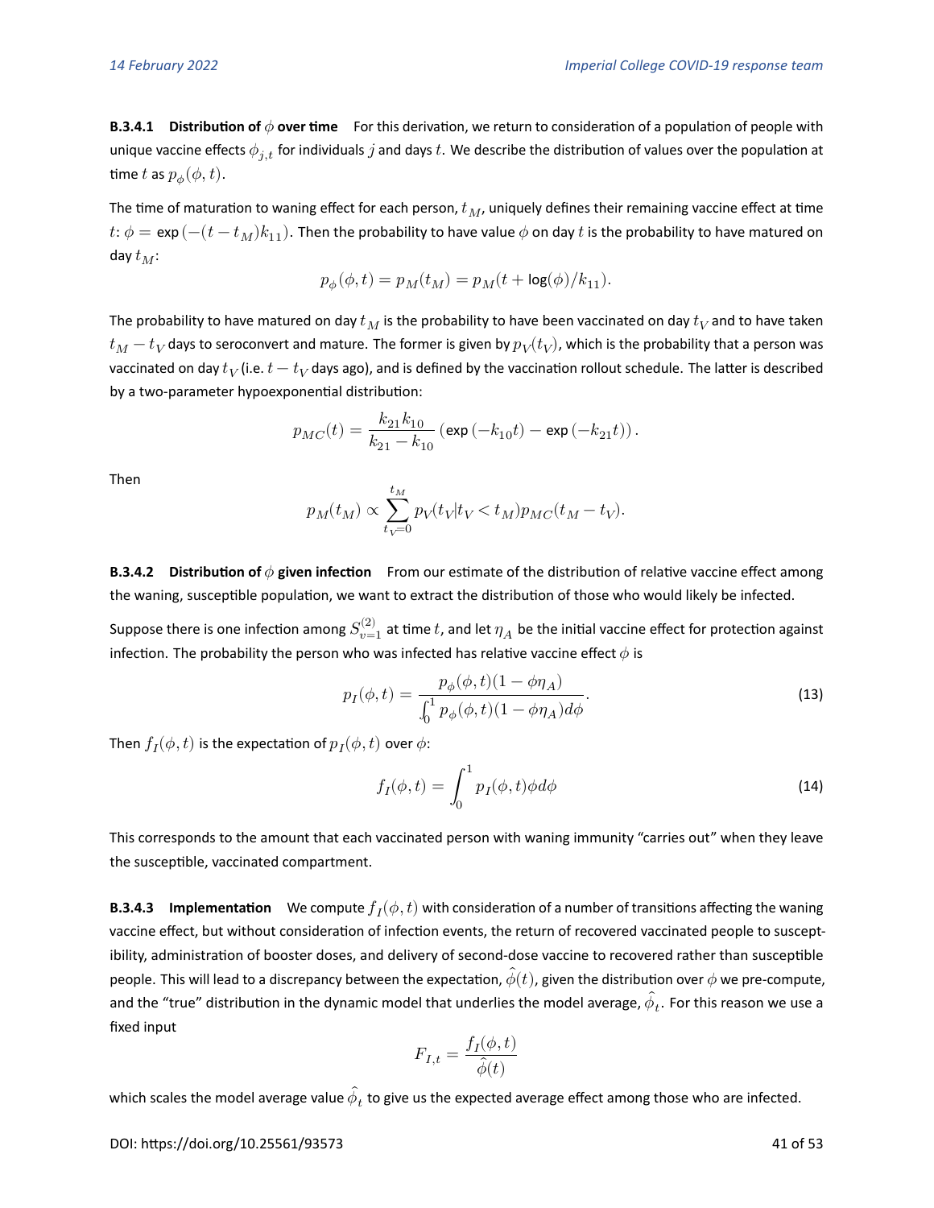**B.3.4.1 Distribution of $\phi$ over time** For this derivation, we return to consideration of a population of people with unique vaccine effects $\phi_{j,t}$ for individuals $j$ and days $t$. We describe the distribution of values over the population at time $t$ as $p_\phi(\phi, t)$.

The time of maturation to waning effect for each person, $t_M$, uniquely defines their remaining vaccine effect at time $t$: $\phi = \exp\left(-(t - t_M)k_{11}\right)$. Then the probability to have value $\phi$ on day $t$ is the probability to have matured on day $t_M$:

$$p_\phi(\phi, t) = p_M(t_M) = p_M(t + \log(\phi)/k_{11}).$$

The probability to have matured on day $t_M$ is the probability to have been vaccinated on day $t_V$ and to have taken $t_M - t_V$ days to seroconvert and mature. The former is given by $p_V(t_V)$, which is the probability that a person was vaccinated on day $t_V$ (i.e. $t - t_V$ days ago), and is defined by the vaccination rollout schedule. The latter is described by a two-parameter hypoexponential distribution:

$$p_{MC}(t) = \frac{k_{21}k_{10}}{k_{21} - k_{10}}\left(\exp\left(-k_{10}t\right) - \exp\left(-k_{21}t\right)\right).$$

Then

$$p_M(t_M) \propto \sum_{t_V=0}^{t_M} p_V(t_V | t_V < t_M) p_{MC}(t_M - t_V).$$

**B.3.4.2 Distribution of $\phi$ given infection** From our estimate of the distribution of relative vaccine effect among the waning, susceptible population, we want to extract the distribution of those who would likely be infected.

Suppose there is one infection among $S^{(2)}_{v=1}$ at time $t$, and let $\eta_A$ be the initial vaccine effect for protection against infection. The probability the person who was infected has relative vaccine effect $\phi$ is

$$p_I(\phi, t) = \frac{p_\phi(\phi, t)(1 - \phi\eta_A)}{\int_0^1 p_\phi(\phi, t)(1 - \phi\eta_A)d\phi}. \tag{13}$$

Then $f_I(\phi, t)$ is the expectation of $p_I(\phi, t)$ over $\phi$:

$$f_I(\phi, t) = \int_0^1 p_I(\phi, t)\phi d\phi \tag{14}$$

This corresponds to the amount that each vaccinated person with waning immunity "carries out" when they leave the susceptible, vaccinated compartment.

**B.3.4.3 Implementation** We compute $f_I(\phi, t)$ with consideration of a number of transitions affecting the waning vaccine effect, but without consideration of infection events, the return of recovered vaccinated people to susceptibility, administration of booster doses, and delivery of second-dose vaccine to recovered rather than susceptible people. This will lead to a discrepancy between the expectation, $\hat{\phi}(t)$, given the distribution over $\phi$ we pre-compute, and the "true" distribution in the dynamic model that underlies the model average, $\hat{\phi}_t$. For this reason we use a fixed input

$$F_{I,t} = \frac{f_I(\phi, t)}{\hat{\phi}(t)}$$

which scales the model average value $\hat{\phi}_t$ to give us the expected average effect among those who are infected.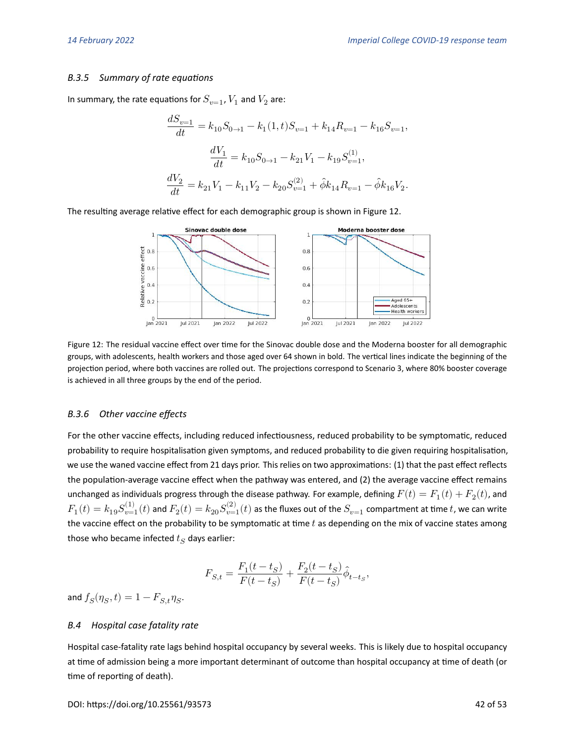### B.3.5 Summary of rate equations

In summary, the rate equations for $S_{v=1}$, $V_1$ and $V_2$ are:

$$\frac{dS_{v=1}}{dt} = k_{10}S_{0\to 1} - k_1(1,t)S_{v=1} + k_{14}R_{v=1} - k_{16}S_{v=1},$$

$$\frac{dV_1}{dt} = k_{10}S_{0\to 1} - k_{21}V_1 - k_{19}S^{(1)}_{v=1},$$

$$\frac{dV_2}{dt} = k_{21}V_1 - k_{11}V_2 - k_{20}S^{(2)}_{v=1} + \hat{\phi}k_{14}R_{v=1} - \hat{\phi}k_{16}V_2.$$

The resulting average relative effect for each demographic group is shown in Figure 12.

Figure 12: The residual vaccine effect over time for the Sinovac double dose and the Moderna booster for all demographic groups, with adolescents, health workers and those aged over 64 shown in bold. The vertical lines indicate the beginning of the projection period, where both vaccines are rolled out. The projections correspond to Scenario 3, where 80% booster coverage is achieved in all three groups by the end of the period.

### B.3.6 Other vaccine effects

For the other vaccine effects, including reduced infectiousness, reduced probability to be symptomatic, reduced probability to require hospitalisation given symptoms, and reduced probability to die given requiring hospitalisation, we use the waned vaccine effect from 21 days prior. This relies on two approximations: (1) that the past effect reflects the population-average vaccine effect when the pathway was entered, and (2) the average vaccine effect remains unchanged as individuals progress through the disease pathway. For example, defining $F(t) = F_1(t) + F_2(t)$, and $F_1(t) = k_{19}S^{(1)}_{v=1}(t)$ and $F_2(t) = k_{20}S^{(2)}_{v=1}(t)$ as the fluxes out of the $S_{v=1}$ compartment at time $t$, we can write the vaccine effect on the probability to be symptomatic at time $t$ as depending on the mix of vaccine states among those who became infected $t_S$ days earlier:

$$F_{S,t} = \frac{F_1(t-t_S)}{F(t-t_S)} + \frac{F_2(t-t_S)}{F(t-t_S)}\hat{\phi}_{t-t_S},$$

and $f_S(\eta_S, t) = 1 - F_{S,t}\eta_S$.

## B.4 Hospital case fatality rate

Hospital case-fatality rate lags behind hospital occupancy by several weeks. This is likely due to hospital occupancy at time of admission being a more important determinant of outcome than hospital occupancy at time of death (or time of reporting of death).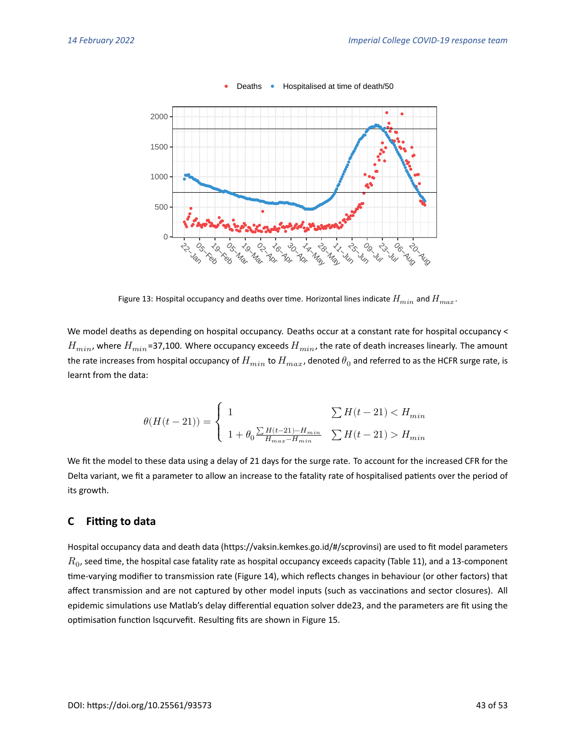Figure 13: Hospital occupancy and deaths over time. Horizontal lines indicate $H_{min}$ and $H_{max}$.

We model deaths as depending on hospital occupancy. Deaths occur at a constant rate for hospital occupancy < $H_{min}$, where $H_{min}$=37,100. Where occupancy exceeds $H_{min}$, the rate of death increases linearly. The amount the rate increases from hospital occupancy of $H_{min}$ to $H_{max}$, denoted $\theta_0$ and referred to as the HCFR surge rate, is learnt from the data:

$$\theta(H(t-21)) = \begin{cases} 1 & \sum H(t-21) < H_{min} \\ 1 + \theta_0 \frac{\sum H(t-21) - H_{min}}{H_{max} - H_{min}} & \sum H(t-21) > H_{min} \end{cases}$$

We fit the model to these data using a delay of 21 days for the surge rate. To account for the increased CFR for the Delta variant, we fit a parameter to allow an increase to the fatality rate of hospitalised patients over the period of its growth.

## C Fitting to data

Hospital occupancy data and death data (https://vaksin.kemkes.go.id/#/scprovinsi) are used to fit model parameters $R_0$, seed time, the hospital case fatality rate as hospital occupancy exceeds capacity (Table 11), and a 13-component time-varying modifier to transmission rate (Figure 14), which reflects changes in behaviour (or other factors) that affect transmission and are not captured by other model inputs (such as vaccinations and sector closures). All epidemic simulations use Matlab's delay differential equation solver dde23, and the parameters are fit using the optimisation function lsqcurvefit. Resulting fits are shown in Figure 15.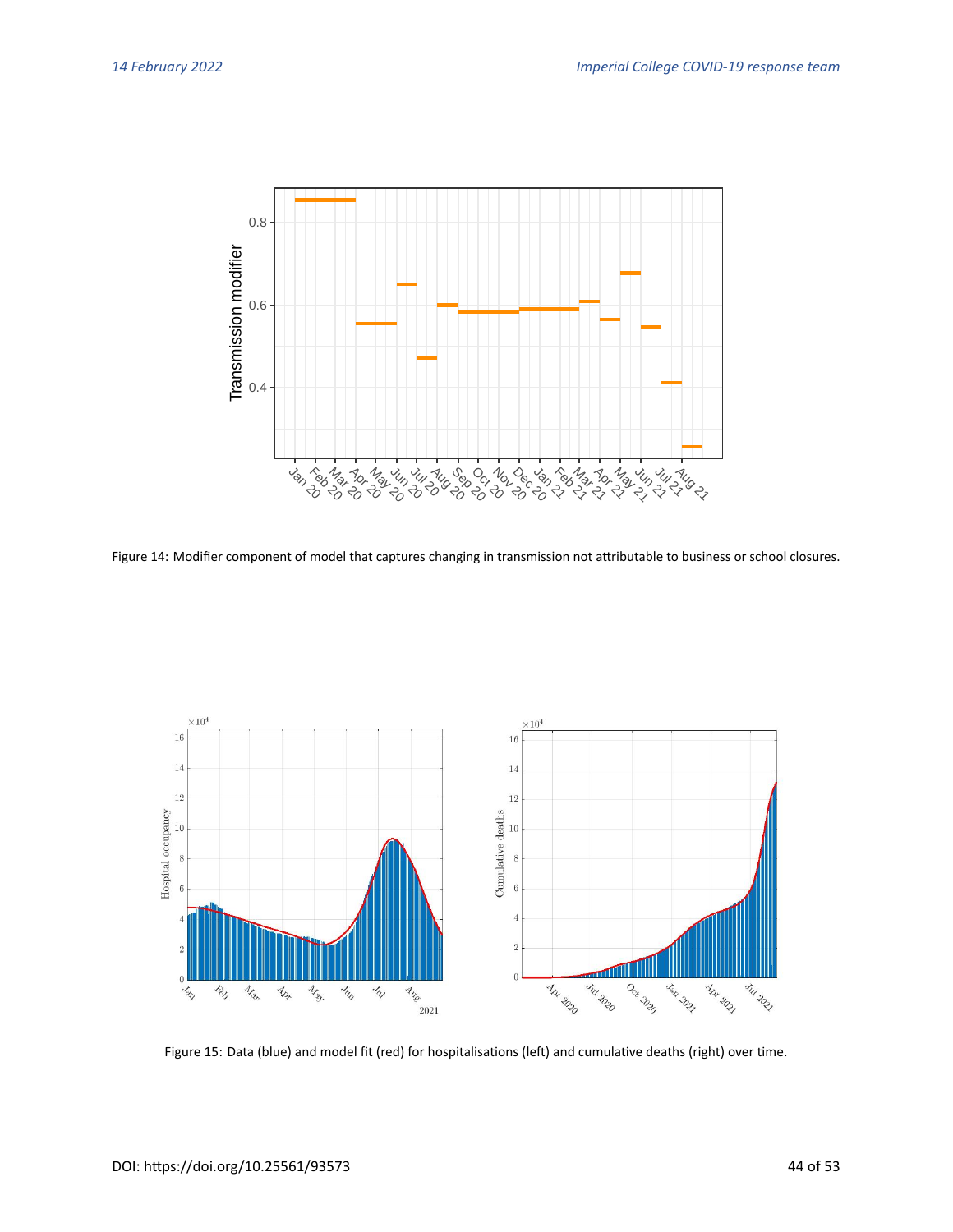Figure 14: Modifier component of model that captures changing in transmission not attributable to business or school closures.

Figure 15: Data (blue) and model fit (red) for hospitalisations (left) and cumulative deaths (right) over time.

DOI: https://doi.org/10.25561/93573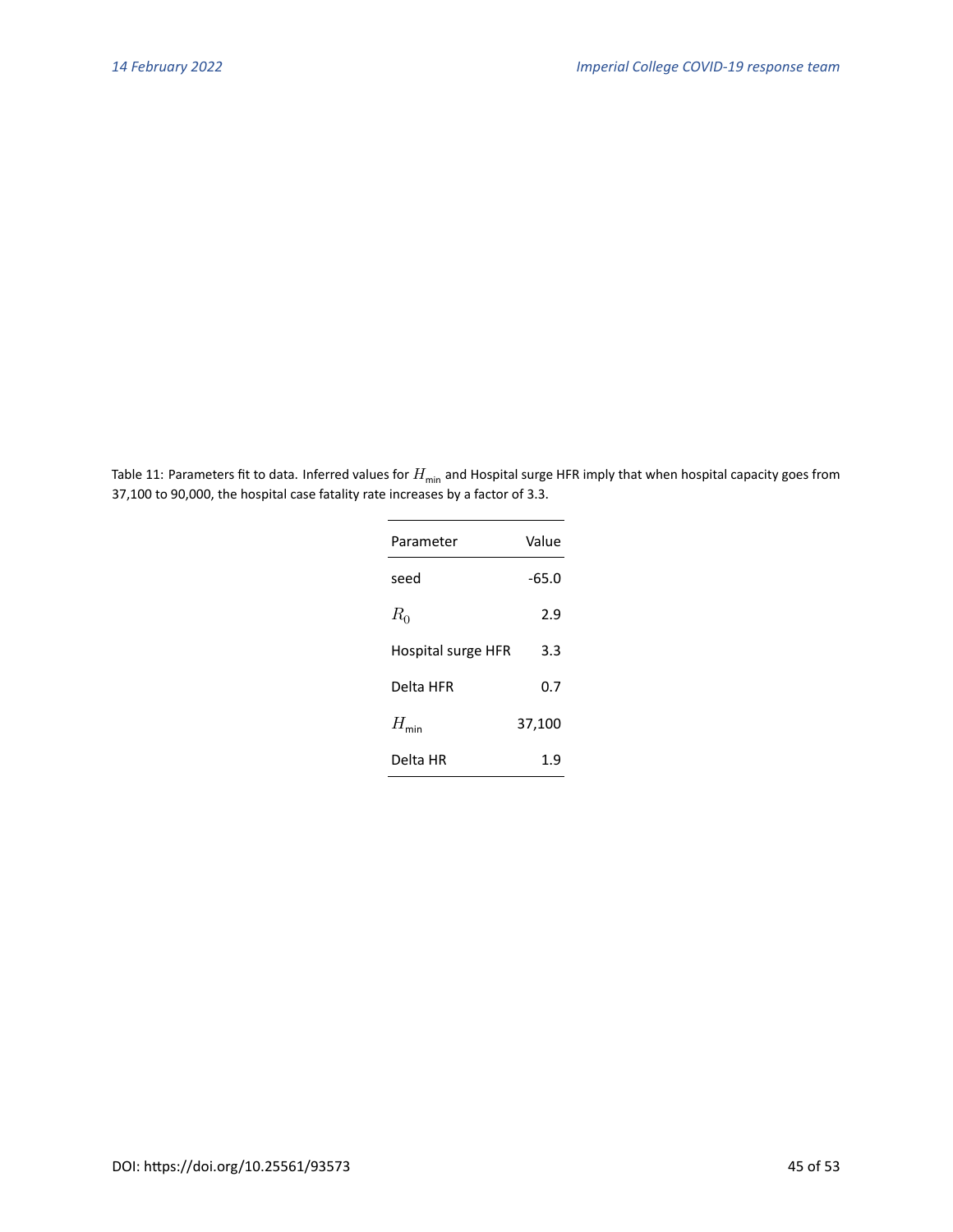Table 11: Parameters fit to data. Inferred values for $H_{\text{min}}$ and Hospital surge HFR imply that when hospital capacity goes from 37,100 to 90,000, the hospital case fatality rate increases by a factor of 3.3.

| Parameter | Value |
|---|---|
| seed | -65.0 |
| $R_0$ | 2.9 |
| Hospital surge HFR | 3.3 |
| Delta HFR | 0.7 |
| $H_{\text{min}}$ | 37,100 |
| Delta HR | 1.9 |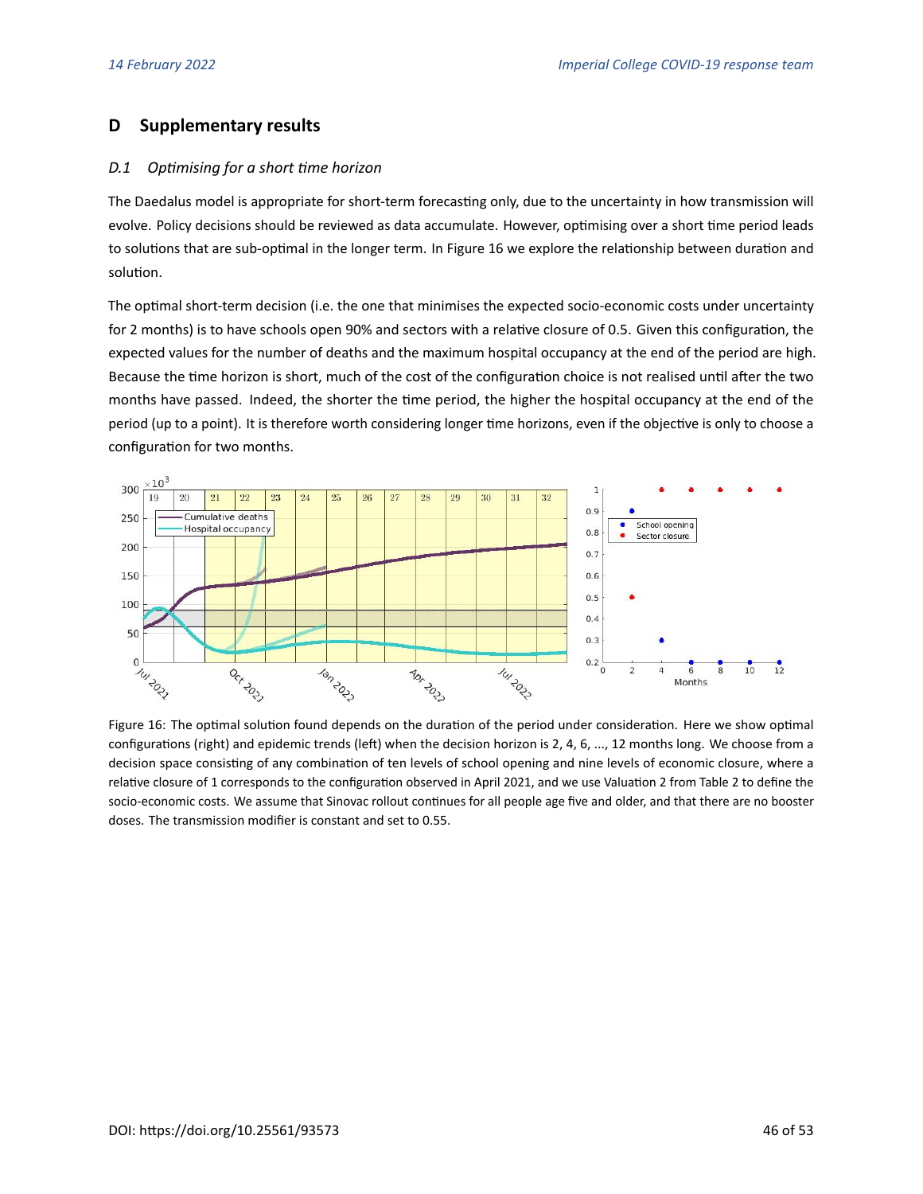## D Supplementary results

### D.1 Optimising for a short time horizon

The Daedalus model is appropriate for short-term forecasting only, due to the uncertainty in how transmission will evolve. Policy decisions should be reviewed as data accumulate. However, optimising over a short time period leads to solutions that are sub-optimal in the longer term. In Figure 16 we explore the relationship between duration and solution.

The optimal short-term decision (i.e. the one that minimises the expected socio-economic costs under uncertainty for 2 months) is to have schools open 90% and sectors with a relative closure of 0.5. Given this configuration, the expected values for the number of deaths and the maximum hospital occupancy at the end of the period are high. Because the time horizon is short, much of the cost of the configuration choice is not realised until after the two months have passed. Indeed, the shorter the time period, the higher the hospital occupancy at the end of the period (up to a point). It is therefore worth considering longer time horizons, even if the objective is only to choose a configuration for two months.

Figure 16: The optimal solution found depends on the duration of the period under consideration. Here we show optimal configurations (right) and epidemic trends (left) when the decision horizon is 2, 4, 6, ..., 12 months long. We choose from a decision space consisting of any combination of ten levels of school opening and nine levels of economic closure, where a relative closure of 1 corresponds to the configuration observed in April 2021, and we use Valuation 2 from Table 2 to define the socio-economic costs. We assume that Sinovac rollout continues for all people age five and older, and that there are no booster doses. The transmission modifier is constant and set to 0.55.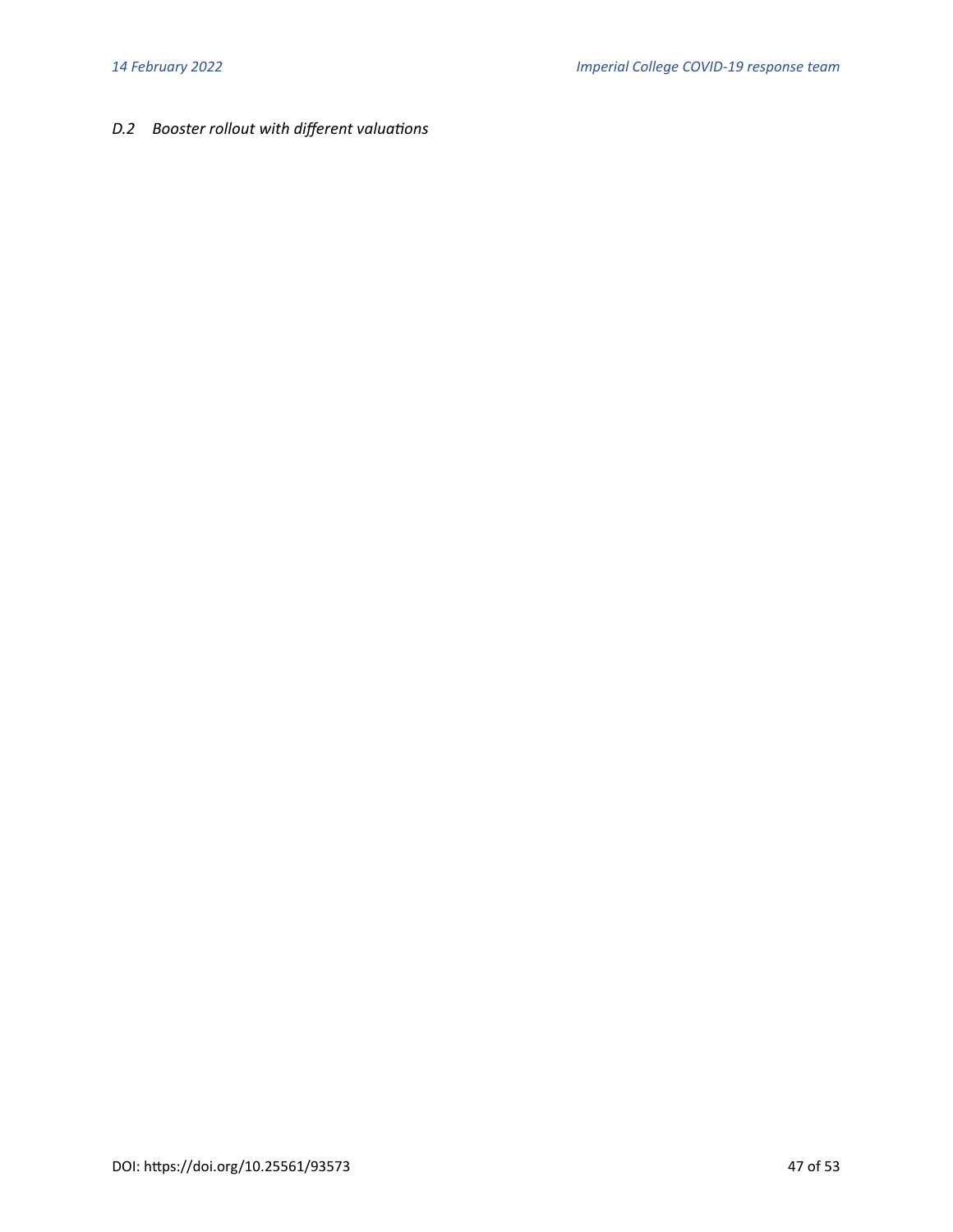### *D.2 Booster rollout with different valuations*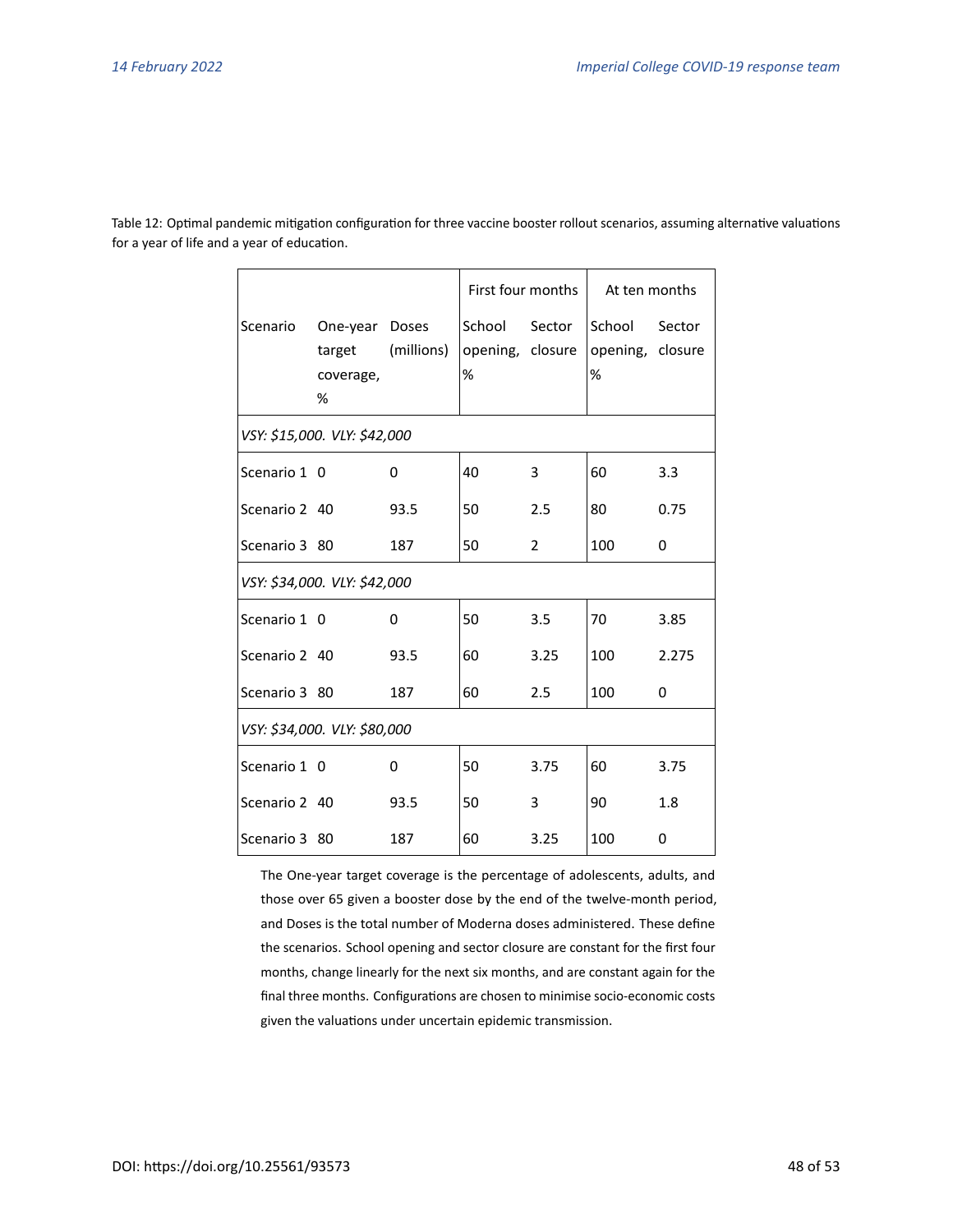Table 12: Optimal pandemic mitigation configuration for three vaccine booster rollout scenarios, assuming alternative valuations for a year of life and a year of education.

| | | | First four months | | At ten months | |
|---|---|---|---|---|---|---|
| Scenario | One-year target coverage, % | Doses (millions) | School opening, % | Sector closure | School opening, % | Sector closure |
| *VSY: $15,000. VLY: $42,000* | | | | | | |
| Scenario 1 | 0 | 0 | 40 | 3 | 60 | 3.3 |
| Scenario 2 | 40 | 93.5 | 50 | 2.5 | 80 | 0.75 |
| Scenario 3 | 80 | 187 | 50 | 2 | 100 | 0 |
| *VSY: $34,000. VLY: $42,000* | | | | | | |
| Scenario 1 | 0 | 0 | 50 | 3.5 | 70 | 3.85 |
| Scenario 2 | 40 | 93.5 | 60 | 3.25 | 100 | 2.275 |
| Scenario 3 | 80 | 187 | 60 | 2.5 | 100 | 0 |
| *VSY: $34,000. VLY: $80,000* | | | | | | |
| Scenario 1 | 0 | 0 | 50 | 3.75 | 60 | 3.75 |
| Scenario 2 | 40 | 93.5 | 50 | 3 | 90 | 1.8 |
| Scenario 3 | 80 | 187 | 60 | 3.25 | 100 | 0 |

The One-year target coverage is the percentage of adolescents, adults, and those over 65 given a booster dose by the end of the twelve-month period, and Doses is the total number of Moderna doses administered. These define the scenarios. School opening and sector closure are constant for the first four months, change linearly for the next six months, and are constant again for the final three months. Configurations are chosen to minimise socio-economic costs given the valuations under uncertain epidemic transmission.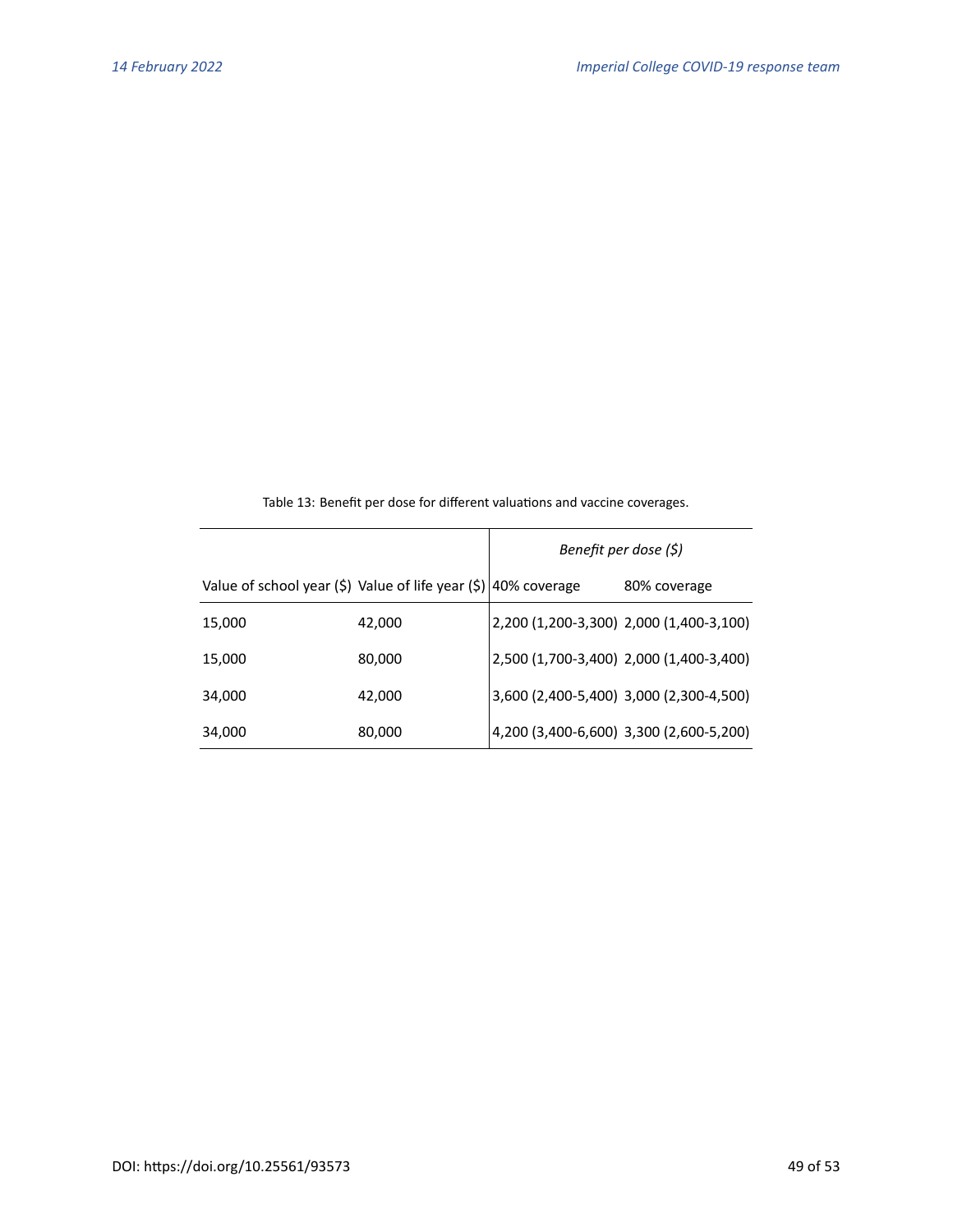Table 13: Benefit per dose for different valuations and vaccine coverages.

| | | *Benefit per dose ($)* | |
|---|---|---|---|
| Value of school year ($) | Value of life year ($) | 40% coverage | 80% coverage |
| 15,000 | 42,000 | 2,200 (1,200-3,300) | 2,000 (1,400-3,100) |
| 15,000 | 80,000 | 2,500 (1,700-3,400) | 2,000 (1,400-3,400) |
| 34,000 | 42,000 | 3,600 (2,400-5,400) | 3,000 (2,300-4,500) |
| 34,000 | 80,000 | 4,200 (3,400-6,600) | 3,300 (2,600-5,200) |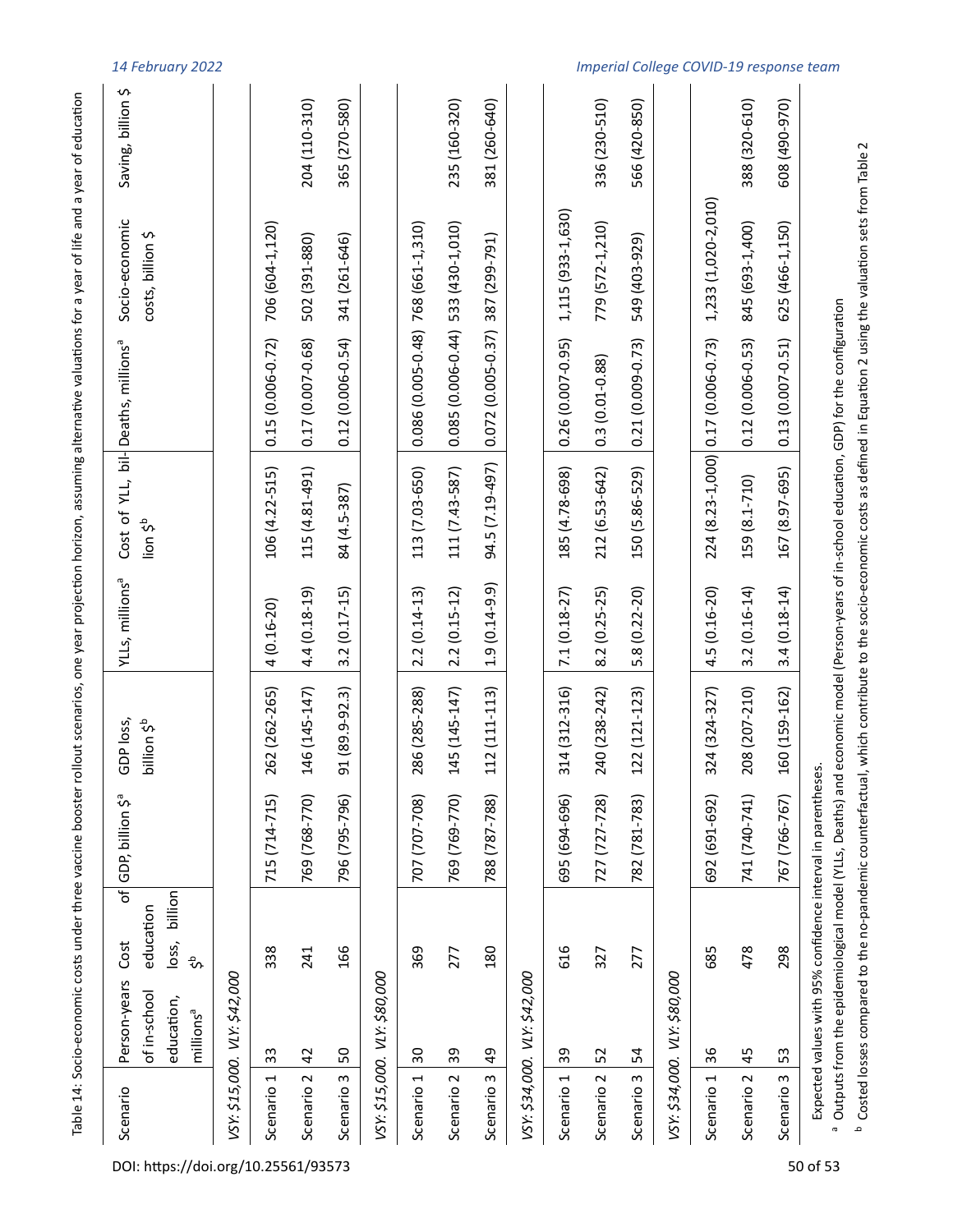Table 14: Socio-economic costs under three vaccine booster rollout scenarios, one year projection horizon, assuming alternative valuations for a year of life and a year of education

| Scenario | Person-years of in-school education, millions[a] | Cost of education loss, billion $[b] | GDP, billion $[a] | GDP loss, billion $[b] | YLLs, millions[a] | Cost of YLL, billion $[b] | Deaths, millions[a] | Socio-economic costs, billion $ | Saving, billion $ |
|---|---|---|---|---|---|---|---|---|---|
| *VSY: $15,000. VLY: $42,000* | | | | | | | | | |
| Scenario 1 | 33 | 338 | 715 (714-715) | 262 (262-265) | 4 (0.16-20) | 106 (4.22-515) | 0.15 (0.006-0.72) | 706 (604-1,120) | |
| Scenario 2 | 42 | 241 | 769 (768-770) | 146 (145-147) | 4.4 (0.18-19) | 115 (4.81-491) | 0.17 (0.007-0.68) | 502 (391-880) | 204 (110-310) |
| Scenario 3 | 50 | 166 | 796 (795-796) | 91 (89.9-92.3) | 3.2 (0.17-15) | 84 (4.5-387) | 0.12 (0.006-0.54) | 341 (261-646) | 365 (270-580) |
| *VSY: $15,000. VLY: $80,000* | | | | | | | | | |
| Scenario 1 | 30 | 369 | 707 (707-708) | 286 (285-288) | 2.2 (0.14-13) | 113 (7.03-650) | 0.086 (0.005-0.48) | 768 (661-1,310) | |
| Scenario 2 | 39 | 277 | 769 (769-770) | 145 (145-147) | 2.2 (0.15-12) | 111 (7.43-587) | 0.085 (0.006-0.44) | 533 (430-1,010) | 235 (160-320) |
| Scenario 3 | 49 | 180 | 788 (787-788) | 112 (111-113) | 1.9 (0.14-9.9) | 94.5 (7.19-497) | 0.072 (0.005-0.37) | 387 (299-791) | 381 (260-640) |
| *VSY: $34,000. VLY: $42,000* | | | | | | | | | |
| Scenario 1 | 39 | 616 | 695 (694-696) | 314 (312-316) | 7.1 (0.18-27) | 185 (4.78-698) | 0.26 (0.007-0.95) | 1,115 (933-1,630) | |
| Scenario 2 | 52 | 327 | 727 (727-728) | 240 (238-242) | 8.2 (0.25-25) | 212 (6.53-642) | 0.3 (0.01-0.88) | 779 (572-1,210) | 336 (230-510) |
| Scenario 3 | 54 | 277 | 782 (781-783) | 122 (121-123) | 5.8 (0.22-20) | 150 (5.86-529) | 0.21 (0.009-0.73) | 549 (403-929) | 566 (420-850) |
| *VSY: $34,000. VLY: $80,000* | | | | | | | | | |
| Scenario 1 | 36 | 685 | 692 (691-692) | 324 (324-327) | 4.5 (0.16-20) | 224 (8.23-1,000) | 0.17 (0.006-0.73) | 1,233 (1,020-2,010) | |
| Scenario 2 | 45 | 478 | 741 (740-741) | 208 (207-210) | 3.2 (0.16-14) | 159 (8.1-710) | 0.12 (0.006-0.53) | 845 (693-1,400) | 388 (320-610) |
| Scenario 3 | 53 | 298 | 767 (766-767) | 160 (159-162) | 3.4 (0.18-14) | 167 (8.97-695) | 0.13 (0.007-0.51) | 625 (466-1,150) | 608 (490-970) |

Expected values with 95% confidence interval in parentheses.

[a] Outputs from the epidemiological model (YLLs, Deaths) and economic model (Person-years of in-school education, GDP) for the configuration

[b] Costed losses compared to the no-pandemic counterfactual, which contribute to the socio-economic costs as defined in Equation 2 using the valuation sets from Table 2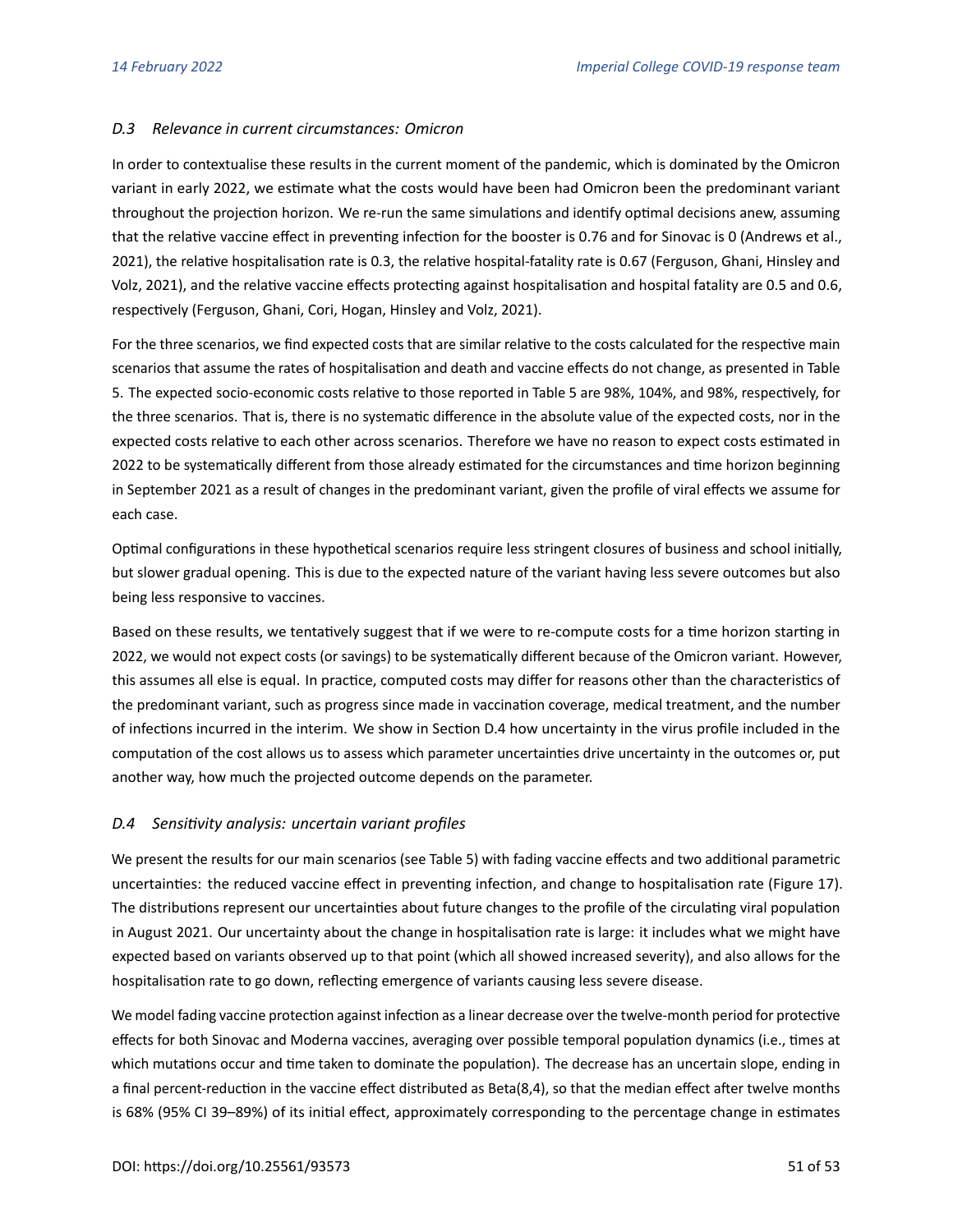### *D.3 Relevance in current circumstances: Omicron*

In order to contextualise these results in the current moment of the pandemic, which is dominated by the Omicron variant in early 2022, we estimate what the costs would have been had Omicron been the predominant variant throughout the projection horizon. We re-run the same simulations and identify optimal decisions anew, assuming that the relative vaccine effect in preventing infection for the booster is 0.76 and for Sinovac is 0 (Andrews et al., 2021), the relative hospitalisation rate is 0.3, the relative hospital-fatality rate is 0.67 (Ferguson, Ghani, Hinsley and Volz, 2021), and the relative vaccine effects protecting against hospitalisation and hospital fatality are 0.5 and 0.6, respectively (Ferguson, Ghani, Cori, Hogan, Hinsley and Volz, 2021).

For the three scenarios, we find expected costs that are similar relative to the costs calculated for the respective main scenarios that assume the rates of hospitalisation and death and vaccine effects do not change, as presented in Table 5. The expected socio-economic costs relative to those reported in Table 5 are 98%, 104%, and 98%, respectively, for the three scenarios. That is, there is no systematic difference in the absolute value of the expected costs, nor in the expected costs relative to each other across scenarios. Therefore we have no reason to expect costs estimated in 2022 to be systematically different from those already estimated for the circumstances and time horizon beginning in September 2021 as a result of changes in the predominant variant, given the profile of viral effects we assume for each case.

Optimal configurations in these hypothetical scenarios require less stringent closures of business and school initially, but slower gradual opening. This is due to the expected nature of the variant having less severe outcomes but also being less responsive to vaccines.

Based on these results, we tentatively suggest that if we were to re-compute costs for a time horizon starting in 2022, we would not expect costs (or savings) to be systematically different because of the Omicron variant. However, this assumes all else is equal. In practice, computed costs may differ for reasons other than the characteristics of the predominant variant, such as progress since made in vaccination coverage, medical treatment, and the number of infections incurred in the interim. We show in Section D.4 how uncertainty in the virus profile included in the computation of the cost allows us to assess which parameter uncertainties drive uncertainty in the outcomes or, put another way, how much the projected outcome depends on the parameter.

### *D.4 Sensitivity analysis: uncertain variant profiles*

We present the results for our main scenarios (see Table 5) with fading vaccine effects and two additional parametric uncertainties: the reduced vaccine effect in preventing infection, and change to hospitalisation rate (Figure 17). The distributions represent our uncertainties about future changes to the profile of the circulating viral population in August 2021. Our uncertainty about the change in hospitalisation rate is large: it includes what we might have expected based on variants observed up to that point (which all showed increased severity), and also allows for the hospitalisation rate to go down, reflecting emergence of variants causing less severe disease.

We model fading vaccine protection against infection as a linear decrease over the twelve-month period for protective effects for both Sinovac and Moderna vaccines, averaging over possible temporal population dynamics (i.e., times at which mutations occur and time taken to dominate the population). The decrease has an uncertain slope, ending in a final percent-reduction in the vaccine effect distributed as Beta(8,4), so that the median effect after twelve months is 68% (95% CI 39–89%) of its initial effect, approximately corresponding to the percentage change in estimates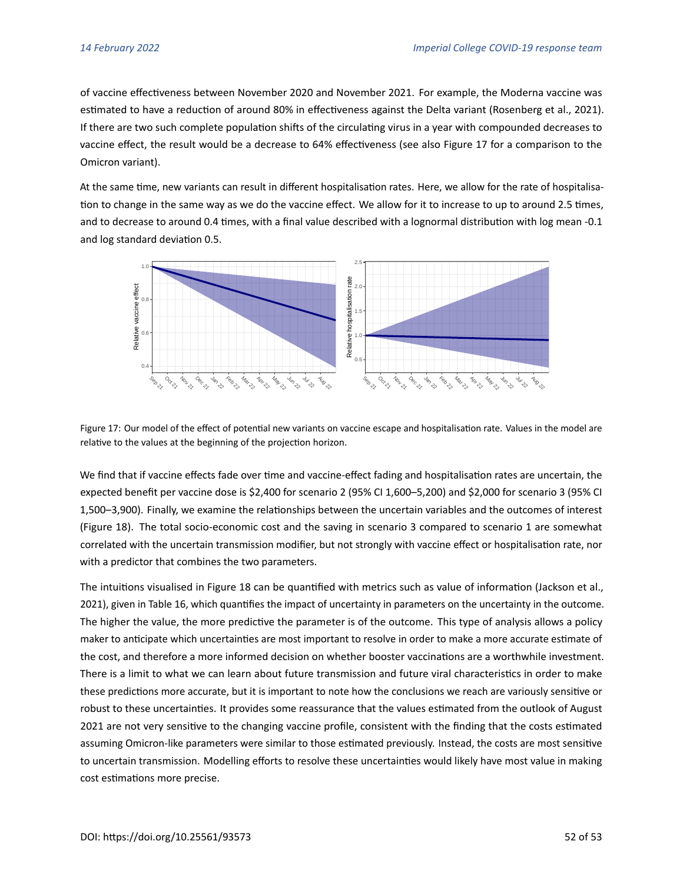of vaccine effectiveness between November 2020 and November 2021. For example, the Moderna vaccine was estimated to have a reduction of around 80% in effectiveness against the Delta variant (Rosenberg et al., 2021). If there are two such complete population shifts of the circulating virus in a year with compounded decreases to vaccine effect, the result would be a decrease to 64% effectiveness (see also Figure 17 for a comparison to the Omicron variant).

At the same time, new variants can result in different hospitalisation rates. Here, we allow for the rate of hospitalisation to change in the same way as we do the vaccine effect. We allow for it to increase to up to around 2.5 times, and to decrease to around 0.4 times, with a final value described with a lognormal distribution with log mean -0.1 and log standard deviation 0.5.

Figure 17: Our model of the effect of potential new variants on vaccine escape and hospitalisation rate. Values in the model are relative to the values at the beginning of the projection horizon.

We find that if vaccine effects fade over time and vaccine-effect fading and hospitalisation rates are uncertain, the expected benefit per vaccine dose is \$2,400 for scenario 2 (95% CI 1,600–5,200) and \$2,000 for scenario 3 (95% CI 1,500–3,900). Finally, we examine the relationships between the uncertain variables and the outcomes of interest (Figure 18). The total socio-economic cost and the saving in scenario 3 compared to scenario 1 are somewhat correlated with the uncertain transmission modifier, but not strongly with vaccine effect or hospitalisation rate, nor with a predictor that combines the two parameters.

The intuitions visualised in Figure 18 can be quantified with metrics such as value of information (Jackson et al., 2021), given in Table 16, which quantifies the impact of uncertainty in parameters on the uncertainty in the outcome. The higher the value, the more predictive the parameter is of the outcome. This type of analysis allows a policy maker to anticipate which uncertainties are most important to resolve in order to make a more accurate estimate of the cost, and therefore a more informed decision on whether booster vaccinations are a worthwhile investment. There is a limit to what we can learn about future transmission and future viral characteristics in order to make these predictions more accurate, but it is important to note how the conclusions we reach are variously sensitive or robust to these uncertainties. It provides some reassurance that the values estimated from the outlook of August 2021 are not very sensitive to the changing vaccine profile, consistent with the finding that the costs estimated assuming Omicron-like parameters were similar to those estimated previously. Instead, the costs are most sensitive to uncertain transmission. Modelling efforts to resolve these uncertainties would likely have most value in making cost estimations more precise.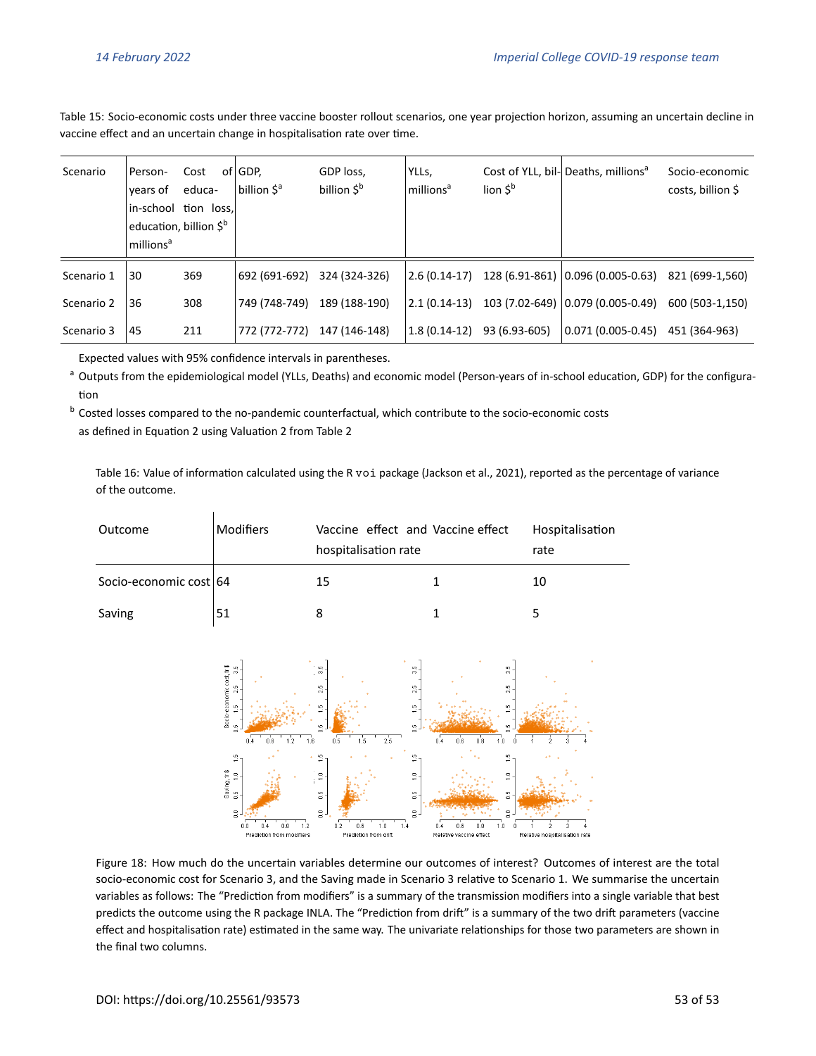Table 15: Socio-economic costs under three vaccine booster rollout scenarios, one year projection horizon, assuming an uncertain decline in vaccine effect and an uncertain change in hospitalisation rate over time.

| Scenario | Person-years of in-school education, millions[a] | Cost of education loss, billion $[b] | GDP, billion $[a] | GDP loss, billion $[b] | YLLs, millions[a] | Cost of YLL, billion $[b] | Deaths, millions[a] | Socio-economic costs, billion $ |
|---|---|---|---|---|---|---|---|---|
| Scenario 1 | 30 | 369 | 692 (691-692) | 324 (324-326) | 2.6 (0.14-17) | 128 (6.91-861) | 0.096 (0.005-0.63) | 821 (699-1,560) |
| Scenario 2 | 36 | 308 | 749 (748-749) | 189 (188-190) | 2.1 (0.14-13) | 103 (7.02-649) | 0.079 (0.005-0.49) | 600 (503-1,150) |
| Scenario 3 | 45 | 211 | 772 (772-772) | 147 (146-148) | 1.8 (0.14-12) | 93 (6.93-605) | 0.071 (0.005-0.45) | 451 (364-963) |

Expected values with 95% confidence intervals in parentheses.

[a] Outputs from the epidemiological model (YLLs, Deaths) and economic model (Person-years of in-school education, GDP) for the configuration

[b] Costed losses compared to the no-pandemic counterfactual, which contribute to the socio-economic costs as defined in Equation 2 using Valuation 2 from Table 2

Table 16: Value of information calculated using the R voi package (Jackson et al., 2021), reported as the percentage of variance of the outcome.

| Outcome | Modifiers | Vaccine effect and hospitalisation rate | Vaccine effect | Hospitalisation rate |
|---|---|---|---|---|
| Socio-economic cost | 64 | 15 | 1 | 10 |
| Saving | 51 | 8 | 1 | 5 |

Socio-economic cost, $T
Saving, $T
Prediction from modifiers
Prediction from drift
Relative vaccine effect
Relative hospitalisation rate

Figure 18: How much do the uncertain variables determine our outcomes of interest? Outcomes of interest are the total socio-economic cost for Scenario 3, and the Saving made in Scenario 3 relative to Scenario 1. We summarise the uncertain variables as follows: The "Prediction from modifiers" is a summary of the transmission modifiers into a single variable that best predicts the outcome using the R package INLA. The "Prediction from drift" is a summary of the two drift parameters (vaccine effect and hospitalisation rate) estimated in the same way. The univariate relationships for those two parameters are shown in the final two columns.